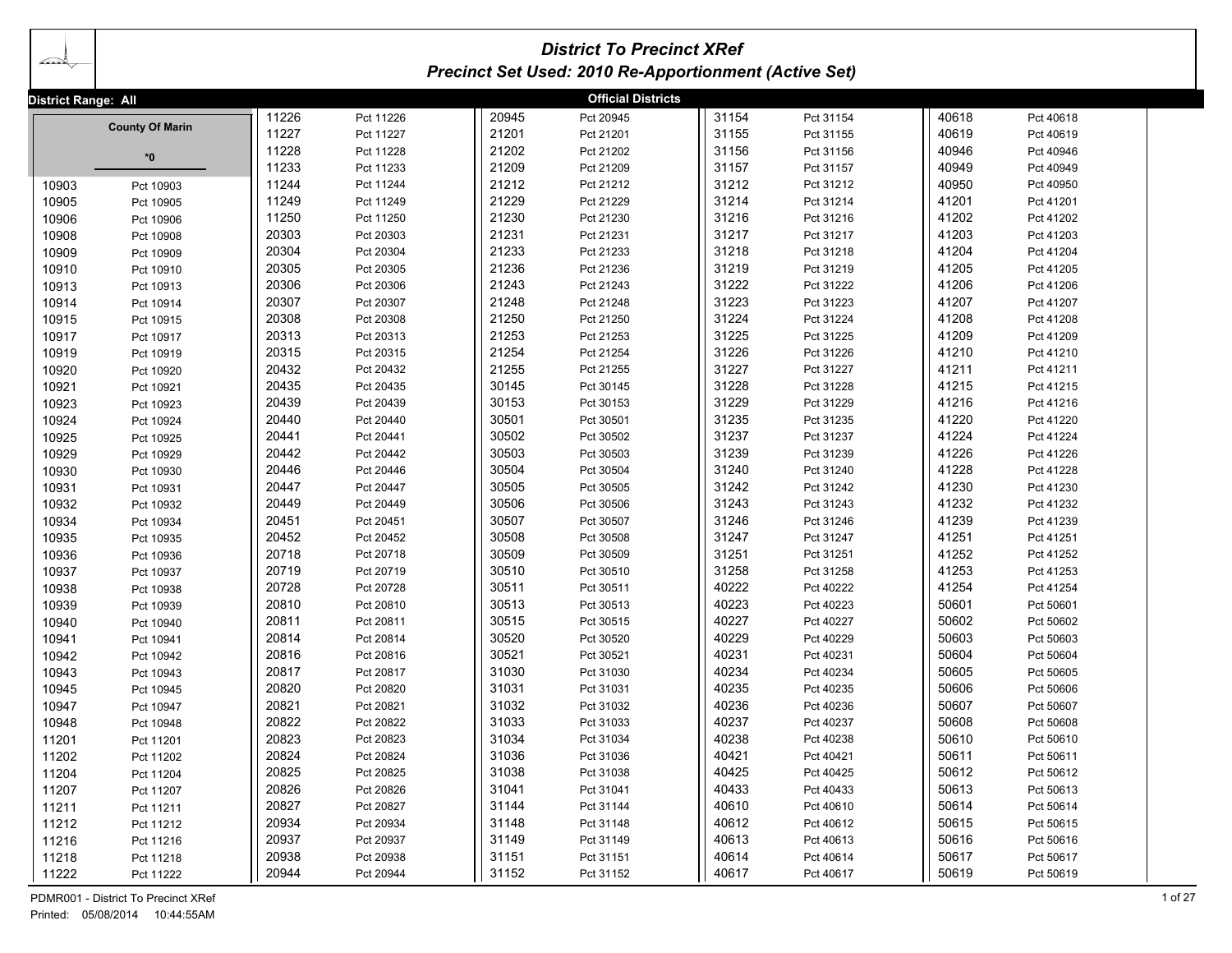# District To Precinct XRef

## Precinct Set Used: 2010 Re-Apportionment (Active Set)

**District Range: All**

**Official Districts**

**County Of Marin**

**\*0**

| Precinct | Name |
|---|---|
| 10903 | Pct 10903 |
| 10905 | Pct 10905 |
| 10906 | Pct 10906 |
| 10908 | Pct 10908 |
| 10909 | Pct 10909 |
| 10910 | Pct 10910 |
| 10913 | Pct 10913 |
| 10914 | Pct 10914 |
| 10915 | Pct 10915 |
| 10917 | Pct 10917 |
| 10919 | Pct 10919 |
| 10920 | Pct 10920 |
| 10921 | Pct 10921 |
| 10923 | Pct 10923 |
| 10924 | Pct 10924 |
| 10925 | Pct 10925 |
| 10929 | Pct 10929 |
| 10930 | Pct 10930 |
| 10931 | Pct 10931 |
| 10932 | Pct 10932 |
| 10934 | Pct 10934 |
| 10935 | Pct 10935 |
| 10936 | Pct 10936 |
| 10937 | Pct 10937 |
| 10938 | Pct 10938 |
| 10939 | Pct 10939 |
| 10940 | Pct 10940 |
| 10941 | Pct 10941 |
| 10942 | Pct 10942 |
| 10943 | Pct 10943 |
| 10945 | Pct 10945 |
| 10947 | Pct 10947 |
| 10948 | Pct 10948 |
| 11201 | Pct 11201 |
| 11202 | Pct 11202 |
| 11204 | Pct 11204 |
| 11207 | Pct 11207 |
| 11211 | Pct 11211 |
| 11212 | Pct 11212 |
| 11216 | Pct 11216 |
| 11218 | Pct 11218 |
| 11222 | Pct 11222 |
| 11226 | Pct 11226 |
| 11227 | Pct 11227 |
| 11228 | Pct 11228 |
| 11233 | Pct 11233 |
| 11244 | Pct 11244 |
| 11249 | Pct 11249 |
| 11250 | Pct 11250 |
| 20303 | Pct 20303 |
| 20304 | Pct 20304 |
| 20305 | Pct 20305 |
| 20306 | Pct 20306 |
| 20307 | Pct 20307 |
| 20308 | Pct 20308 |
| 20313 | Pct 20313 |
| 20315 | Pct 20315 |
| 20432 | Pct 20432 |
| 20435 | Pct 20435 |
| 20439 | Pct 20439 |
| 20440 | Pct 20440 |
| 20441 | Pct 20441 |
| 20442 | Pct 20442 |
| 20446 | Pct 20446 |
| 20447 | Pct 20447 |
| 20449 | Pct 20449 |
| 20451 | Pct 20451 |
| 20452 | Pct 20452 |
| 20718 | Pct 20718 |
| 20719 | Pct 20719 |
| 20728 | Pct 20728 |
| 20810 | Pct 20810 |
| 20811 | Pct 20811 |
| 20814 | Pct 20814 |
| 20816 | Pct 20816 |
| 20817 | Pct 20817 |
| 20820 | Pct 20820 |
| 20821 | Pct 20821 |
| 20822 | Pct 20822 |
| 20823 | Pct 20823 |
| 20824 | Pct 20824 |
| 20825 | Pct 20825 |
| 20826 | Pct 20826 |
| 20827 | Pct 20827 |
| 20934 | Pct 20934 |
| 20937 | Pct 20937 |
| 20938 | Pct 20938 |
| 20944 | Pct 20944 |
| 20945 | Pct 20945 |
| 21201 | Pct 21201 |
| 21202 | Pct 21202 |
| 21209 | Pct 21209 |
| 21212 | Pct 21212 |
| 21229 | Pct 21229 |
| 21230 | Pct 21230 |
| 21231 | Pct 21231 |
| 21233 | Pct 21233 |
| 21236 | Pct 21236 |
| 21243 | Pct 21243 |
| 21248 | Pct 21248 |
| 21250 | Pct 21250 |
| 21253 | Pct 21253 |
| 21254 | Pct 21254 |
| 21255 | Pct 21255 |
| 30145 | Pct 30145 |
| 30153 | Pct 30153 |
| 30501 | Pct 30501 |
| 30502 | Pct 30502 |
| 30503 | Pct 30503 |
| 30504 | Pct 30504 |
| 30505 | Pct 30505 |
| 30506 | Pct 30506 |
| 30507 | Pct 30507 |
| 30508 | Pct 30508 |
| 30509 | Pct 30509 |
| 30510 | Pct 30510 |
| 30511 | Pct 30511 |
| 30513 | Pct 30513 |
| 30515 | Pct 30515 |
| 30520 | Pct 30520 |
| 30521 | Pct 30521 |
| 31030 | Pct 31030 |
| 31031 | Pct 31031 |
| 31032 | Pct 31032 |
| 31033 | Pct 31033 |
| 31034 | Pct 31034 |
| 31036 | Pct 31036 |
| 31038 | Pct 31038 |
| 31041 | Pct 31041 |
| 31144 | Pct 31144 |
| 31148 | Pct 31148 |
| 31149 | Pct 31149 |
| 31151 | Pct 31151 |
| 31152 | Pct 31152 |
| 31154 | Pct 31154 |
| 31155 | Pct 31155 |
| 31156 | Pct 31156 |
| 31157 | Pct 31157 |
| 31212 | Pct 31212 |
| 31214 | Pct 31214 |
| 31216 | Pct 31216 |
| 31217 | Pct 31217 |
| 31218 | Pct 31218 |
| 31219 | Pct 31219 |
| 31222 | Pct 31222 |
| 31223 | Pct 31223 |
| 31224 | Pct 31224 |
| 31225 | Pct 31225 |
| 31226 | Pct 31226 |
| 31227 | Pct 31227 |
| 31228 | Pct 31228 |
| 31229 | Pct 31229 |
| 31235 | Pct 31235 |
| 31237 | Pct 31237 |
| 31239 | Pct 31239 |
| 31240 | Pct 31240 |
| 31242 | Pct 31242 |
| 31243 | Pct 31243 |
| 31246 | Pct 31246 |
| 31247 | Pct 31247 |
| 31251 | Pct 31251 |
| 31258 | Pct 31258 |
| 40222 | Pct 40222 |
| 40223 | Pct 40223 |
| 40227 | Pct 40227 |
| 40229 | Pct 40229 |
| 40231 | Pct 40231 |
| 40234 | Pct 40234 |
| 40235 | Pct 40235 |
| 40236 | Pct 40236 |
| 40237 | Pct 40237 |
| 40238 | Pct 40238 |
| 40421 | Pct 40421 |
| 40425 | Pct 40425 |
| 40433 | Pct 40433 |
| 40610 | Pct 40610 |
| 40612 | Pct 40612 |
| 40613 | Pct 40613 |
| 40614 | Pct 40614 |
| 40617 | Pct 40617 |
| 40618 | Pct 40618 |
| 40619 | Pct 40619 |
| 40946 | Pct 40946 |
| 40949 | Pct 40949 |
| 40950 | Pct 40950 |
| 41201 | Pct 41201 |
| 41202 | Pct 41202 |
| 41203 | Pct 41203 |
| 41204 | Pct 41204 |
| 41205 | Pct 41205 |
| 41206 | Pct 41206 |
| 41207 | Pct 41207 |
| 41208 | Pct 41208 |
| 41209 | Pct 41209 |
| 41210 | Pct 41210 |
| 41211 | Pct 41211 |
| 41215 | Pct 41215 |
| 41216 | Pct 41216 |
| 41220 | Pct 41220 |
| 41224 | Pct 41224 |
| 41226 | Pct 41226 |
| 41228 | Pct 41228 |
| 41230 | Pct 41230 |
| 41232 | Pct 41232 |
| 41239 | Pct 41239 |
| 41251 | Pct 41251 |
| 41252 | Pct 41252 |
| 41253 | Pct 41253 |
| 41254 | Pct 41254 |
| 50601 | Pct 50601 |
| 50602 | Pct 50602 |
| 50603 | Pct 50603 |
| 50604 | Pct 50604 |
| 50605 | Pct 50605 |
| 50606 | Pct 50606 |
| 50607 | Pct 50607 |
| 50608 | Pct 50608 |
| 50610 | Pct 50610 |
| 50611 | Pct 50611 |
| 50612 | Pct 50612 |
| 50613 | Pct 50613 |
| 50614 | Pct 50614 |
| 50615 | Pct 50615 |
| 50616 | Pct 50616 |
| 50617 | Pct 50617 |
| 50619 | Pct 50619 |

PDMR001 - District To Precinct XRef
Printed: 05/08/2014 10:44:55AM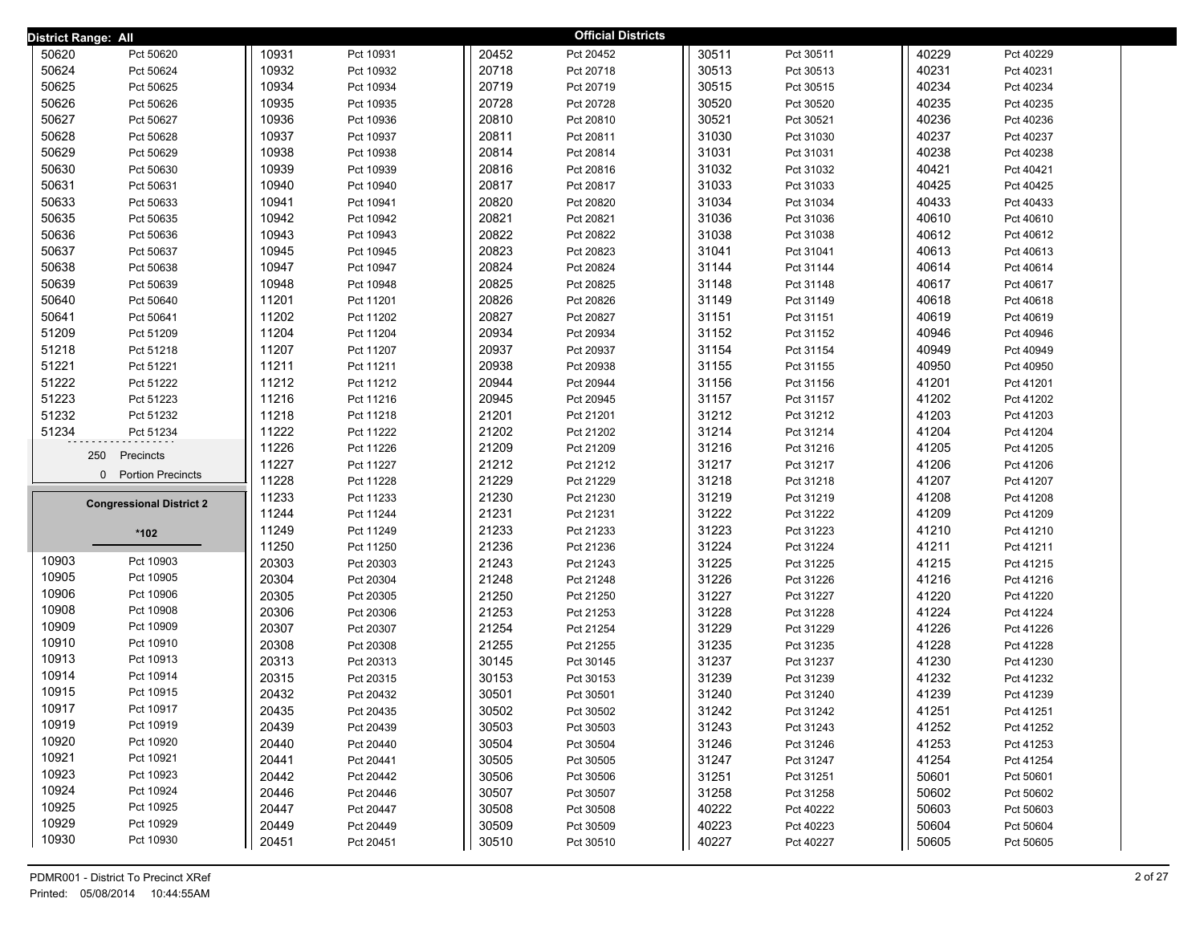**District Range: All**

## Official Districts

| District | Precinct |
|---|---|
| 50620 | Pct 50620 |
| 50624 | Pct 50624 |
| 50625 | Pct 50625 |
| 50626 | Pct 50626 |
| 50627 | Pct 50627 |
| 50628 | Pct 50628 |
| 50629 | Pct 50629 |
| 50630 | Pct 50630 |
| 50631 | Pct 50631 |
| 50633 | Pct 50633 |
| 50635 | Pct 50635 |
| 50636 | Pct 50636 |
| 50637 | Pct 50637 |
| 50638 | Pct 50638 |
| 50639 | Pct 50639 |
| 50640 | Pct 50640 |
| 50641 | Pct 50641 |
| 51209 | Pct 51209 |
| 51218 | Pct 51218 |
| 51221 | Pct 51221 |
| 51222 | Pct 51222 |
| 51223 | Pct 51223 |
| 51232 | Pct 51232 |
| 51234 | Pct 51234 |

250 Precincts

0 Portion Precincts

### Congressional District 2

*102

| District | Precinct |
|---|---|
| 10903 | Pct 10903 |
| 10905 | Pct 10905 |
| 10906 | Pct 10906 |
| 10908 | Pct 10908 |
| 10909 | Pct 10909 |
| 10910 | Pct 10910 |
| 10913 | Pct 10913 |
| 10914 | Pct 10914 |
| 10915 | Pct 10915 |
| 10917 | Pct 10917 |
| 10919 | Pct 10919 |
| 10920 | Pct 10920 |
| 10921 | Pct 10921 |
| 10923 | Pct 10923 |
| 10924 | Pct 10924 |
| 10925 | Pct 10925 |
| 10929 | Pct 10929 |
| 10930 | Pct 10930 |
| 10931 | Pct 10931 |
| 10932 | Pct 10932 |
| 10934 | Pct 10934 |
| 10935 | Pct 10935 |
| 10936 | Pct 10936 |
| 10937 | Pct 10937 |
| 10938 | Pct 10938 |
| 10939 | Pct 10939 |
| 10940 | Pct 10940 |
| 10941 | Pct 10941 |
| 10942 | Pct 10942 |
| 10943 | Pct 10943 |
| 10945 | Pct 10945 |
| 10947 | Pct 10947 |
| 10948 | Pct 10948 |
| 11201 | Pct 11201 |
| 11202 | Pct 11202 |
| 11204 | Pct 11204 |
| 11207 | Pct 11207 |
| 11211 | Pct 11211 |
| 11212 | Pct 11212 |
| 11216 | Pct 11216 |
| 11218 | Pct 11218 |
| 11222 | Pct 11222 |
| 11226 | Pct 11226 |
| 11227 | Pct 11227 |
| 11228 | Pct 11228 |
| 11233 | Pct 11233 |
| 11244 | Pct 11244 |
| 11249 | Pct 11249 |
| 11250 | Pct 11250 |
| 20303 | Pct 20303 |
| 20304 | Pct 20304 |
| 20305 | Pct 20305 |
| 20306 | Pct 20306 |
| 20307 | Pct 20307 |
| 20308 | Pct 20308 |
| 20313 | Pct 20313 |
| 20315 | Pct 20315 |
| 20432 | Pct 20432 |
| 20435 | Pct 20435 |
| 20439 | Pct 20439 |
| 20440 | Pct 20440 |
| 20441 | Pct 20441 |
| 20442 | Pct 20442 |
| 20446 | Pct 20446 |
| 20447 | Pct 20447 |
| 20449 | Pct 20449 |
| 20451 | Pct 20451 |
| 20452 | Pct 20452 |
| 20718 | Pct 20718 |
| 20719 | Pct 20719 |
| 20728 | Pct 20728 |
| 20810 | Pct 20810 |
| 20811 | Pct 20811 |
| 20814 | Pct 20814 |
| 20816 | Pct 20816 |
| 20817 | Pct 20817 |
| 20820 | Pct 20820 |
| 20821 | Pct 20821 |
| 20822 | Pct 20822 |
| 20823 | Pct 20823 |
| 20824 | Pct 20824 |
| 20825 | Pct 20825 |
| 20826 | Pct 20826 |
| 20827 | Pct 20827 |
| 20934 | Pct 20934 |
| 20937 | Pct 20937 |
| 20938 | Pct 20938 |
| 20944 | Pct 20944 |
| 20945 | Pct 20945 |
| 21201 | Pct 21201 |
| 21202 | Pct 21202 |
| 21209 | Pct 21209 |
| 21212 | Pct 21212 |
| 21229 | Pct 21229 |
| 21230 | Pct 21230 |
| 21231 | Pct 21231 |
| 21233 | Pct 21233 |
| 21236 | Pct 21236 |
| 21243 | Pct 21243 |
| 21248 | Pct 21248 |
| 21250 | Pct 21250 |
| 21253 | Pct 21253 |
| 21254 | Pct 21254 |
| 21255 | Pct 21255 |
| 30145 | Pct 30145 |
| 30153 | Pct 30153 |
| 30501 | Pct 30501 |
| 30502 | Pct 30502 |
| 30503 | Pct 30503 |
| 30504 | Pct 30504 |
| 30505 | Pct 30505 |
| 30506 | Pct 30506 |
| 30507 | Pct 30507 |
| 30508 | Pct 30508 |
| 30509 | Pct 30509 |
| 30510 | Pct 30510 |
| 30511 | Pct 30511 |
| 30513 | Pct 30513 |
| 30515 | Pct 30515 |
| 30520 | Pct 30520 |
| 30521 | Pct 30521 |
| 31030 | Pct 31030 |
| 31031 | Pct 31031 |
| 31032 | Pct 31032 |
| 31033 | Pct 31033 |
| 31034 | Pct 31034 |
| 31036 | Pct 31036 |
| 31038 | Pct 31038 |
| 31041 | Pct 31041 |
| 31144 | Pct 31144 |
| 31148 | Pct 31148 |
| 31149 | Pct 31149 |
| 31151 | Pct 31151 |
| 31152 | Pct 31152 |
| 31154 | Pct 31154 |
| 31155 | Pct 31155 |
| 31156 | Pct 31156 |
| 31157 | Pct 31157 |
| 31212 | Pct 31212 |
| 31214 | Pct 31214 |
| 31216 | Pct 31216 |
| 31217 | Pct 31217 |
| 31218 | Pct 31218 |
| 31219 | Pct 31219 |
| 31222 | Pct 31222 |
| 31223 | Pct 31223 |
| 31224 | Pct 31224 |
| 31225 | Pct 31225 |
| 31226 | Pct 31226 |
| 31227 | Pct 31227 |
| 31228 | Pct 31228 |
| 31229 | Pct 31229 |
| 31235 | Pct 31235 |
| 31237 | Pct 31237 |
| 31239 | Pct 31239 |
| 31240 | Pct 31240 |
| 31242 | Pct 31242 |
| 31243 | Pct 31243 |
| 31246 | Pct 31246 |
| 31247 | Pct 31247 |
| 31251 | Pct 31251 |
| 31258 | Pct 31258 |
| 40222 | Pct 40222 |
| 40223 | Pct 40223 |
| 40227 | Pct 40227 |
| 40229 | Pct 40229 |
| 40231 | Pct 40231 |
| 40234 | Pct 40234 |
| 40235 | Pct 40235 |
| 40236 | Pct 40236 |
| 40237 | Pct 40237 |
| 40238 | Pct 40238 |
| 40421 | Pct 40421 |
| 40425 | Pct 40425 |
| 40433 | Pct 40433 |
| 40610 | Pct 40610 |
| 40612 | Pct 40612 |
| 40613 | Pct 40613 |
| 40614 | Pct 40614 |
| 40617 | Pct 40617 |
| 40618 | Pct 40618 |
| 40619 | Pct 40619 |
| 40946 | Pct 40946 |
| 40949 | Pct 40949 |
| 40950 | Pct 40950 |
| 41201 | Pct 41201 |
| 41202 | Pct 41202 |
| 41203 | Pct 41203 |
| 41204 | Pct 41204 |
| 41205 | Pct 41205 |
| 41206 | Pct 41206 |
| 41207 | Pct 41207 |
| 41208 | Pct 41208 |
| 41209 | Pct 41209 |
| 41210 | Pct 41210 |
| 41211 | Pct 41211 |
| 41215 | Pct 41215 |
| 41216 | Pct 41216 |
| 41220 | Pct 41220 |
| 41224 | Pct 41224 |
| 41226 | Pct 41226 |
| 41228 | Pct 41228 |
| 41230 | Pct 41230 |
| 41232 | Pct 41232 |
| 41239 | Pct 41239 |
| 41251 | Pct 41251 |
| 41252 | Pct 41252 |
| 41253 | Pct 41253 |
| 41254 | Pct 41254 |
| 50601 | Pct 50601 |
| 50602 | Pct 50602 |
| 50603 | Pct 50603 |
| 50604 | Pct 50604 |
| 50605 | Pct 50605 |

PDMR001 - District To Precinct XRef

Printed: 05/08/2014 10:44:55AM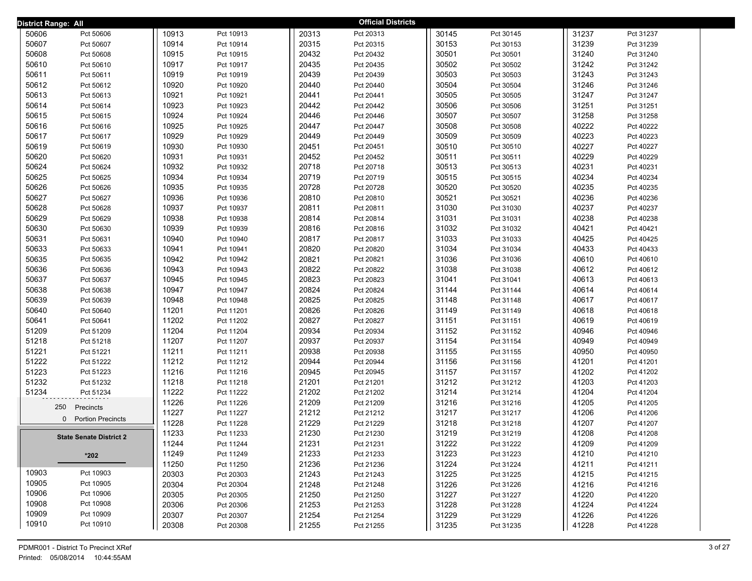**District Range: All**

**Official Districts**

| District | Precinct |
|---|---|
| 50606 | Pct 50606 |
| 50607 | Pct 50607 |
| 50608 | Pct 50608 |
| 50610 | Pct 50610 |
| 50611 | Pct 50611 |
| 50612 | Pct 50612 |
| 50613 | Pct 50613 |
| 50614 | Pct 50614 |
| 50615 | Pct 50615 |
| 50616 | Pct 50616 |
| 50617 | Pct 50617 |
| 50619 | Pct 50619 |
| 50620 | Pct 50620 |
| 50624 | Pct 50624 |
| 50625 | Pct 50625 |
| 50626 | Pct 50626 |
| 50627 | Pct 50627 |
| 50628 | Pct 50628 |
| 50629 | Pct 50629 |
| 50630 | Pct 50630 |
| 50631 | Pct 50631 |
| 50633 | Pct 50633 |
| 50635 | Pct 50635 |
| 50636 | Pct 50636 |
| 50637 | Pct 50637 |
| 50638 | Pct 50638 |
| 50639 | Pct 50639 |
| 50640 | Pct 50640 |
| 50641 | Pct 50641 |
| 51209 | Pct 51209 |
| 51218 | Pct 51218 |
| 51221 | Pct 51221 |
| 51222 | Pct 51222 |
| 51223 | Pct 51223 |
| 51232 | Pct 51232 |
| 51234 | Pct 51234 |

250 Precincts

0 Portion Precincts

**State Senate District 2**

**\*202**

| District | Precinct |
|---|---|
| 10903 | Pct 10903 |
| 10905 | Pct 10905 |
| 10906 | Pct 10906 |
| 10908 | Pct 10908 |
| 10909 | Pct 10909 |
| 10910 | Pct 10910 |
| 10913 | Pct 10913 |
| 10914 | Pct 10914 |
| 10915 | Pct 10915 |
| 10917 | Pct 10917 |
| 10919 | Pct 10919 |
| 10920 | Pct 10920 |
| 10921 | Pct 10921 |
| 10923 | Pct 10923 |
| 10924 | Pct 10924 |
| 10925 | Pct 10925 |
| 10929 | Pct 10929 |
| 10930 | Pct 10930 |
| 10931 | Pct 10931 |
| 10932 | Pct 10932 |
| 10934 | Pct 10934 |
| 10935 | Pct 10935 |
| 10936 | Pct 10936 |
| 10937 | Pct 10937 |
| 10938 | Pct 10938 |
| 10939 | Pct 10939 |
| 10940 | Pct 10940 |
| 10941 | Pct 10941 |
| 10942 | Pct 10942 |
| 10943 | Pct 10943 |
| 10945 | Pct 10945 |
| 10947 | Pct 10947 |
| 10948 | Pct 10948 |
| 11201 | Pct 11201 |
| 11202 | Pct 11202 |
| 11204 | Pct 11204 |
| 11207 | Pct 11207 |
| 11211 | Pct 11211 |
| 11212 | Pct 11212 |
| 11216 | Pct 11216 |
| 11218 | Pct 11218 |
| 11222 | Pct 11222 |
| 11226 | Pct 11226 |
| 11227 | Pct 11227 |
| 11228 | Pct 11228 |
| 11233 | Pct 11233 |
| 11244 | Pct 11244 |
| 11249 | Pct 11249 |
| 11250 | Pct 11250 |
| 20303 | Pct 20303 |
| 20304 | Pct 20304 |
| 20305 | Pct 20305 |
| 20306 | Pct 20306 |
| 20307 | Pct 20307 |
| 20308 | Pct 20308 |
| 20313 | Pct 20313 |
| 20315 | Pct 20315 |
| 20432 | Pct 20432 |
| 20435 | Pct 20435 |
| 20439 | Pct 20439 |
| 20440 | Pct 20440 |
| 20441 | Pct 20441 |
| 20442 | Pct 20442 |
| 20446 | Pct 20446 |
| 20447 | Pct 20447 |
| 20449 | Pct 20449 |
| 20451 | Pct 20451 |
| 20452 | Pct 20452 |
| 20718 | Pct 20718 |
| 20719 | Pct 20719 |
| 20728 | Pct 20728 |
| 20810 | Pct 20810 |
| 20811 | Pct 20811 |
| 20814 | Pct 20814 |
| 20816 | Pct 20816 |
| 20817 | Pct 20817 |
| 20820 | Pct 20820 |
| 20821 | Pct 20821 |
| 20822 | Pct 20822 |
| 20823 | Pct 20823 |
| 20824 | Pct 20824 |
| 20825 | Pct 20825 |
| 20826 | Pct 20826 |
| 20827 | Pct 20827 |
| 20934 | Pct 20934 |
| 20937 | Pct 20937 |
| 20938 | Pct 20938 |
| 20944 | Pct 20944 |
| 20945 | Pct 20945 |
| 21201 | Pct 21201 |
| 21202 | Pct 21202 |
| 21209 | Pct 21209 |
| 21212 | Pct 21212 |
| 21229 | Pct 21229 |
| 21230 | Pct 21230 |
| 21231 | Pct 21231 |
| 21233 | Pct 21233 |
| 21236 | Pct 21236 |
| 21243 | Pct 21243 |
| 21248 | Pct 21248 |
| 21250 | Pct 21250 |
| 21253 | Pct 21253 |
| 21254 | Pct 21254 |
| 21255 | Pct 21255 |
| 30145 | Pct 30145 |
| 30153 | Pct 30153 |
| 30501 | Pct 30501 |
| 30502 | Pct 30502 |
| 30503 | Pct 30503 |
| 30504 | Pct 30504 |
| 30505 | Pct 30505 |
| 30506 | Pct 30506 |
| 30507 | Pct 30507 |
| 30508 | Pct 30508 |
| 30509 | Pct 30509 |
| 30510 | Pct 30510 |
| 30511 | Pct 30511 |
| 30513 | Pct 30513 |
| 30515 | Pct 30515 |
| 30520 | Pct 30520 |
| 30521 | Pct 30521 |
| 31030 | Pct 31030 |
| 31031 | Pct 31031 |
| 31032 | Pct 31032 |
| 31033 | Pct 31033 |
| 31034 | Pct 31034 |
| 31036 | Pct 31036 |
| 31038 | Pct 31038 |
| 31041 | Pct 31041 |
| 31144 | Pct 31144 |
| 31148 | Pct 31148 |
| 31149 | Pct 31149 |
| 31151 | Pct 31151 |
| 31152 | Pct 31152 |
| 31154 | Pct 31154 |
| 31155 | Pct 31155 |
| 31156 | Pct 31156 |
| 31157 | Pct 31157 |
| 31212 | Pct 31212 |
| 31214 | Pct 31214 |
| 31216 | Pct 31216 |
| 31217 | Pct 31217 |
| 31218 | Pct 31218 |
| 31219 | Pct 31219 |
| 31222 | Pct 31222 |
| 31223 | Pct 31223 |
| 31224 | Pct 31224 |
| 31225 | Pct 31225 |
| 31226 | Pct 31226 |
| 31227 | Pct 31227 |
| 31228 | Pct 31228 |
| 31229 | Pct 31229 |
| 31235 | Pct 31235 |
| 31237 | Pct 31237 |
| 31239 | Pct 31239 |
| 31240 | Pct 31240 |
| 31242 | Pct 31242 |
| 31243 | Pct 31243 |
| 31246 | Pct 31246 |
| 31247 | Pct 31247 |
| 31251 | Pct 31251 |
| 31258 | Pct 31258 |
| 40222 | Pct 40222 |
| 40223 | Pct 40223 |
| 40227 | Pct 40227 |
| 40229 | Pct 40229 |
| 40231 | Pct 40231 |
| 40234 | Pct 40234 |
| 40235 | Pct 40235 |
| 40236 | Pct 40236 |
| 40237 | Pct 40237 |
| 40238 | Pct 40238 |
| 40421 | Pct 40421 |
| 40425 | Pct 40425 |
| 40433 | Pct 40433 |
| 40610 | Pct 40610 |
| 40612 | Pct 40612 |
| 40613 | Pct 40613 |
| 40614 | Pct 40614 |
| 40617 | Pct 40617 |
| 40618 | Pct 40618 |
| 40619 | Pct 40619 |
| 40946 | Pct 40946 |
| 40949 | Pct 40949 |
| 40950 | Pct 40950 |
| 41201 | Pct 41201 |
| 41202 | Pct 41202 |
| 41203 | Pct 41203 |
| 41204 | Pct 41204 |
| 41205 | Pct 41205 |
| 41206 | Pct 41206 |
| 41207 | Pct 41207 |
| 41208 | Pct 41208 |
| 41209 | Pct 41209 |
| 41210 | Pct 41210 |
| 41211 | Pct 41211 |
| 41215 | Pct 41215 |
| 41216 | Pct 41216 |
| 41220 | Pct 41220 |
| 41224 | Pct 41224 |
| 41226 | Pct 41226 |
| 41228 | Pct 41228 |

PDMR001 - District To Precinct XRef
Printed: 05/08/2014 10:44:55AM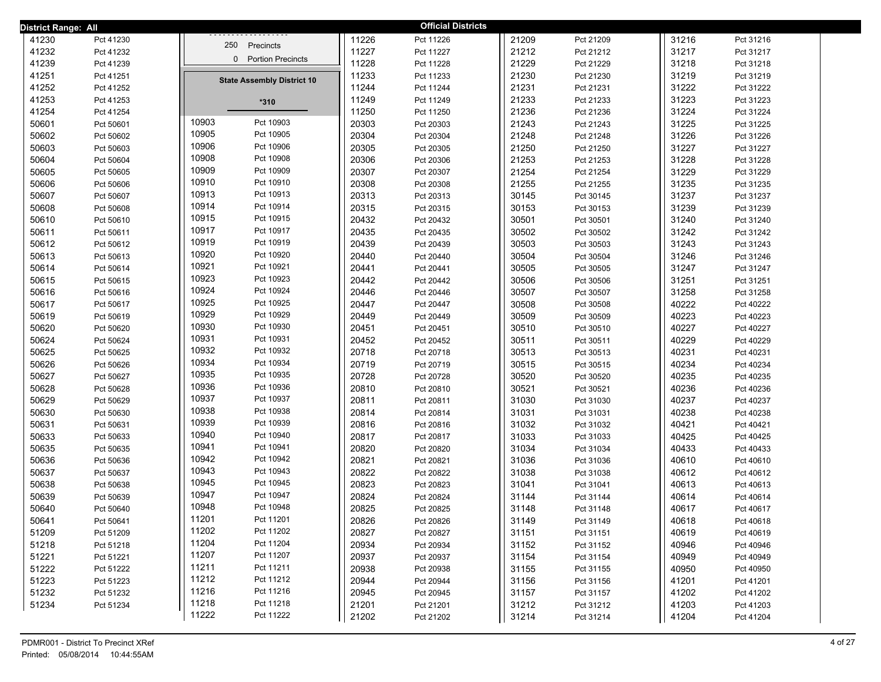**District Range: All** — **Official Districts**

| District | Precinct |
|---|---|
| 41230 | Pct 41230 |
| 41232 | Pct 41232 |
| 41239 | Pct 41239 |
| 41251 | Pct 41251 |
| 41252 | Pct 41252 |
| 41253 | Pct 41253 |
| 41254 | Pct 41254 |
| 50601 | Pct 50601 |
| 50602 | Pct 50602 |
| 50603 | Pct 50603 |
| 50604 | Pct 50604 |
| 50605 | Pct 50605 |
| 50606 | Pct 50606 |
| 50607 | Pct 50607 |
| 50608 | Pct 50608 |
| 50610 | Pct 50610 |
| 50611 | Pct 50611 |
| 50612 | Pct 50612 |
| 50613 | Pct 50613 |
| 50614 | Pct 50614 |
| 50615 | Pct 50615 |
| 50616 | Pct 50616 |
| 50617 | Pct 50617 |
| 50619 | Pct 50619 |
| 50620 | Pct 50620 |
| 50624 | Pct 50624 |
| 50625 | Pct 50625 |
| 50626 | Pct 50626 |
| 50627 | Pct 50627 |
| 50628 | Pct 50628 |
| 50629 | Pct 50629 |
| 50630 | Pct 50630 |
| 50631 | Pct 50631 |
| 50633 | Pct 50633 |
| 50635 | Pct 50635 |
| 50636 | Pct 50636 |
| 50637 | Pct 50637 |
| 50638 | Pct 50638 |
| 50639 | Pct 50639 |
| 50640 | Pct 50640 |
| 50641 | Pct 50641 |
| 51209 | Pct 51209 |
| 51218 | Pct 51218 |
| 51221 | Pct 51221 |
| 51222 | Pct 51222 |
| 51223 | Pct 51223 |
| 51232 | Pct 51232 |
| 51234 | Pct 51234 |

250 Precincts

0 Portion Precincts

**State Assembly District 10**

*310

| District | Precinct |
|---|---|
| 10903 | Pct 10903 |
| 10905 | Pct 10905 |
| 10906 | Pct 10906 |
| 10908 | Pct 10908 |
| 10909 | Pct 10909 |
| 10910 | Pct 10910 |
| 10913 | Pct 10913 |
| 10914 | Pct 10914 |
| 10915 | Pct 10915 |
| 10917 | Pct 10917 |
| 10919 | Pct 10919 |
| 10920 | Pct 10920 |
| 10921 | Pct 10921 |
| 10923 | Pct 10923 |
| 10924 | Pct 10924 |
| 10925 | Pct 10925 |
| 10929 | Pct 10929 |
| 10930 | Pct 10930 |
| 10931 | Pct 10931 |
| 10932 | Pct 10932 |
| 10934 | Pct 10934 |
| 10935 | Pct 10935 |
| 10936 | Pct 10936 |
| 10937 | Pct 10937 |
| 10938 | Pct 10938 |
| 10939 | Pct 10939 |
| 10940 | Pct 10940 |
| 10941 | Pct 10941 |
| 10942 | Pct 10942 |
| 10943 | Pct 10943 |
| 10945 | Pct 10945 |
| 10947 | Pct 10947 |
| 10948 | Pct 10948 |
| 11201 | Pct 11201 |
| 11202 | Pct 11202 |
| 11204 | Pct 11204 |
| 11207 | Pct 11207 |
| 11211 | Pct 11211 |
| 11212 | Pct 11212 |
| 11216 | Pct 11216 |
| 11218 | Pct 11218 |
| 11222 | Pct 11222 |
| 11226 | Pct 11226 |
| 11227 | Pct 11227 |
| 11228 | Pct 11228 |
| 11233 | Pct 11233 |
| 11244 | Pct 11244 |
| 11249 | Pct 11249 |
| 11250 | Pct 11250 |
| 20303 | Pct 20303 |
| 20304 | Pct 20304 |
| 20305 | Pct 20305 |
| 20306 | Pct 20306 |
| 20307 | Pct 20307 |
| 20308 | Pct 20308 |
| 20313 | Pct 20313 |
| 20315 | Pct 20315 |
| 20432 | Pct 20432 |
| 20435 | Pct 20435 |
| 20439 | Pct 20439 |
| 20440 | Pct 20440 |
| 20441 | Pct 20441 |
| 20442 | Pct 20442 |
| 20446 | Pct 20446 |
| 20447 | Pct 20447 |
| 20449 | Pct 20449 |
| 20451 | Pct 20451 |
| 20452 | Pct 20452 |
| 20718 | Pct 20718 |
| 20719 | Pct 20719 |
| 20728 | Pct 20728 |
| 20810 | Pct 20810 |
| 20811 | Pct 20811 |
| 20814 | Pct 20814 |
| 20816 | Pct 20816 |
| 20817 | Pct 20817 |
| 20820 | Pct 20820 |
| 20821 | Pct 20821 |
| 20822 | Pct 20822 |
| 20823 | Pct 20823 |
| 20824 | Pct 20824 |
| 20825 | Pct 20825 |
| 20826 | Pct 20826 |
| 20827 | Pct 20827 |
| 20934 | Pct 20934 |
| 20937 | Pct 20937 |
| 20938 | Pct 20938 |
| 20944 | Pct 20944 |
| 20945 | Pct 20945 |
| 21201 | Pct 21201 |
| 21202 | Pct 21202 |
| 21209 | Pct 21209 |
| 21212 | Pct 21212 |
| 21229 | Pct 21229 |
| 21230 | Pct 21230 |
| 21231 | Pct 21231 |
| 21233 | Pct 21233 |
| 21236 | Pct 21236 |
| 21243 | Pct 21243 |
| 21248 | Pct 21248 |
| 21250 | Pct 21250 |
| 21253 | Pct 21253 |
| 21254 | Pct 21254 |
| 21255 | Pct 21255 |
| 30145 | Pct 30145 |
| 30153 | Pct 30153 |
| 30501 | Pct 30501 |
| 30502 | Pct 30502 |
| 30503 | Pct 30503 |
| 30504 | Pct 30504 |
| 30505 | Pct 30505 |
| 30506 | Pct 30506 |
| 30507 | Pct 30507 |
| 30508 | Pct 30508 |
| 30509 | Pct 30509 |
| 30510 | Pct 30510 |
| 30511 | Pct 30511 |
| 30513 | Pct 30513 |
| 30515 | Pct 30515 |
| 30520 | Pct 30520 |
| 30521 | Pct 30521 |
| 31030 | Pct 31030 |
| 31031 | Pct 31031 |
| 31032 | Pct 31032 |
| 31033 | Pct 31033 |
| 31034 | Pct 31034 |
| 31036 | Pct 31036 |
| 31038 | Pct 31038 |
| 31041 | Pct 31041 |
| 31144 | Pct 31144 |
| 31148 | Pct 31148 |
| 31149 | Pct 31149 |
| 31151 | Pct 31151 |
| 31152 | Pct 31152 |
| 31154 | Pct 31154 |
| 31155 | Pct 31155 |
| 31156 | Pct 31156 |
| 31157 | Pct 31157 |
| 31212 | Pct 31212 |
| 31214 | Pct 31214 |
| 31216 | Pct 31216 |
| 31217 | Pct 31217 |
| 31218 | Pct 31218 |
| 31219 | Pct 31219 |
| 31222 | Pct 31222 |
| 31223 | Pct 31223 |
| 31224 | Pct 31224 |
| 31225 | Pct 31225 |
| 31226 | Pct 31226 |
| 31227 | Pct 31227 |
| 31228 | Pct 31228 |
| 31229 | Pct 31229 |
| 31235 | Pct 31235 |
| 31237 | Pct 31237 |
| 31239 | Pct 31239 |
| 31240 | Pct 31240 |
| 31242 | Pct 31242 |
| 31243 | Pct 31243 |
| 31246 | Pct 31246 |
| 31247 | Pct 31247 |
| 31251 | Pct 31251 |
| 31258 | Pct 31258 |
| 40222 | Pct 40222 |
| 40223 | Pct 40223 |
| 40227 | Pct 40227 |
| 40229 | Pct 40229 |
| 40231 | Pct 40231 |
| 40234 | Pct 40234 |
| 40235 | Pct 40235 |
| 40236 | Pct 40236 |
| 40237 | Pct 40237 |
| 40238 | Pct 40238 |
| 40421 | Pct 40421 |
| 40425 | Pct 40425 |
| 40433 | Pct 40433 |
| 40610 | Pct 40610 |
| 40612 | Pct 40612 |
| 40613 | Pct 40613 |
| 40614 | Pct 40614 |
| 40617 | Pct 40617 |
| 40618 | Pct 40618 |
| 40619 | Pct 40619 |
| 40946 | Pct 40946 |
| 40949 | Pct 40949 |
| 40950 | Pct 40950 |
| 41201 | Pct 41201 |
| 41202 | Pct 41202 |
| 41203 | Pct 41203 |
| 41204 | Pct 41204 |

PDMR001 - District To Precinct XRef
Printed: 05/08/2014 10:44:55AM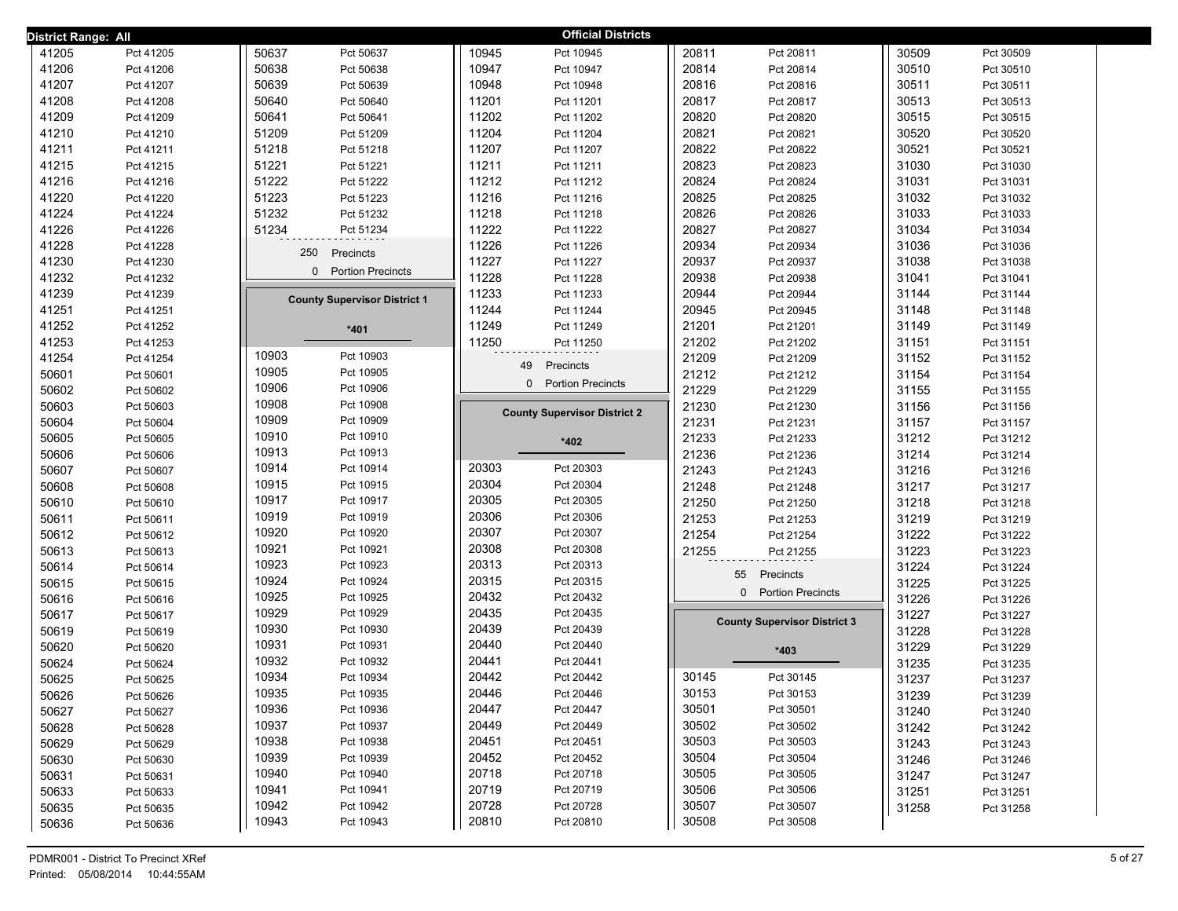**District Range: All**

## Official Districts

| District | Precinct |
|---|---|
| 41205 | Pct 41205 |
| 41206 | Pct 41206 |
| 41207 | Pct 41207 |
| 41208 | Pct 41208 |
| 41209 | Pct 41209 |
| 41210 | Pct 41210 |
| 41211 | Pct 41211 |
| 41215 | Pct 41215 |
| 41216 | Pct 41216 |
| 41220 | Pct 41220 |
| 41224 | Pct 41224 |
| 41226 | Pct 41226 |
| 41228 | Pct 41228 |
| 41230 | Pct 41230 |
| 41232 | Pct 41232 |
| 41239 | Pct 41239 |
| 41251 | Pct 41251 |
| 41252 | Pct 41252 |
| 41253 | Pct 41253 |
| 41254 | Pct 41254 |
| 50601 | Pct 50601 |
| 50602 | Pct 50602 |
| 50603 | Pct 50603 |
| 50604 | Pct 50604 |
| 50605 | Pct 50605 |
| 50606 | Pct 50606 |
| 50607 | Pct 50607 |
| 50608 | Pct 50608 |
| 50610 | Pct 50610 |
| 50611 | Pct 50611 |
| 50612 | Pct 50612 |
| 50613 | Pct 50613 |
| 50614 | Pct 50614 |
| 50615 | Pct 50615 |
| 50616 | Pct 50616 |
| 50617 | Pct 50617 |
| 50619 | Pct 50619 |
| 50620 | Pct 50620 |
| 50624 | Pct 50624 |
| 50625 | Pct 50625 |
| 50626 | Pct 50626 |
| 50627 | Pct 50627 |
| 50628 | Pct 50628 |
| 50629 | Pct 50629 |
| 50630 | Pct 50630 |
| 50631 | Pct 50631 |
| 50633 | Pct 50633 |
| 50635 | Pct 50635 |
| 50636 | Pct 50636 |
| 50637 | Pct 50637 |
| 50638 | Pct 50638 |
| 50639 | Pct 50639 |
| 50640 | Pct 50640 |
| 50641 | Pct 50641 |
| 51209 | Pct 51209 |
| 51218 | Pct 51218 |
| 51221 | Pct 51221 |
| 51222 | Pct 51222 |
| 51223 | Pct 51223 |
| 51232 | Pct 51232 |
| 51234 | Pct 51234 |

250 Precincts
0 Portion Precincts

### County Supervisor District 1

**\*401**

| District | Precinct |
|---|---|
| 10903 | Pct 10903 |
| 10905 | Pct 10905 |
| 10906 | Pct 10906 |
| 10908 | Pct 10908 |
| 10909 | Pct 10909 |
| 10910 | Pct 10910 |
| 10913 | Pct 10913 |
| 10914 | Pct 10914 |
| 10915 | Pct 10915 |
| 10917 | Pct 10917 |
| 10919 | Pct 10919 |
| 10920 | Pct 10920 |
| 10921 | Pct 10921 |
| 10923 | Pct 10923 |
| 10924 | Pct 10924 |
| 10925 | Pct 10925 |
| 10929 | Pct 10929 |
| 10930 | Pct 10930 |
| 10931 | Pct 10931 |
| 10932 | Pct 10932 |
| 10934 | Pct 10934 |
| 10935 | Pct 10935 |
| 10936 | Pct 10936 |
| 10937 | Pct 10937 |
| 10938 | Pct 10938 |
| 10939 | Pct 10939 |
| 10940 | Pct 10940 |
| 10941 | Pct 10941 |
| 10942 | Pct 10942 |
| 10943 | Pct 10943 |
| 10945 | Pct 10945 |
| 10947 | Pct 10947 |
| 10948 | Pct 10948 |
| 11201 | Pct 11201 |
| 11202 | Pct 11202 |
| 11204 | Pct 11204 |
| 11207 | Pct 11207 |
| 11211 | Pct 11211 |
| 11212 | Pct 11212 |
| 11216 | Pct 11216 |
| 11218 | Pct 11218 |
| 11222 | Pct 11222 |
| 11226 | Pct 11226 |
| 11227 | Pct 11227 |
| 11228 | Pct 11228 |
| 11233 | Pct 11233 |
| 11244 | Pct 11244 |
| 11249 | Pct 11249 |
| 11250 | Pct 11250 |

49 Precincts
0 Portion Precincts

### County Supervisor District 2

**\*402**

| District | Precinct |
|---|---|
| 20303 | Pct 20303 |
| 20304 | Pct 20304 |
| 20305 | Pct 20305 |
| 20306 | Pct 20306 |
| 20307 | Pct 20307 |
| 20308 | Pct 20308 |
| 20313 | Pct 20313 |
| 20315 | Pct 20315 |
| 20432 | Pct 20432 |
| 20435 | Pct 20435 |
| 20439 | Pct 20439 |
| 20440 | Pct 20440 |
| 20441 | Pct 20441 |
| 20442 | Pct 20442 |
| 20446 | Pct 20446 |
| 20447 | Pct 20447 |
| 20449 | Pct 20449 |
| 20451 | Pct 20451 |
| 20452 | Pct 20452 |
| 20718 | Pct 20718 |
| 20719 | Pct 20719 |
| 20728 | Pct 20728 |
| 20810 | Pct 20810 |
| 20811 | Pct 20811 |
| 20814 | Pct 20814 |
| 20816 | Pct 20816 |
| 20817 | Pct 20817 |
| 20820 | Pct 20820 |
| 20821 | Pct 20821 |
| 20822 | Pct 20822 |
| 20823 | Pct 20823 |
| 20824 | Pct 20824 |
| 20825 | Pct 20825 |
| 20826 | Pct 20826 |
| 20827 | Pct 20827 |
| 20934 | Pct 20934 |
| 20937 | Pct 20937 |
| 20938 | Pct 20938 |
| 20944 | Pct 20944 |
| 20945 | Pct 20945 |
| 21201 | Pct 21201 |
| 21202 | Pct 21202 |
| 21209 | Pct 21209 |
| 21212 | Pct 21212 |
| 21229 | Pct 21229 |
| 21230 | Pct 21230 |
| 21231 | Pct 21231 |
| 21233 | Pct 21233 |
| 21236 | Pct 21236 |
| 21243 | Pct 21243 |
| 21248 | Pct 21248 |
| 21250 | Pct 21250 |
| 21253 | Pct 21253 |
| 21254 | Pct 21254 |
| 21255 | Pct 21255 |

55 Precincts
0 Portion Precincts

### County Supervisor District 3

**\*403**

| District | Precinct |
|---|---|
| 30145 | Pct 30145 |
| 30153 | Pct 30153 |
| 30501 | Pct 30501 |
| 30502 | Pct 30502 |
| 30503 | Pct 30503 |
| 30504 | Pct 30504 |
| 30505 | Pct 30505 |
| 30506 | Pct 30506 |
| 30507 | Pct 30507 |
| 30508 | Pct 30508 |
| 30509 | Pct 30509 |
| 30510 | Pct 30510 |
| 30511 | Pct 30511 |
| 30513 | Pct 30513 |
| 30515 | Pct 30515 |
| 30520 | Pct 30520 |
| 30521 | Pct 30521 |
| 31030 | Pct 31030 |
| 31031 | Pct 31031 |
| 31032 | Pct 31032 |
| 31033 | Pct 31033 |
| 31034 | Pct 31034 |
| 31036 | Pct 31036 |
| 31038 | Pct 31038 |
| 31041 | Pct 31041 |
| 31144 | Pct 31144 |
| 31148 | Pct 31148 |
| 31149 | Pct 31149 |
| 31151 | Pct 31151 |
| 31152 | Pct 31152 |
| 31154 | Pct 31154 |
| 31155 | Pct 31155 |
| 31156 | Pct 31156 |
| 31157 | Pct 31157 |
| 31212 | Pct 31212 |
| 31214 | Pct 31214 |
| 31216 | Pct 31216 |
| 31217 | Pct 31217 |
| 31218 | Pct 31218 |
| 31219 | Pct 31219 |
| 31222 | Pct 31222 |
| 31223 | Pct 31223 |
| 31224 | Pct 31224 |
| 31225 | Pct 31225 |
| 31226 | Pct 31226 |
| 31227 | Pct 31227 |
| 31228 | Pct 31228 |
| 31229 | Pct 31229 |
| 31235 | Pct 31235 |
| 31237 | Pct 31237 |
| 31239 | Pct 31239 |
| 31240 | Pct 31240 |
| 31242 | Pct 31242 |
| 31243 | Pct 31243 |
| 31246 | Pct 31246 |
| 31247 | Pct 31247 |
| 31251 | Pct 31251 |
| 31258 | Pct 31258 |

PDMR001 - District To Precinct XRef
Printed: 05/08/2014 10:44:55AM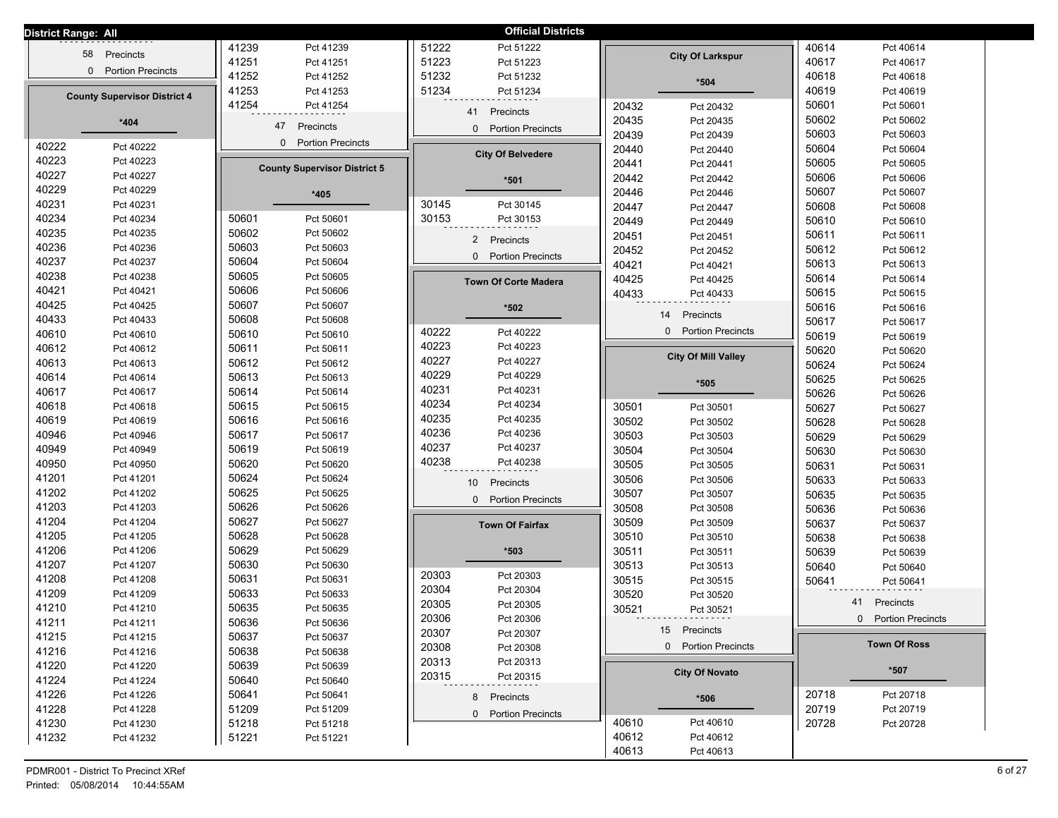**District Range: All** — **Official Districts**

58 Precincts
0 Portion Precincts

## County Supervisor District 4

*404

| District | Precinct |
|---|---|
| 40222 | Pct 40222 |
| 40223 | Pct 40223 |
| 40227 | Pct 40227 |
| 40229 | Pct 40229 |
| 40231 | Pct 40231 |
| 40234 | Pct 40234 |
| 40235 | Pct 40235 |
| 40236 | Pct 40236 |
| 40237 | Pct 40237 |
| 40238 | Pct 40238 |
| 40421 | Pct 40421 |
| 40425 | Pct 40425 |
| 40433 | Pct 40433 |
| 40610 | Pct 40610 |
| 40612 | Pct 40612 |
| 40613 | Pct 40613 |
| 40614 | Pct 40614 |
| 40617 | Pct 40617 |
| 40618 | Pct 40618 |
| 40619 | Pct 40619 |
| 40946 | Pct 40946 |
| 40949 | Pct 40949 |
| 40950 | Pct 40950 |
| 41201 | Pct 41201 |
| 41202 | Pct 41202 |
| 41203 | Pct 41203 |
| 41204 | Pct 41204 |
| 41205 | Pct 41205 |
| 41206 | Pct 41206 |
| 41207 | Pct 41207 |
| 41208 | Pct 41208 |
| 41209 | Pct 41209 |
| 41210 | Pct 41210 |
| 41211 | Pct 41211 |
| 41215 | Pct 41215 |
| 41216 | Pct 41216 |
| 41220 | Pct 41220 |
| 41224 | Pct 41224 |
| 41226 | Pct 41226 |
| 41228 | Pct 41228 |
| 41230 | Pct 41230 |
| 41232 | Pct 41232 |
| 41239 | Pct 41239 |
| 41251 | Pct 41251 |
| 41252 | Pct 41252 |
| 41253 | Pct 41253 |
| 41254 | Pct 41254 |

47 Precincts
0 Portion Precincts

## County Supervisor District 5

*405

| District | Precinct |
|---|---|
| 50601 | Pct 50601 |
| 50602 | Pct 50602 |
| 50603 | Pct 50603 |
| 50604 | Pct 50604 |
| 50605 | Pct 50605 |
| 50606 | Pct 50606 |
| 50607 | Pct 50607 |
| 50608 | Pct 50608 |
| 50610 | Pct 50610 |
| 50611 | Pct 50611 |
| 50612 | Pct 50612 |
| 50613 | Pct 50613 |
| 50614 | Pct 50614 |
| 50615 | Pct 50615 |
| 50616 | Pct 50616 |
| 50617 | Pct 50617 |
| 50619 | Pct 50619 |
| 50620 | Pct 50620 |
| 50624 | Pct 50624 |
| 50625 | Pct 50625 |
| 50626 | Pct 50626 |
| 50627 | Pct 50627 |
| 50628 | Pct 50628 |
| 50629 | Pct 50629 |
| 50630 | Pct 50630 |
| 50631 | Pct 50631 |
| 50633 | Pct 50633 |
| 50635 | Pct 50635 |
| 50636 | Pct 50636 |
| 50637 | Pct 50637 |
| 50638 | Pct 50638 |
| 50639 | Pct 50639 |
| 50640 | Pct 50640 |
| 50641 | Pct 50641 |
| 51209 | Pct 51209 |
| 51218 | Pct 51218 |
| 51221 | Pct 51221 |
| 51222 | Pct 51222 |
| 51223 | Pct 51223 |
| 51232 | Pct 51232 |
| 51234 | Pct 51234 |

41 Precincts
0 Portion Precincts

## City Of Belvedere

*501

| District | Precinct |
|---|---|
| 30145 | Pct 30145 |
| 30153 | Pct 30153 |

2 Precincts
0 Portion Precincts

## Town Of Corte Madera

*502

| District | Precinct |
|---|---|
| 40222 | Pct 40222 |
| 40223 | Pct 40223 |
| 40227 | Pct 40227 |
| 40229 | Pct 40229 |
| 40231 | Pct 40231 |
| 40234 | Pct 40234 |
| 40235 | Pct 40235 |
| 40236 | Pct 40236 |
| 40237 | Pct 40237 |
| 40238 | Pct 40238 |

10 Precincts
0 Portion Precincts

## Town Of Fairfax

*503

| District | Precinct |
|---|---|
| 20303 | Pct 20303 |
| 20304 | Pct 20304 |
| 20305 | Pct 20305 |
| 20306 | Pct 20306 |
| 20307 | Pct 20307 |
| 20308 | Pct 20308 |
| 20313 | Pct 20313 |
| 20315 | Pct 20315 |

8 Precincts
0 Portion Precincts

## City Of Larkspur

*504

| District | Precinct |
|---|---|
| 20432 | Pct 20432 |
| 20435 | Pct 20435 |
| 20439 | Pct 20439 |
| 20440 | Pct 20440 |
| 20441 | Pct 20441 |
| 20442 | Pct 20442 |
| 20446 | Pct 20446 |
| 20447 | Pct 20447 |
| 20449 | Pct 20449 |
| 20451 | Pct 20451 |
| 20452 | Pct 20452 |
| 40421 | Pct 40421 |
| 40425 | Pct 40425 |
| 40433 | Pct 40433 |

14 Precincts
0 Portion Precincts

## City Of Mill Valley

*505

| District | Precinct |
|---|---|
| 30501 | Pct 30501 |
| 30502 | Pct 30502 |
| 30503 | Pct 30503 |
| 30504 | Pct 30504 |
| 30505 | Pct 30505 |
| 30506 | Pct 30506 |
| 30507 | Pct 30507 |
| 30508 | Pct 30508 |
| 30509 | Pct 30509 |
| 30510 | Pct 30510 |
| 30511 | Pct 30511 |
| 30513 | Pct 30513 |
| 30515 | Pct 30515 |
| 30520 | Pct 30520 |
| 30521 | Pct 30521 |

15 Precincts
0 Portion Precincts

## City Of Novato

*506

| District | Precinct |
|---|---|
| 40610 | Pct 40610 |
| 40612 | Pct 40612 |
| 40613 | Pct 40613 |
| 40614 | Pct 40614 |
| 40617 | Pct 40617 |
| 40618 | Pct 40618 |
| 40619 | Pct 40619 |
| 50601 | Pct 50601 |
| 50602 | Pct 50602 |
| 50603 | Pct 50603 |
| 50604 | Pct 50604 |
| 50605 | Pct 50605 |
| 50606 | Pct 50606 |
| 50607 | Pct 50607 |
| 50608 | Pct 50608 |
| 50610 | Pct 50610 |
| 50611 | Pct 50611 |
| 50612 | Pct 50612 |
| 50613 | Pct 50613 |
| 50614 | Pct 50614 |
| 50615 | Pct 50615 |
| 50616 | Pct 50616 |
| 50617 | Pct 50617 |
| 50619 | Pct 50619 |
| 50620 | Pct 50620 |
| 50624 | Pct 50624 |
| 50625 | Pct 50625 |
| 50626 | Pct 50626 |
| 50627 | Pct 50627 |
| 50628 | Pct 50628 |
| 50629 | Pct 50629 |
| 50630 | Pct 50630 |
| 50631 | Pct 50631 |
| 50633 | Pct 50633 |
| 50635 | Pct 50635 |
| 50636 | Pct 50636 |
| 50637 | Pct 50637 |
| 50638 | Pct 50638 |
| 50639 | Pct 50639 |
| 50640 | Pct 50640 |
| 50641 | Pct 50641 |

41 Precincts
0 Portion Precincts

## Town Of Ross

*507

| District | Precinct |
|---|---|
| 20718 | Pct 20718 |
| 20719 | Pct 20719 |
| 20728 | Pct 20728 |

PDMR001 - District To Precinct XRef
Printed: 05/08/2014 10:44:55AM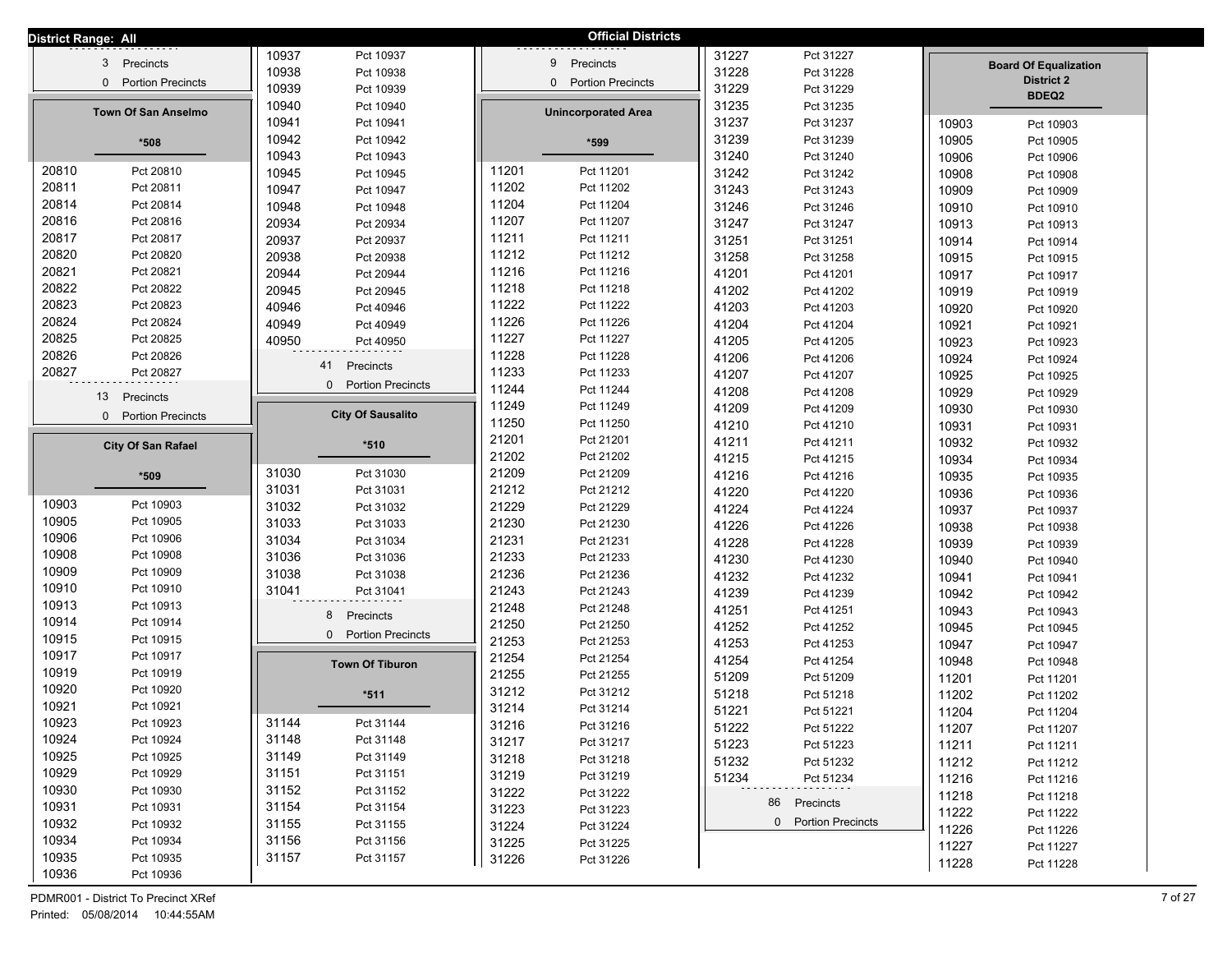**District Range: All**

**Official Districts**

3 Precincts
0 Portion Precincts

## Town Of San Anselmo

**\*508**

| | |
|---|---|
| 20810 | Pct 20810 |
| 20811 | Pct 20811 |
| 20814 | Pct 20814 |
| 20816 | Pct 20816 |
| 20817 | Pct 20817 |
| 20820 | Pct 20820 |
| 20821 | Pct 20821 |
| 20822 | Pct 20822 |
| 20823 | Pct 20823 |
| 20824 | Pct 20824 |
| 20825 | Pct 20825 |
| 20826 | Pct 20826 |
| 20827 | Pct 20827 |

13 Precincts
0 Portion Precincts

## City Of San Rafael

**\*509**

| | |
|---|---|
| 10903 | Pct 10903 |
| 10905 | Pct 10905 |
| 10906 | Pct 10906 |
| 10908 | Pct 10908 |
| 10909 | Pct 10909 |
| 10910 | Pct 10910 |
| 10913 | Pct 10913 |
| 10914 | Pct 10914 |
| 10915 | Pct 10915 |
| 10917 | Pct 10917 |
| 10919 | Pct 10919 |
| 10920 | Pct 10920 |
| 10921 | Pct 10921 |
| 10923 | Pct 10923 |
| 10924 | Pct 10924 |
| 10925 | Pct 10925 |
| 10929 | Pct 10929 |
| 10930 | Pct 10930 |
| 10931 | Pct 10931 |
| 10932 | Pct 10932 |
| 10934 | Pct 10934 |
| 10935 | Pct 10935 |
| 10936 | Pct 10936 |
| 10937 | Pct 10937 |
| 10938 | Pct 10938 |
| 10939 | Pct 10939 |
| 10940 | Pct 10940 |
| 10941 | Pct 10941 |
| 10942 | Pct 10942 |
| 10943 | Pct 10943 |
| 10945 | Pct 10945 |
| 10947 | Pct 10947 |
| 10948 | Pct 10948 |
| 20934 | Pct 20934 |
| 20937 | Pct 20937 |
| 20938 | Pct 20938 |
| 20944 | Pct 20944 |
| 20945 | Pct 20945 |
| 40946 | Pct 40946 |
| 40949 | Pct 40949 |
| 40950 | Pct 40950 |

41 Precincts
0 Portion Precincts

## City Of Sausalito

**\*510**

| | |
|---|---|
| 31030 | Pct 31030 |
| 31031 | Pct 31031 |
| 31032 | Pct 31032 |
| 31033 | Pct 31033 |
| 31034 | Pct 31034 |
| 31036 | Pct 31036 |
| 31038 | Pct 31038 |
| 31041 | Pct 31041 |

8 Precincts
0 Portion Precincts

## Town Of Tiburon

**\*511**

| | |
|---|---|
| 31144 | Pct 31144 |
| 31148 | Pct 31148 |
| 31149 | Pct 31149 |
| 31151 | Pct 31151 |
| 31152 | Pct 31152 |
| 31154 | Pct 31154 |
| 31155 | Pct 31155 |
| 31156 | Pct 31156 |
| 31157 | Pct 31157 |

9 Precincts
0 Portion Precincts

## Unincorporated Area

**\*599**

| | |
|---|---|
| 11201 | Pct 11201 |
| 11202 | Pct 11202 |
| 11204 | Pct 11204 |
| 11207 | Pct 11207 |
| 11211 | Pct 11211 |
| 11212 | Pct 11212 |
| 11216 | Pct 11216 |
| 11218 | Pct 11218 |
| 11222 | Pct 11222 |
| 11226 | Pct 11226 |
| 11227 | Pct 11227 |
| 11228 | Pct 11228 |
| 11233 | Pct 11233 |
| 11244 | Pct 11244 |
| 11249 | Pct 11249 |
| 11250 | Pct 11250 |
| 21201 | Pct 21201 |
| 21202 | Pct 21202 |
| 21209 | Pct 21209 |
| 21212 | Pct 21212 |
| 21229 | Pct 21229 |
| 21230 | Pct 21230 |
| 21231 | Pct 21231 |
| 21233 | Pct 21233 |
| 21236 | Pct 21236 |
| 21243 | Pct 21243 |
| 21248 | Pct 21248 |
| 21250 | Pct 21250 |
| 21253 | Pct 21253 |
| 21254 | Pct 21254 |
| 21255 | Pct 21255 |
| 31212 | Pct 31212 |
| 31214 | Pct 31214 |
| 31216 | Pct 31216 |
| 31217 | Pct 31217 |
| 31218 | Pct 31218 |
| 31219 | Pct 31219 |
| 31222 | Pct 31222 |
| 31223 | Pct 31223 |
| 31224 | Pct 31224 |
| 31225 | Pct 31225 |
| 31226 | Pct 31226 |
| 31227 | Pct 31227 |
| 31228 | Pct 31228 |
| 31229 | Pct 31229 |
| 31235 | Pct 31235 |
| 31237 | Pct 31237 |
| 31239 | Pct 31239 |
| 31240 | Pct 31240 |
| 31242 | Pct 31242 |
| 31243 | Pct 31243 |
| 31246 | Pct 31246 |
| 31247 | Pct 31247 |
| 31251 | Pct 31251 |
| 31258 | Pct 31258 |
| 41201 | Pct 41201 |
| 41202 | Pct 41202 |
| 41203 | Pct 41203 |
| 41204 | Pct 41204 |
| 41205 | Pct 41205 |
| 41206 | Pct 41206 |
| 41207 | Pct 41207 |
| 41208 | Pct 41208 |
| 41209 | Pct 41209 |
| 41210 | Pct 41210 |
| 41211 | Pct 41211 |
| 41215 | Pct 41215 |
| 41216 | Pct 41216 |
| 41220 | Pct 41220 |
| 41224 | Pct 41224 |
| 41226 | Pct 41226 |
| 41228 | Pct 41228 |
| 41230 | Pct 41230 |
| 41232 | Pct 41232 |
| 41239 | Pct 41239 |
| 41251 | Pct 41251 |
| 41252 | Pct 41252 |
| 41253 | Pct 41253 |
| 41254 | Pct 41254 |
| 51209 | Pct 51209 |
| 51218 | Pct 51218 |
| 51221 | Pct 51221 |
| 51222 | Pct 51222 |
| 51223 | Pct 51223 |
| 51232 | Pct 51232 |
| 51234 | Pct 51234 |

86 Precincts
0 Portion Precincts

## Board Of Equalization District 2

**BDEQ2**

| | |
|---|---|
| 10903 | Pct 10903 |
| 10905 | Pct 10905 |
| 10906 | Pct 10906 |
| 10908 | Pct 10908 |
| 10909 | Pct 10909 |
| 10910 | Pct 10910 |
| 10913 | Pct 10913 |
| 10914 | Pct 10914 |
| 10915 | Pct 10915 |
| 10917 | Pct 10917 |
| 10919 | Pct 10919 |
| 10920 | Pct 10920 |
| 10921 | Pct 10921 |
| 10923 | Pct 10923 |
| 10924 | Pct 10924 |
| 10925 | Pct 10925 |
| 10929 | Pct 10929 |
| 10930 | Pct 10930 |
| 10931 | Pct 10931 |
| 10932 | Pct 10932 |
| 10934 | Pct 10934 |
| 10935 | Pct 10935 |
| 10936 | Pct 10936 |
| 10937 | Pct 10937 |
| 10938 | Pct 10938 |
| 10939 | Pct 10939 |
| 10940 | Pct 10940 |
| 10941 | Pct 10941 |
| 10942 | Pct 10942 |
| 10943 | Pct 10943 |
| 10945 | Pct 10945 |
| 10947 | Pct 10947 |
| 10948 | Pct 10948 |
| 11201 | Pct 11201 |
| 11202 | Pct 11202 |
| 11204 | Pct 11204 |
| 11207 | Pct 11207 |
| 11211 | Pct 11211 |
| 11212 | Pct 11212 |
| 11216 | Pct 11216 |
| 11218 | Pct 11218 |
| 11222 | Pct 11222 |
| 11226 | Pct 11226 |
| 11227 | Pct 11227 |
| 11228 | Pct 11228 |

PDMR001 - District To Precinct XRef
Printed: 05/08/2014 10:44:55AM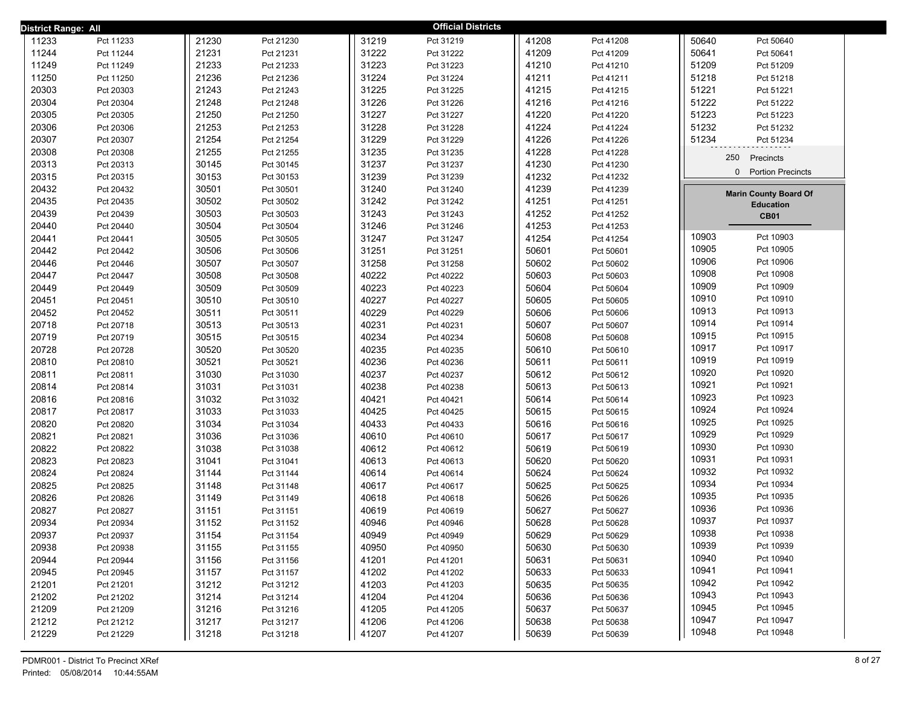**District Range: All** — **Official Districts**

| District | Precinct |
|---|---|
| 11233 | Pct 11233 |
| 11244 | Pct 11244 |
| 11249 | Pct 11249 |
| 11250 | Pct 11250 |
| 20303 | Pct 20303 |
| 20304 | Pct 20304 |
| 20305 | Pct 20305 |
| 20306 | Pct 20306 |
| 20307 | Pct 20307 |
| 20308 | Pct 20308 |
| 20313 | Pct 20313 |
| 20315 | Pct 20315 |
| 20432 | Pct 20432 |
| 20435 | Pct 20435 |
| 20439 | Pct 20439 |
| 20440 | Pct 20440 |
| 20441 | Pct 20441 |
| 20442 | Pct 20442 |
| 20446 | Pct 20446 |
| 20447 | Pct 20447 |
| 20449 | Pct 20449 |
| 20451 | Pct 20451 |
| 20452 | Pct 20452 |
| 20718 | Pct 20718 |
| 20719 | Pct 20719 |
| 20728 | Pct 20728 |
| 20810 | Pct 20810 |
| 20811 | Pct 20811 |
| 20814 | Pct 20814 |
| 20816 | Pct 20816 |
| 20817 | Pct 20817 |
| 20820 | Pct 20820 |
| 20821 | Pct 20821 |
| 20822 | Pct 20822 |
| 20823 | Pct 20823 |
| 20824 | Pct 20824 |
| 20825 | Pct 20825 |
| 20826 | Pct 20826 |
| 20827 | Pct 20827 |
| 20934 | Pct 20934 |
| 20937 | Pct 20937 |
| 20938 | Pct 20938 |
| 20944 | Pct 20944 |
| 20945 | Pct 20945 |
| 21201 | Pct 21201 |
| 21202 | Pct 21202 |
| 21209 | Pct 21209 |
| 21212 | Pct 21212 |
| 21229 | Pct 21229 |
| 21230 | Pct 21230 |
| 21231 | Pct 21231 |
| 21233 | Pct 21233 |
| 21236 | Pct 21236 |
| 21243 | Pct 21243 |
| 21248 | Pct 21248 |
| 21250 | Pct 21250 |
| 21253 | Pct 21253 |
| 21254 | Pct 21254 |
| 21255 | Pct 21255 |
| 30145 | Pct 30145 |
| 30153 | Pct 30153 |
| 30501 | Pct 30501 |
| 30502 | Pct 30502 |
| 30503 | Pct 30503 |
| 30504 | Pct 30504 |
| 30505 | Pct 30505 |
| 30506 | Pct 30506 |
| 30507 | Pct 30507 |
| 30508 | Pct 30508 |
| 30509 | Pct 30509 |
| 30510 | Pct 30510 |
| 30511 | Pct 30511 |
| 30513 | Pct 30513 |
| 30515 | Pct 30515 |
| 30520 | Pct 30520 |
| 30521 | Pct 30521 |
| 31030 | Pct 31030 |
| 31031 | Pct 31031 |
| 31032 | Pct 31032 |
| 31033 | Pct 31033 |
| 31034 | Pct 31034 |
| 31036 | Pct 31036 |
| 31038 | Pct 31038 |
| 31041 | Pct 31041 |
| 31144 | Pct 31144 |
| 31148 | Pct 31148 |
| 31149 | Pct 31149 |
| 31151 | Pct 31151 |
| 31152 | Pct 31152 |
| 31154 | Pct 31154 |
| 31155 | Pct 31155 |
| 31156 | Pct 31156 |
| 31157 | Pct 31157 |
| 31212 | Pct 31212 |
| 31214 | Pct 31214 |
| 31216 | Pct 31216 |
| 31217 | Pct 31217 |
| 31218 | Pct 31218 |
| 31219 | Pct 31219 |
| 31222 | Pct 31222 |
| 31223 | Pct 31223 |
| 31224 | Pct 31224 |
| 31225 | Pct 31225 |
| 31226 | Pct 31226 |
| 31227 | Pct 31227 |
| 31228 | Pct 31228 |
| 31229 | Pct 31229 |
| 31235 | Pct 31235 |
| 31237 | Pct 31237 |
| 31239 | Pct 31239 |
| 31240 | Pct 31240 |
| 31242 | Pct 31242 |
| 31243 | Pct 31243 |
| 31246 | Pct 31246 |
| 31247 | Pct 31247 |
| 31251 | Pct 31251 |
| 31258 | Pct 31258 |
| 40222 | Pct 40222 |
| 40223 | Pct 40223 |
| 40227 | Pct 40227 |
| 40229 | Pct 40229 |
| 40231 | Pct 40231 |
| 40234 | Pct 40234 |
| 40235 | Pct 40235 |
| 40236 | Pct 40236 |
| 40237 | Pct 40237 |
| 40238 | Pct 40238 |
| 40421 | Pct 40421 |
| 40425 | Pct 40425 |
| 40433 | Pct 40433 |
| 40610 | Pct 40610 |
| 40612 | Pct 40612 |
| 40613 | Pct 40613 |
| 40614 | Pct 40614 |
| 40617 | Pct 40617 |
| 40618 | Pct 40618 |
| 40619 | Pct 40619 |
| 40946 | Pct 40946 |
| 40949 | Pct 40949 |
| 40950 | Pct 40950 |
| 41201 | Pct 41201 |
| 41202 | Pct 41202 |
| 41203 | Pct 41203 |
| 41204 | Pct 41204 |
| 41205 | Pct 41205 |
| 41206 | Pct 41206 |
| 41207 | Pct 41207 |
| 41208 | Pct 41208 |
| 41209 | Pct 41209 |
| 41210 | Pct 41210 |
| 41211 | Pct 41211 |
| 41215 | Pct 41215 |
| 41216 | Pct 41216 |
| 41220 | Pct 41220 |
| 41224 | Pct 41224 |
| 41226 | Pct 41226 |
| 41228 | Pct 41228 |
| 41230 | Pct 41230 |
| 41232 | Pct 41232 |
| 41239 | Pct 41239 |
| 41251 | Pct 41251 |
| 41252 | Pct 41252 |
| 41253 | Pct 41253 |
| 41254 | Pct 41254 |
| 50601 | Pct 50601 |
| 50602 | Pct 50602 |
| 50603 | Pct 50603 |
| 50604 | Pct 50604 |
| 50605 | Pct 50605 |
| 50606 | Pct 50606 |
| 50607 | Pct 50607 |
| 50608 | Pct 50608 |
| 50610 | Pct 50610 |
| 50611 | Pct 50611 |
| 50612 | Pct 50612 |
| 50613 | Pct 50613 |
| 50614 | Pct 50614 |
| 50615 | Pct 50615 |
| 50616 | Pct 50616 |
| 50617 | Pct 50617 |
| 50619 | Pct 50619 |
| 50620 | Pct 50620 |
| 50624 | Pct 50624 |
| 50625 | Pct 50625 |
| 50626 | Pct 50626 |
| 50627 | Pct 50627 |
| 50628 | Pct 50628 |
| 50629 | Pct 50629 |
| 50630 | Pct 50630 |
| 50631 | Pct 50631 |
| 50633 | Pct 50633 |
| 50635 | Pct 50635 |
| 50636 | Pct 50636 |
| 50637 | Pct 50637 |
| 50638 | Pct 50638 |
| 50639 | Pct 50639 |
| 50640 | Pct 50640 |
| 50641 | Pct 50641 |
| 51209 | Pct 51209 |
| 51218 | Pct 51218 |
| 51221 | Pct 51221 |
| 51222 | Pct 51222 |
| 51223 | Pct 51223 |
| 51232 | Pct 51232 |
| 51234 | Pct 51234 |

250 Precincts

0 Portion Precincts

## Marin County Board Of Education
### CB01

| District | Precinct |
|---|---|
| 10903 | Pct 10903 |
| 10905 | Pct 10905 |
| 10906 | Pct 10906 |
| 10908 | Pct 10908 |
| 10909 | Pct 10909 |
| 10910 | Pct 10910 |
| 10913 | Pct 10913 |
| 10914 | Pct 10914 |
| 10915 | Pct 10915 |
| 10917 | Pct 10917 |
| 10919 | Pct 10919 |
| 10920 | Pct 10920 |
| 10921 | Pct 10921 |
| 10923 | Pct 10923 |
| 10924 | Pct 10924 |
| 10925 | Pct 10925 |
| 10929 | Pct 10929 |
| 10930 | Pct 10930 |
| 10931 | Pct 10931 |
| 10932 | Pct 10932 |
| 10934 | Pct 10934 |
| 10935 | Pct 10935 |
| 10936 | Pct 10936 |
| 10937 | Pct 10937 |
| 10938 | Pct 10938 |
| 10939 | Pct 10939 |
| 10940 | Pct 10940 |
| 10941 | Pct 10941 |
| 10942 | Pct 10942 |
| 10943 | Pct 10943 |
| 10945 | Pct 10945 |
| 10947 | Pct 10947 |
| 10948 | Pct 10948 |

PDMR001 - District To Precinct XRef
Printed: 05/08/2014 10:44:55AM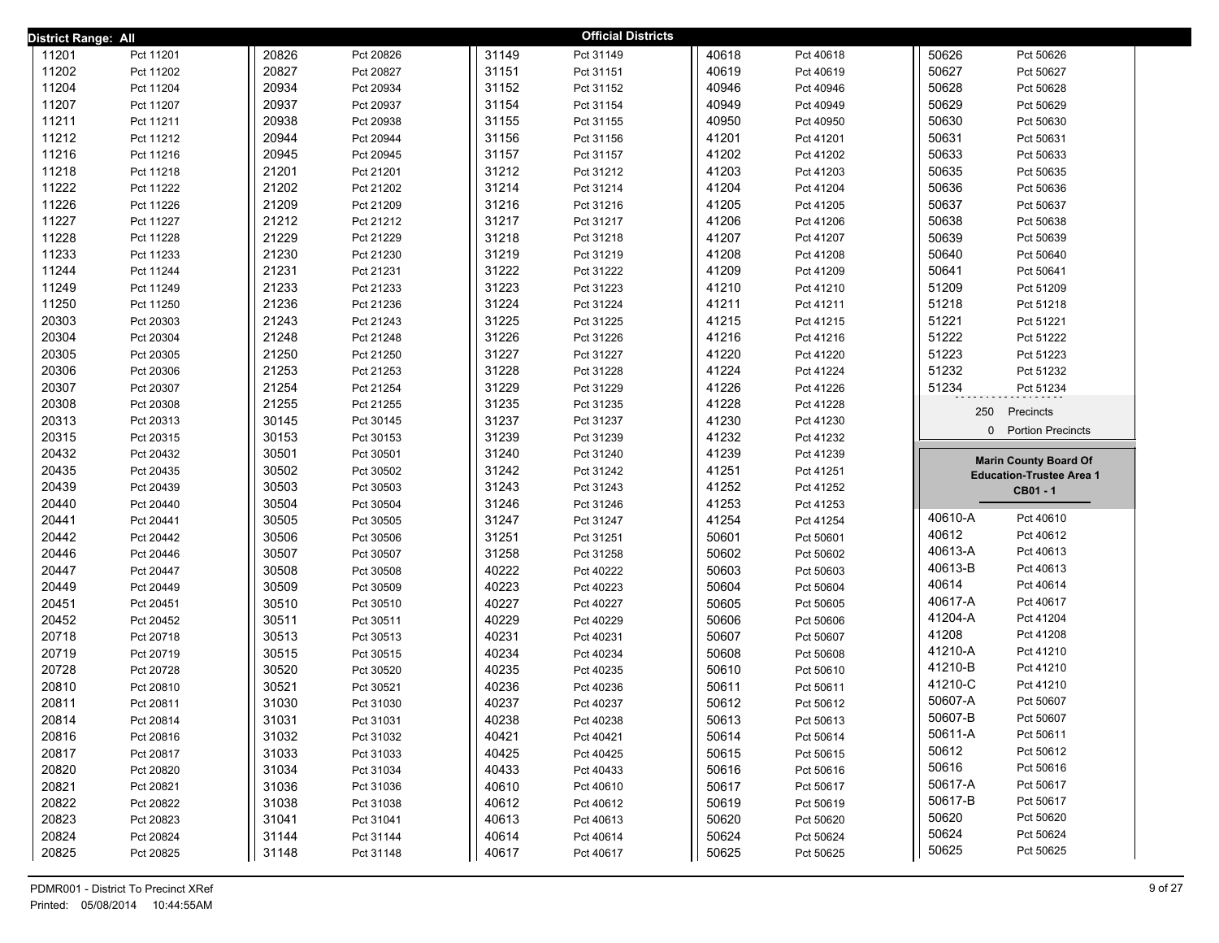**District Range: All** — **Official Districts**

| Precinct | Name |
|---|---|
| 11201 | Pct 11201 |
| 11202 | Pct 11202 |
| 11204 | Pct 11204 |
| 11207 | Pct 11207 |
| 11211 | Pct 11211 |
| 11212 | Pct 11212 |
| 11216 | Pct 11216 |
| 11218 | Pct 11218 |
| 11222 | Pct 11222 |
| 11226 | Pct 11226 |
| 11227 | Pct 11227 |
| 11228 | Pct 11228 |
| 11233 | Pct 11233 |
| 11244 | Pct 11244 |
| 11249 | Pct 11249 |
| 11250 | Pct 11250 |
| 20303 | Pct 20303 |
| 20304 | Pct 20304 |
| 20305 | Pct 20305 |
| 20306 | Pct 20306 |
| 20307 | Pct 20307 |
| 20308 | Pct 20308 |
| 20313 | Pct 20313 |
| 20315 | Pct 20315 |
| 20432 | Pct 20432 |
| 20435 | Pct 20435 |
| 20439 | Pct 20439 |
| 20440 | Pct 20440 |
| 20441 | Pct 20441 |
| 20442 | Pct 20442 |
| 20446 | Pct 20446 |
| 20447 | Pct 20447 |
| 20449 | Pct 20449 |
| 20451 | Pct 20451 |
| 20452 | Pct 20452 |
| 20718 | Pct 20718 |
| 20719 | Pct 20719 |
| 20728 | Pct 20728 |
| 20810 | Pct 20810 |
| 20811 | Pct 20811 |
| 20814 | Pct 20814 |
| 20816 | Pct 20816 |
| 20817 | Pct 20817 |
| 20820 | Pct 20820 |
| 20821 | Pct 20821 |
| 20822 | Pct 20822 |
| 20823 | Pct 20823 |
| 20824 | Pct 20824 |
| 20825 | Pct 20825 |
| 20826 | Pct 20826 |
| 20827 | Pct 20827 |
| 20934 | Pct 20934 |
| 20937 | Pct 20937 |
| 20938 | Pct 20938 |
| 20944 | Pct 20944 |
| 20945 | Pct 20945 |
| 21201 | Pct 21201 |
| 21202 | Pct 21202 |
| 21209 | Pct 21209 |
| 21212 | Pct 21212 |
| 21229 | Pct 21229 |
| 21230 | Pct 21230 |
| 21231 | Pct 21231 |
| 21233 | Pct 21233 |
| 21236 | Pct 21236 |
| 21243 | Pct 21243 |
| 21248 | Pct 21248 |
| 21250 | Pct 21250 |
| 21253 | Pct 21253 |
| 21254 | Pct 21254 |
| 21255 | Pct 21255 |
| 30145 | Pct 30145 |
| 30153 | Pct 30153 |
| 30501 | Pct 30501 |
| 30502 | Pct 30502 |
| 30503 | Pct 30503 |
| 30504 | Pct 30504 |
| 30505 | Pct 30505 |
| 30506 | Pct 30506 |
| 30507 | Pct 30507 |
| 30508 | Pct 30508 |
| 30509 | Pct 30509 |
| 30510 | Pct 30510 |
| 30511 | Pct 30511 |
| 30513 | Pct 30513 |
| 30515 | Pct 30515 |
| 30520 | Pct 30520 |
| 30521 | Pct 30521 |
| 31030 | Pct 31030 |
| 31031 | Pct 31031 |
| 31032 | Pct 31032 |
| 31033 | Pct 31033 |
| 31034 | Pct 31034 |
| 31036 | Pct 31036 |
| 31038 | Pct 31038 |
| 31041 | Pct 31041 |
| 31144 | Pct 31144 |
| 31148 | Pct 31148 |
| 31149 | Pct 31149 |
| 31151 | Pct 31151 |
| 31152 | Pct 31152 |
| 31154 | Pct 31154 |
| 31155 | Pct 31155 |
| 31156 | Pct 31156 |
| 31157 | Pct 31157 |
| 31212 | Pct 31212 |
| 31214 | Pct 31214 |
| 31216 | Pct 31216 |
| 31217 | Pct 31217 |
| 31218 | Pct 31218 |
| 31219 | Pct 31219 |
| 31222 | Pct 31222 |
| 31223 | Pct 31223 |
| 31224 | Pct 31224 |
| 31225 | Pct 31225 |
| 31226 | Pct 31226 |
| 31227 | Pct 31227 |
| 31228 | Pct 31228 |
| 31229 | Pct 31229 |
| 31235 | Pct 31235 |
| 31237 | Pct 31237 |
| 31239 | Pct 31239 |
| 31240 | Pct 31240 |
| 31242 | Pct 31242 |
| 31243 | Pct 31243 |
| 31246 | Pct 31246 |
| 31247 | Pct 31247 |
| 31251 | Pct 31251 |
| 31258 | Pct 31258 |
| 40222 | Pct 40222 |
| 40223 | Pct 40223 |
| 40227 | Pct 40227 |
| 40229 | Pct 40229 |
| 40231 | Pct 40231 |
| 40234 | Pct 40234 |
| 40235 | Pct 40235 |
| 40236 | Pct 40236 |
| 40237 | Pct 40237 |
| 40238 | Pct 40238 |
| 40421 | Pct 40421 |
| 40425 | Pct 40425 |
| 40433 | Pct 40433 |
| 40610 | Pct 40610 |
| 40612 | Pct 40612 |
| 40613 | Pct 40613 |
| 40614 | Pct 40614 |
| 40617 | Pct 40617 |
| 40618 | Pct 40618 |
| 40619 | Pct 40619 |
| 40946 | Pct 40946 |
| 40949 | Pct 40949 |
| 40950 | Pct 40950 |
| 41201 | Pct 41201 |
| 41202 | Pct 41202 |
| 41203 | Pct 41203 |
| 41204 | Pct 41204 |
| 41205 | Pct 41205 |
| 41206 | Pct 41206 |
| 41207 | Pct 41207 |
| 41208 | Pct 41208 |
| 41209 | Pct 41209 |
| 41210 | Pct 41210 |
| 41211 | Pct 41211 |
| 41215 | Pct 41215 |
| 41216 | Pct 41216 |
| 41220 | Pct 41220 |
| 41224 | Pct 41224 |
| 41226 | Pct 41226 |
| 41228 | Pct 41228 |
| 41230 | Pct 41230 |
| 41232 | Pct 41232 |
| 41239 | Pct 41239 |
| 41251 | Pct 41251 |
| 41252 | Pct 41252 |
| 41253 | Pct 41253 |
| 41254 | Pct 41254 |
| 50601 | Pct 50601 |
| 50602 | Pct 50602 |
| 50603 | Pct 50603 |
| 50604 | Pct 50604 |
| 50605 | Pct 50605 |
| 50606 | Pct 50606 |
| 50607 | Pct 50607 |
| 50608 | Pct 50608 |
| 50610 | Pct 50610 |
| 50611 | Pct 50611 |
| 50612 | Pct 50612 |
| 50613 | Pct 50613 |
| 50614 | Pct 50614 |
| 50615 | Pct 50615 |
| 50616 | Pct 50616 |
| 50617 | Pct 50617 |
| 50619 | Pct 50619 |
| 50620 | Pct 50620 |
| 50624 | Pct 50624 |
| 50625 | Pct 50625 |
| 50626 | Pct 50626 |
| 50627 | Pct 50627 |
| 50628 | Pct 50628 |
| 50629 | Pct 50629 |
| 50630 | Pct 50630 |
| 50631 | Pct 50631 |
| 50633 | Pct 50633 |
| 50635 | Pct 50635 |
| 50636 | Pct 50636 |
| 50637 | Pct 50637 |
| 50638 | Pct 50638 |
| 50639 | Pct 50639 |
| 50640 | Pct 50640 |
| 50641 | Pct 50641 |
| 51209 | Pct 51209 |
| 51218 | Pct 51218 |
| 51221 | Pct 51221 |
| 51222 | Pct 51222 |
| 51223 | Pct 51223 |
| 51232 | Pct 51232 |
| 51234 | Pct 51234 |

250 Precincts

0 Portion Precincts

**Marin County Board Of Education-Trustee Area 1**
**CB01 - 1**

| Precinct | Name |
|---|---|
| 40610-A | Pct 40610 |
| 40612 | Pct 40612 |
| 40613-A | Pct 40613 |
| 40613-B | Pct 40613 |
| 40614 | Pct 40614 |
| 40617-A | Pct 40617 |
| 41204-A | Pct 41204 |
| 41208 | Pct 41208 |
| 41210-A | Pct 41210 |
| 41210-B | Pct 41210 |
| 41210-C | Pct 41210 |
| 50607-A | Pct 50607 |
| 50607-B | Pct 50607 |
| 50611-A | Pct 50611 |
| 50612 | Pct 50612 |
| 50616 | Pct 50616 |
| 50617-A | Pct 50617 |
| 50617-B | Pct 50617 |
| 50620 | Pct 50620 |
| 50624 | Pct 50624 |
| 50625 | Pct 50625 |

PDMR001 - District To Precinct XRef
Printed: 05/08/2014 10:44:55AM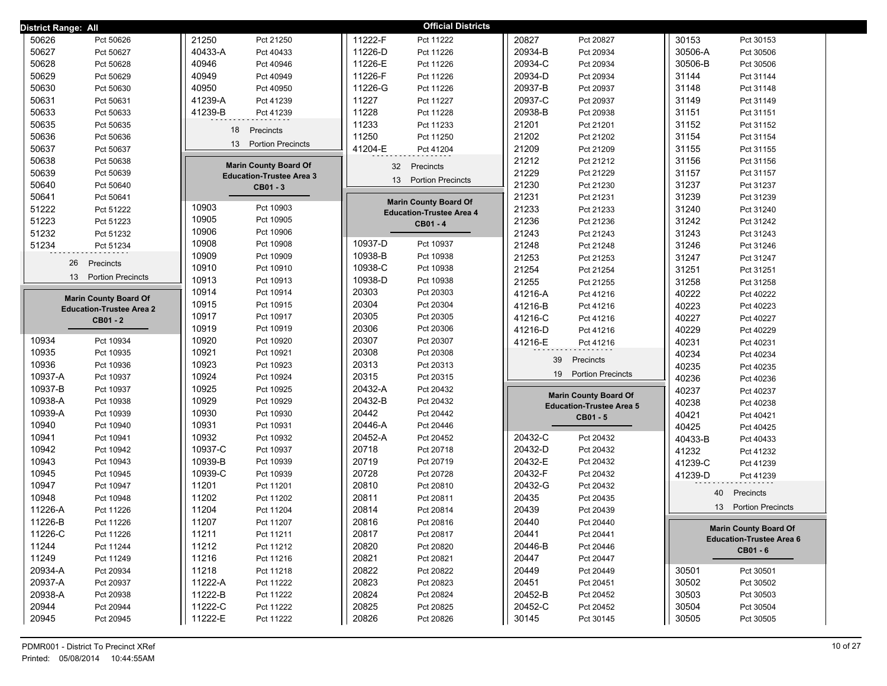**District Range: All** — **Official Districts**

| District | Precinct |
|---|---|
| 50626 | Pct 50626 |
| 50627 | Pct 50627 |
| 50628 | Pct 50628 |
| 50629 | Pct 50629 |
| 50630 | Pct 50630 |
| 50631 | Pct 50631 |
| 50633 | Pct 50633 |
| 50635 | Pct 50635 |
| 50636 | Pct 50636 |
| 50637 | Pct 50637 |
| 50638 | Pct 50638 |
| 50639 | Pct 50639 |
| 50640 | Pct 50640 |
| 50641 | Pct 50641 |
| 51222 | Pct 51222 |
| 51223 | Pct 51223 |
| 51232 | Pct 51232 |
| 51234 | Pct 51234 |

26 Precincts
13 Portion Precincts

## Marin County Board Of Education-Trustee Area 2
### CB01 - 2

| District | Precinct |
|---|---|
| 10934 | Pct 10934 |
| 10935 | Pct 10935 |
| 10936 | Pct 10936 |
| 10937-A | Pct 10937 |
| 10937-B | Pct 10937 |
| 10938-A | Pct 10938 |
| 10939-A | Pct 10939 |
| 10940 | Pct 10940 |
| 10941 | Pct 10941 |
| 10942 | Pct 10942 |
| 10943 | Pct 10943 |
| 10945 | Pct 10945 |
| 10947 | Pct 10947 |
| 10948 | Pct 10948 |
| 11226-A | Pct 11226 |
| 11226-B | Pct 11226 |
| 11226-C | Pct 11226 |
| 11244 | Pct 11244 |
| 11249 | Pct 11249 |
| 20934-A | Pct 20934 |
| 20937-A | Pct 20937 |
| 20938-A | Pct 20938 |
| 20944 | Pct 20944 |
| 20945 | Pct 20945 |
| 21250 | Pct 21250 |
| 40433-A | Pct 40433 |
| 40946 | Pct 40946 |
| 40949 | Pct 40949 |
| 40950 | Pct 40950 |
| 41239-A | Pct 41239 |
| 41239-B | Pct 41239 |

18 Precincts
13 Portion Precincts

## Marin County Board Of Education-Trustee Area 3
### CB01 - 3

| District | Precinct |
|---|---|
| 10903 | Pct 10903 |
| 10905 | Pct 10905 |
| 10906 | Pct 10906 |
| 10908 | Pct 10908 |
| 10909 | Pct 10909 |
| 10910 | Pct 10910 |
| 10913 | Pct 10913 |
| 10914 | Pct 10914 |
| 10915 | Pct 10915 |
| 10917 | Pct 10917 |
| 10919 | Pct 10919 |
| 10920 | Pct 10920 |
| 10921 | Pct 10921 |
| 10923 | Pct 10923 |
| 10924 | Pct 10924 |
| 10925 | Pct 10925 |
| 10929 | Pct 10929 |
| 10930 | Pct 10930 |
| 10931 | Pct 10931 |
| 10932 | Pct 10932 |
| 10937-C | Pct 10937 |
| 10939-B | Pct 10939 |
| 10939-C | Pct 10939 |
| 11201 | Pct 11201 |
| 11202 | Pct 11202 |
| 11204 | Pct 11204 |
| 11207 | Pct 11207 |
| 11211 | Pct 11211 |
| 11212 | Pct 11212 |
| 11216 | Pct 11216 |
| 11218 | Pct 11218 |
| 11222-A | Pct 11222 |
| 11222-B | Pct 11222 |
| 11222-C | Pct 11222 |
| 11222-E | Pct 11222 |
| 11222-F | Pct 11222 |
| 11226-D | Pct 11226 |
| 11226-E | Pct 11226 |
| 11226-F | Pct 11226 |
| 11226-G | Pct 11226 |
| 11227 | Pct 11227 |
| 11228 | Pct 11228 |
| 11233 | Pct 11233 |
| 11250 | Pct 11250 |
| 41204-E | Pct 41204 |

32 Precincts
13 Portion Precincts

## Marin County Board Of Education-Trustee Area 4
### CB01 - 4

| District | Precinct |
|---|---|
| 10937-D | Pct 10937 |
| 10938-B | Pct 10938 |
| 10938-C | Pct 10938 |
| 10938-D | Pct 10938 |
| 20303 | Pct 20303 |
| 20304 | Pct 20304 |
| 20305 | Pct 20305 |
| 20306 | Pct 20306 |
| 20307 | Pct 20307 |
| 20308 | Pct 20308 |
| 20313 | Pct 20313 |
| 20315 | Pct 20315 |
| 20432-A | Pct 20432 |
| 20432-B | Pct 20432 |
| 20442 | Pct 20442 |
| 20446-A | Pct 20446 |
| 20452-A | Pct 20452 |
| 20718 | Pct 20718 |
| 20719 | Pct 20719 |
| 20728 | Pct 20728 |
| 20810 | Pct 20810 |
| 20811 | Pct 20811 |
| 20814 | Pct 20814 |
| 20816 | Pct 20816 |
| 20817 | Pct 20817 |
| 20820 | Pct 20820 |
| 20821 | Pct 20821 |
| 20822 | Pct 20822 |
| 20823 | Pct 20823 |
| 20824 | Pct 20824 |
| 20825 | Pct 20825 |
| 20826 | Pct 20826 |
| 20827 | Pct 20827 |
| 20934-B | Pct 20934 |
| 20934-C | Pct 20934 |
| 20934-D | Pct 20934 |
| 20937-B | Pct 20937 |
| 20937-C | Pct 20937 |
| 20938-B | Pct 20938 |
| 21201 | Pct 21201 |
| 21202 | Pct 21202 |
| 21209 | Pct 21209 |
| 21212 | Pct 21212 |
| 21229 | Pct 21229 |
| 21230 | Pct 21230 |
| 21231 | Pct 21231 |
| 21233 | Pct 21233 |
| 21236 | Pct 21236 |
| 21243 | Pct 21243 |
| 21248 | Pct 21248 |
| 21253 | Pct 21253 |
| 21254 | Pct 21254 |
| 21255 | Pct 21255 |
| 41216-A | Pct 41216 |
| 41216-B | Pct 41216 |
| 41216-C | Pct 41216 |
| 41216-D | Pct 41216 |
| 41216-E | Pct 41216 |

39 Precincts
19 Portion Precincts

## Marin County Board Of Education-Trustee Area 5
### CB01 - 5

| District | Precinct |
|---|---|
| 20432-C | Pct 20432 |
| 20432-D | Pct 20432 |
| 20432-E | Pct 20432 |
| 20432-F | Pct 20432 |
| 20432-G | Pct 20432 |
| 20435 | Pct 20435 |
| 20439 | Pct 20439 |
| 20440 | Pct 20440 |
| 20441 | Pct 20441 |
| 20446-B | Pct 20446 |
| 20447 | Pct 20447 |
| 20449 | Pct 20449 |
| 20451 | Pct 20451 |
| 20452-B | Pct 20452 |
| 20452-C | Pct 20452 |
| 30145 | Pct 30145 |
| 30153 | Pct 30153 |
| 30506-A | Pct 30506 |
| 30506-B | Pct 30506 |
| 31144 | Pct 31144 |
| 31148 | Pct 31148 |
| 31149 | Pct 31149 |
| 31151 | Pct 31151 |
| 31152 | Pct 31152 |
| 31154 | Pct 31154 |
| 31155 | Pct 31155 |
| 31156 | Pct 31156 |
| 31157 | Pct 31157 |
| 31237 | Pct 31237 |
| 31239 | Pct 31239 |
| 31240 | Pct 31240 |
| 31242 | Pct 31242 |
| 31243 | Pct 31243 |
| 31246 | Pct 31246 |
| 31247 | Pct 31247 |
| 31251 | Pct 31251 |
| 31258 | Pct 31258 |
| 40222 | Pct 40222 |
| 40223 | Pct 40223 |
| 40227 | Pct 40227 |
| 40229 | Pct 40229 |
| 40231 | Pct 40231 |
| 40234 | Pct 40234 |
| 40235 | Pct 40235 |
| 40236 | Pct 40236 |
| 40237 | Pct 40237 |
| 40238 | Pct 40238 |
| 40421 | Pct 40421 |
| 40425 | Pct 40425 |
| 40433-B | Pct 40433 |
| 41232 | Pct 41232 |
| 41239-C | Pct 41239 |
| 41239-D | Pct 41239 |

40 Precincts
13 Portion Precincts

## Marin County Board Of Education-Trustee Area 6
### CB01 - 6

| District | Precinct |
|---|---|
| 30501 | Pct 30501 |
| 30502 | Pct 30502 |
| 30503 | Pct 30503 |
| 30504 | Pct 30504 |
| 30505 | Pct 30505 |

PDMR001 - District To Precinct XRef
Printed: 05/08/2014 10:44:55AM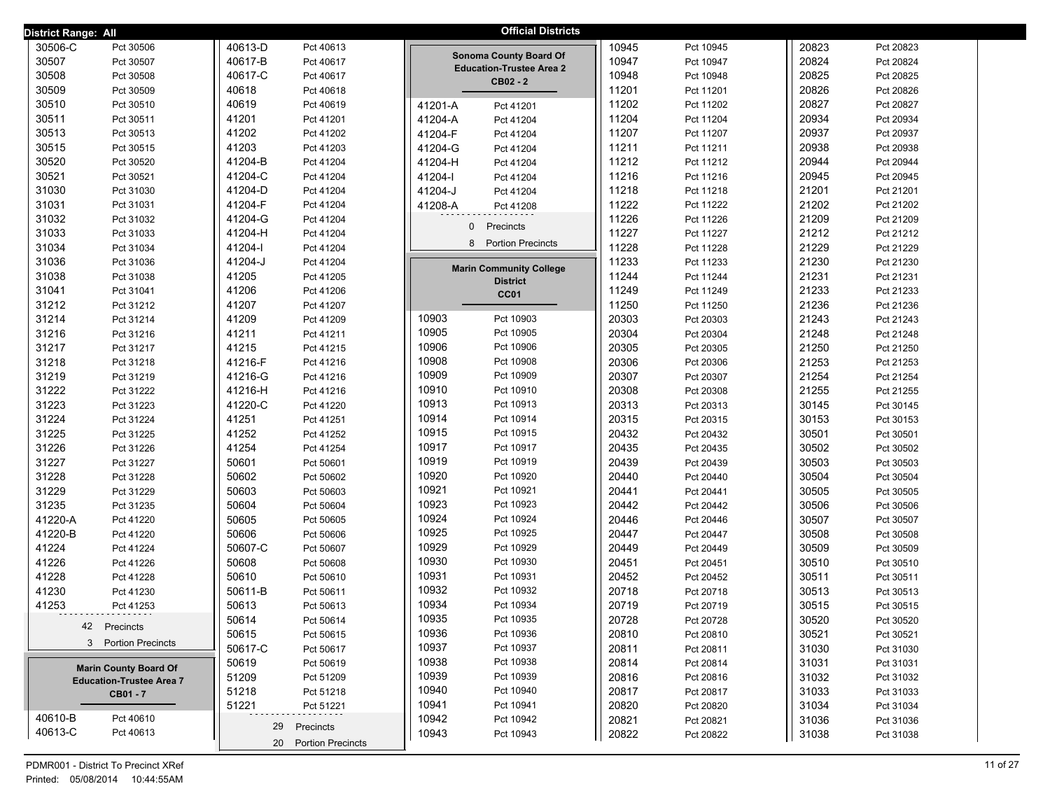**District Range: All**

## Official Districts

| Precinct | Name |
|---|---|
| 30506-C | Pct 30506 |
| 30507 | Pct 30507 |
| 30508 | Pct 30508 |
| 30509 | Pct 30509 |
| 30510 | Pct 30510 |
| 30511 | Pct 30511 |
| 30513 | Pct 30513 |
| 30515 | Pct 30515 |
| 30520 | Pct 30520 |
| 30521 | Pct 30521 |
| 31030 | Pct 31030 |
| 31031 | Pct 31031 |
| 31032 | Pct 31032 |
| 31033 | Pct 31033 |
| 31034 | Pct 31034 |
| 31036 | Pct 31036 |
| 31038 | Pct 31038 |
| 31041 | Pct 31041 |
| 31212 | Pct 31212 |
| 31214 | Pct 31214 |
| 31216 | Pct 31216 |
| 31217 | Pct 31217 |
| 31218 | Pct 31218 |
| 31219 | Pct 31219 |
| 31222 | Pct 31222 |
| 31223 | Pct 31223 |
| 31224 | Pct 31224 |
| 31225 | Pct 31225 |
| 31226 | Pct 31226 |
| 31227 | Pct 31227 |
| 31228 | Pct 31228 |
| 31229 | Pct 31229 |
| 31235 | Pct 31235 |
| 41220-A | Pct 41220 |
| 41220-B | Pct 41220 |
| 41224 | Pct 41224 |
| 41226 | Pct 41226 |
| 41228 | Pct 41228 |
| 41230 | Pct 41230 |
| 41253 | Pct 41253 |

42 Precincts
3 Portion Precincts

### Marin County Board Of Education-Trustee Area 7
**CB01 - 7**

| Precinct | Name |
|---|---|
| 40610-B | Pct 40610 |
| 40613-C | Pct 40613 |
| 40613-D | Pct 40613 |
| 40617-B | Pct 40617 |
| 40617-C | Pct 40617 |
| 40618 | Pct 40618 |
| 40619 | Pct 40619 |
| 41201 | Pct 41201 |
| 41202 | Pct 41202 |
| 41203 | Pct 41203 |
| 41204-B | Pct 41204 |
| 41204-C | Pct 41204 |
| 41204-D | Pct 41204 |
| 41204-F | Pct 41204 |
| 41204-G | Pct 41204 |
| 41204-H | Pct 41204 |
| 41204-I | Pct 41204 |
| 41204-J | Pct 41204 |
| 41205 | Pct 41205 |
| 41206 | Pct 41206 |
| 41207 | Pct 41207 |
| 41209 | Pct 41209 |
| 41211 | Pct 41211 |
| 41215 | Pct 41215 |
| 41216-F | Pct 41216 |
| 41216-G | Pct 41216 |
| 41216-H | Pct 41216 |
| 41220-C | Pct 41220 |
| 41251 | Pct 41251 |
| 41252 | Pct 41252 |
| 41254 | Pct 41254 |
| 50601 | Pct 50601 |
| 50602 | Pct 50602 |
| 50603 | Pct 50603 |
| 50604 | Pct 50604 |
| 50605 | Pct 50605 |
| 50606 | Pct 50606 |
| 50607-C | Pct 50607 |
| 50608 | Pct 50608 |
| 50610 | Pct 50610 |
| 50611-B | Pct 50611 |
| 50613 | Pct 50613 |
| 50614 | Pct 50614 |
| 50615 | Pct 50615 |
| 50617-C | Pct 50617 |
| 50619 | Pct 50619 |
| 51209 | Pct 51209 |
| 51218 | Pct 51218 |
| 51221 | Pct 51221 |

29 Precincts
20 Portion Precincts

### Sonoma County Board Of Education-Trustee Area 2
**CB02 - 2**

| Precinct | Name |
|---|---|
| 41201-A | Pct 41201 |
| 41204-A | Pct 41204 |
| 41204-F | Pct 41204 |
| 41204-G | Pct 41204 |
| 41204-H | Pct 41204 |
| 41204-I | Pct 41204 |
| 41204-J | Pct 41204 |
| 41208-A | Pct 41208 |

0 Precincts
8 Portion Precincts

### Marin Community College District
**CC01**

| Precinct | Name |
|---|---|
| 10903 | Pct 10903 |
| 10905 | Pct 10905 |
| 10906 | Pct 10906 |
| 10908 | Pct 10908 |
| 10909 | Pct 10909 |
| 10910 | Pct 10910 |
| 10913 | Pct 10913 |
| 10914 | Pct 10914 |
| 10915 | Pct 10915 |
| 10917 | Pct 10917 |
| 10919 | Pct 10919 |
| 10920 | Pct 10920 |
| 10921 | Pct 10921 |
| 10923 | Pct 10923 |
| 10924 | Pct 10924 |
| 10925 | Pct 10925 |
| 10929 | Pct 10929 |
| 10930 | Pct 10930 |
| 10931 | Pct 10931 |
| 10932 | Pct 10932 |
| 10934 | Pct 10934 |
| 10935 | Pct 10935 |
| 10936 | Pct 10936 |
| 10937 | Pct 10937 |
| 10938 | Pct 10938 |
| 10939 | Pct 10939 |
| 10940 | Pct 10940 |
| 10941 | Pct 10941 |
| 10942 | Pct 10942 |
| 10943 | Pct 10943 |
| 10945 | Pct 10945 |
| 10947 | Pct 10947 |
| 10948 | Pct 10948 |
| 11201 | Pct 11201 |
| 11202 | Pct 11202 |
| 11204 | Pct 11204 |
| 11207 | Pct 11207 |
| 11211 | Pct 11211 |
| 11212 | Pct 11212 |
| 11216 | Pct 11216 |
| 11218 | Pct 11218 |
| 11222 | Pct 11222 |
| 11226 | Pct 11226 |
| 11227 | Pct 11227 |
| 11228 | Pct 11228 |
| 11233 | Pct 11233 |
| 11244 | Pct 11244 |
| 11249 | Pct 11249 |
| 11250 | Pct 11250 |
| 20303 | Pct 20303 |
| 20304 | Pct 20304 |
| 20305 | Pct 20305 |
| 20306 | Pct 20306 |
| 20307 | Pct 20307 |
| 20308 | Pct 20308 |
| 20313 | Pct 20313 |
| 20315 | Pct 20315 |
| 20432 | Pct 20432 |
| 20435 | Pct 20435 |
| 20439 | Pct 20439 |
| 20440 | Pct 20440 |
| 20441 | Pct 20441 |
| 20442 | Pct 20442 |
| 20446 | Pct 20446 |
| 20447 | Pct 20447 |
| 20449 | Pct 20449 |
| 20451 | Pct 20451 |
| 20452 | Pct 20452 |
| 20718 | Pct 20718 |
| 20719 | Pct 20719 |
| 20728 | Pct 20728 |
| 20810 | Pct 20810 |
| 20811 | Pct 20811 |
| 20814 | Pct 20814 |
| 20816 | Pct 20816 |
| 20817 | Pct 20817 |
| 20820 | Pct 20820 |
| 20821 | Pct 20821 |
| 20822 | Pct 20822 |
| 20823 | Pct 20823 |
| 20824 | Pct 20824 |
| 20825 | Pct 20825 |
| 20826 | Pct 20826 |
| 20827 | Pct 20827 |
| 20934 | Pct 20934 |
| 20937 | Pct 20937 |
| 20938 | Pct 20938 |
| 20944 | Pct 20944 |
| 20945 | Pct 20945 |
| 21201 | Pct 21201 |
| 21202 | Pct 21202 |
| 21209 | Pct 21209 |
| 21212 | Pct 21212 |
| 21229 | Pct 21229 |
| 21230 | Pct 21230 |
| 21231 | Pct 21231 |
| 21233 | Pct 21233 |
| 21236 | Pct 21236 |
| 21243 | Pct 21243 |
| 21248 | Pct 21248 |
| 21250 | Pct 21250 |
| 21253 | Pct 21253 |
| 21254 | Pct 21254 |
| 21255 | Pct 21255 |
| 30145 | Pct 30145 |
| 30153 | Pct 30153 |
| 30501 | Pct 30501 |
| 30502 | Pct 30502 |
| 30503 | Pct 30503 |
| 30504 | Pct 30504 |
| 30505 | Pct 30505 |
| 30506 | Pct 30506 |
| 30507 | Pct 30507 |
| 30508 | Pct 30508 |
| 30509 | Pct 30509 |
| 30510 | Pct 30510 |
| 30511 | Pct 30511 |
| 30513 | Pct 30513 |
| 30515 | Pct 30515 |
| 30520 | Pct 30520 |
| 30521 | Pct 30521 |
| 31030 | Pct 31030 |
| 31031 | Pct 31031 |
| 31032 | Pct 31032 |
| 31033 | Pct 31033 |
| 31034 | Pct 31034 |
| 31036 | Pct 31036 |
| 31038 | Pct 31038 |

PDMR001 - District To Precinct XRef
Printed: 05/08/2014 10:44:55AM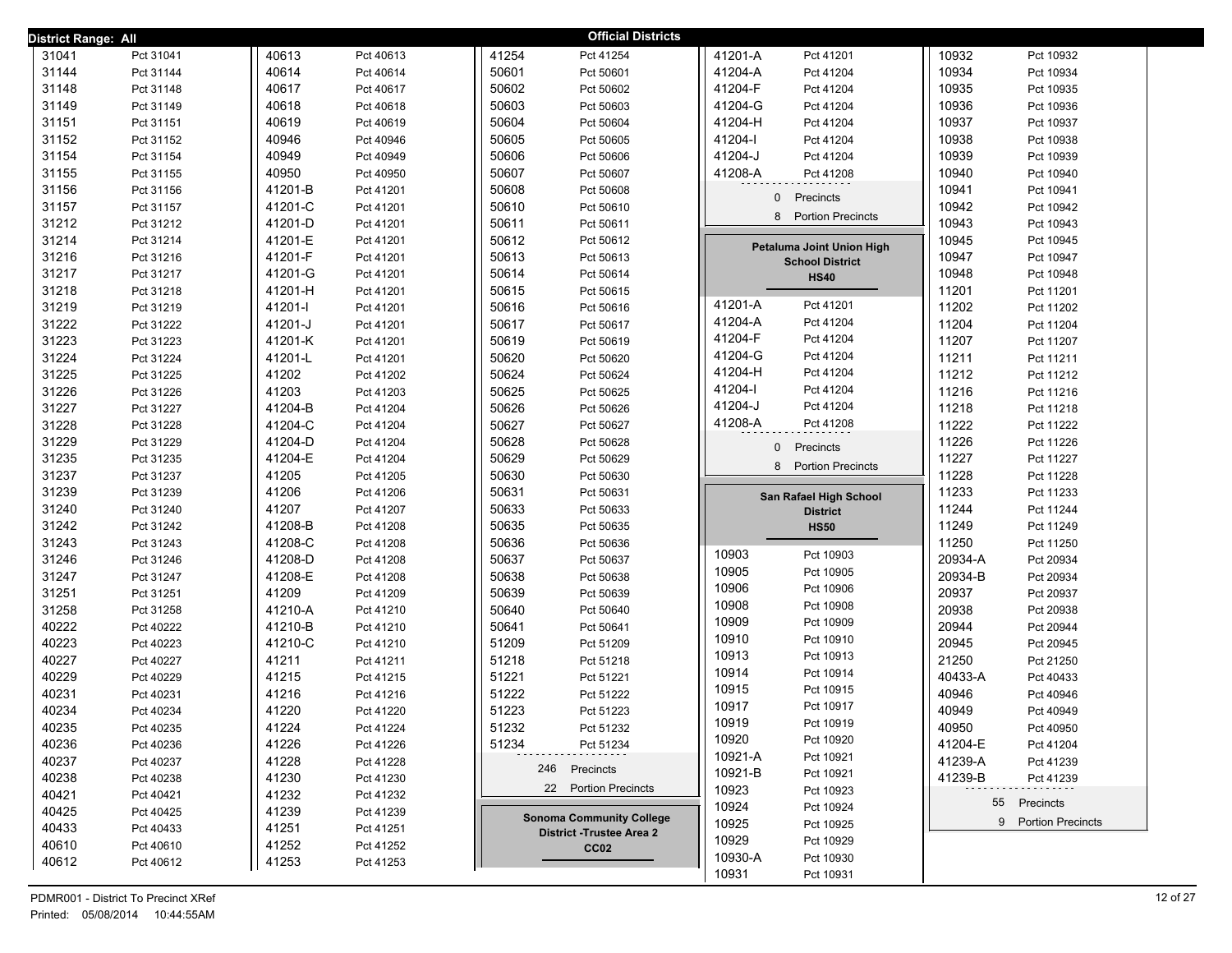**District Range: All** — **Official Districts**

| District | Precinct |
|---|---|
| 31041 | Pct 31041 |
| 31144 | Pct 31144 |
| 31148 | Pct 31148 |
| 31149 | Pct 31149 |
| 31151 | Pct 31151 |
| 31152 | Pct 31152 |
| 31154 | Pct 31154 |
| 31155 | Pct 31155 |
| 31156 | Pct 31156 |
| 31157 | Pct 31157 |
| 31212 | Pct 31212 |
| 31214 | Pct 31214 |
| 31216 | Pct 31216 |
| 31217 | Pct 31217 |
| 31218 | Pct 31218 |
| 31219 | Pct 31219 |
| 31222 | Pct 31222 |
| 31223 | Pct 31223 |
| 31224 | Pct 31224 |
| 31225 | Pct 31225 |
| 31226 | Pct 31226 |
| 31227 | Pct 31227 |
| 31228 | Pct 31228 |
| 31229 | Pct 31229 |
| 31235 | Pct 31235 |
| 31237 | Pct 31237 |
| 31239 | Pct 31239 |
| 31240 | Pct 31240 |
| 31242 | Pct 31242 |
| 31243 | Pct 31243 |
| 31246 | Pct 31246 |
| 31247 | Pct 31247 |
| 31251 | Pct 31251 |
| 31258 | Pct 31258 |
| 40222 | Pct 40222 |
| 40223 | Pct 40223 |
| 40227 | Pct 40227 |
| 40229 | Pct 40229 |
| 40231 | Pct 40231 |
| 40234 | Pct 40234 |
| 40235 | Pct 40235 |
| 40236 | Pct 40236 |
| 40237 | Pct 40237 |
| 40238 | Pct 40238 |
| 40421 | Pct 40421 |
| 40425 | Pct 40425 |
| 40433 | Pct 40433 |
| 40610 | Pct 40610 |
| 40612 | Pct 40612 |
| 40613 | Pct 40613 |
| 40614 | Pct 40614 |
| 40617 | Pct 40617 |
| 40618 | Pct 40618 |
| 40619 | Pct 40619 |
| 40946 | Pct 40946 |
| 40949 | Pct 40949 |
| 40950 | Pct 40950 |
| 41201-B | Pct 41201 |
| 41201-C | Pct 41201 |
| 41201-D | Pct 41201 |
| 41201-E | Pct 41201 |
| 41201-F | Pct 41201 |
| 41201-G | Pct 41201 |
| 41201-H | Pct 41201 |
| 41201-I | Pct 41201 |
| 41201-J | Pct 41201 |
| 41201-K | Pct 41201 |
| 41201-L | Pct 41201 |
| 41202 | Pct 41202 |
| 41203 | Pct 41203 |
| 41204-B | Pct 41204 |
| 41204-C | Pct 41204 |
| 41204-D | Pct 41204 |
| 41204-E | Pct 41204 |
| 41205 | Pct 41205 |
| 41206 | Pct 41206 |
| 41207 | Pct 41207 |
| 41208-B | Pct 41208 |
| 41208-C | Pct 41208 |
| 41208-D | Pct 41208 |
| 41208-E | Pct 41208 |
| 41209 | Pct 41209 |
| 41210-A | Pct 41210 |
| 41210-B | Pct 41210 |
| 41210-C | Pct 41210 |
| 41211 | Pct 41211 |
| 41215 | Pct 41215 |
| 41216 | Pct 41216 |
| 41220 | Pct 41220 |
| 41224 | Pct 41224 |
| 41226 | Pct 41226 |
| 41228 | Pct 41228 |
| 41230 | Pct 41230 |
| 41232 | Pct 41232 |
| 41239 | Pct 41239 |
| 41251 | Pct 41251 |
| 41252 | Pct 41252 |
| 41253 | Pct 41253 |
| 41254 | Pct 41254 |
| 50601 | Pct 50601 |
| 50602 | Pct 50602 |
| 50603 | Pct 50603 |
| 50604 | Pct 50604 |
| 50605 | Pct 50605 |
| 50606 | Pct 50606 |
| 50607 | Pct 50607 |
| 50608 | Pct 50608 |
| 50610 | Pct 50610 |
| 50611 | Pct 50611 |
| 50612 | Pct 50612 |
| 50613 | Pct 50613 |
| 50614 | Pct 50614 |
| 50615 | Pct 50615 |
| 50616 | Pct 50616 |
| 50617 | Pct 50617 |
| 50619 | Pct 50619 |
| 50620 | Pct 50620 |
| 50624 | Pct 50624 |
| 50625 | Pct 50625 |
| 50626 | Pct 50626 |
| 50627 | Pct 50627 |
| 50628 | Pct 50628 |
| 50629 | Pct 50629 |
| 50630 | Pct 50630 |
| 50631 | Pct 50631 |
| 50633 | Pct 50633 |
| 50635 | Pct 50635 |
| 50636 | Pct 50636 |
| 50637 | Pct 50637 |
| 50638 | Pct 50638 |
| 50639 | Pct 50639 |
| 50640 | Pct 50640 |
| 50641 | Pct 50641 |
| 51209 | Pct 51209 |
| 51218 | Pct 51218 |
| 51221 | Pct 51221 |
| 51222 | Pct 51222 |
| 51223 | Pct 51223 |
| 51232 | Pct 51232 |
| 51234 | Pct 51234 |

246 Precincts
22 Portion Precincts

## Sonoma Community College District -Trustee Area 2
**CC02**

| District | Precinct |
|---|---|
| 41201-A | Pct 41201 |
| 41204-A | Pct 41204 |
| 41204-F | Pct 41204 |
| 41204-G | Pct 41204 |
| 41204-H | Pct 41204 |
| 41204-I | Pct 41204 |
| 41204-J | Pct 41204 |
| 41208-A | Pct 41208 |

0 Precincts
8 Portion Precincts

## Petaluma Joint Union High School District
**HS40**

| District | Precinct |
|---|---|
| 41201-A | Pct 41201 |
| 41204-A | Pct 41204 |
| 41204-F | Pct 41204 |
| 41204-G | Pct 41204 |
| 41204-H | Pct 41204 |
| 41204-I | Pct 41204 |
| 41204-J | Pct 41204 |
| 41208-A | Pct 41208 |

0 Precincts
8 Portion Precincts

## San Rafael High School District
**HS50**

| District | Precinct |
|---|---|
| 10903 | Pct 10903 |
| 10905 | Pct 10905 |
| 10906 | Pct 10906 |
| 10908 | Pct 10908 |
| 10909 | Pct 10909 |
| 10910 | Pct 10910 |
| 10913 | Pct 10913 |
| 10914 | Pct 10914 |
| 10915 | Pct 10915 |
| 10917 | Pct 10917 |
| 10919 | Pct 10919 |
| 10920 | Pct 10920 |
| 10921-A | Pct 10921 |
| 10921-B | Pct 10921 |
| 10923 | Pct 10923 |
| 10924 | Pct 10924 |
| 10925 | Pct 10925 |
| 10929 | Pct 10929 |
| 10930-A | Pct 10930 |
| 10931 | Pct 10931 |
| 10932 | Pct 10932 |
| 10934 | Pct 10934 |
| 10935 | Pct 10935 |
| 10936 | Pct 10936 |
| 10937 | Pct 10937 |
| 10938 | Pct 10938 |
| 10939 | Pct 10939 |
| 10940 | Pct 10940 |
| 10941 | Pct 10941 |
| 10942 | Pct 10942 |
| 10943 | Pct 10943 |
| 10945 | Pct 10945 |
| 10947 | Pct 10947 |
| 10948 | Pct 10948 |
| 11201 | Pct 11201 |
| 11202 | Pct 11202 |
| 11204 | Pct 11204 |
| 11207 | Pct 11207 |
| 11211 | Pct 11211 |
| 11212 | Pct 11212 |
| 11216 | Pct 11216 |
| 11218 | Pct 11218 |
| 11222 | Pct 11222 |
| 11226 | Pct 11226 |
| 11227 | Pct 11227 |
| 11228 | Pct 11228 |
| 11233 | Pct 11233 |
| 11244 | Pct 11244 |
| 11249 | Pct 11249 |
| 11250 | Pct 11250 |
| 20934-A | Pct 20934 |
| 20934-B | Pct 20934 |
| 20937 | Pct 20937 |
| 20938 | Pct 20938 |
| 20944 | Pct 20944 |
| 20945 | Pct 20945 |
| 21250 | Pct 21250 |
| 40433-A | Pct 40433 |
| 40946 | Pct 40946 |
| 40949 | Pct 40949 |
| 40950 | Pct 40950 |
| 41204-E | Pct 41204 |
| 41239-A | Pct 41239 |
| 41239-B | Pct 41239 |

55 Precincts
9 Portion Precincts

PDMR001 - District To Precinct XRef
Printed: 05/08/2014 10:44:55AM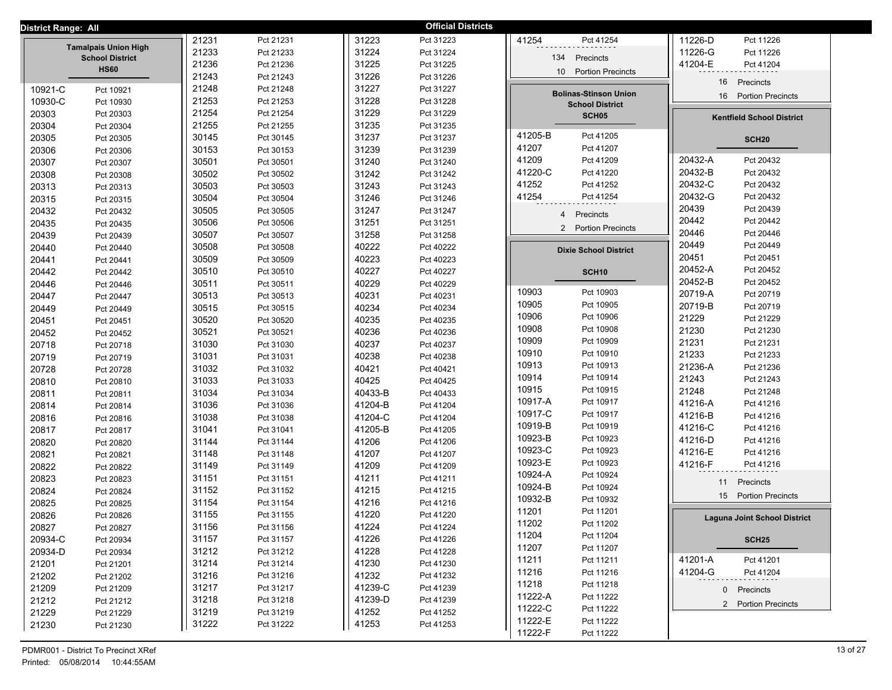District Range: All

**Official Districts**

## Tamalpais Union High School District

**HS60**

| District | Precinct |
|---|---|
| 10921-C | Pct 10921 |
| 10930-C | Pct 10930 |
| 20303 | Pct 20303 |
| 20304 | Pct 20304 |
| 20305 | Pct 20305 |
| 20306 | Pct 20306 |
| 20307 | Pct 20307 |
| 20308 | Pct 20308 |
| 20313 | Pct 20313 |
| 20315 | Pct 20315 |
| 20432 | Pct 20432 |
| 20435 | Pct 20435 |
| 20439 | Pct 20439 |
| 20440 | Pct 20440 |
| 20441 | Pct 20441 |
| 20442 | Pct 20442 |
| 20446 | Pct 20446 |
| 20447 | Pct 20447 |
| 20449 | Pct 20449 |
| 20451 | Pct 20451 |
| 20452 | Pct 20452 |
| 20718 | Pct 20718 |
| 20719 | Pct 20719 |
| 20728 | Pct 20728 |
| 20810 | Pct 20810 |
| 20811 | Pct 20811 |
| 20814 | Pct 20814 |
| 20816 | Pct 20816 |
| 20817 | Pct 20817 |
| 20820 | Pct 20820 |
| 20821 | Pct 20821 |
| 20822 | Pct 20822 |
| 20823 | Pct 20823 |
| 20824 | Pct 20824 |
| 20825 | Pct 20825 |
| 20826 | Pct 20826 |
| 20827 | Pct 20827 |
| 20934-C | Pct 20934 |
| 20934-D | Pct 20934 |
| 21201 | Pct 21201 |
| 21202 | Pct 21202 |
| 21209 | Pct 21209 |
| 21212 | Pct 21212 |
| 21229 | Pct 21229 |
| 21230 | Pct 21230 |
| 21231 | Pct 21231 |
| 21233 | Pct 21233 |
| 21236 | Pct 21236 |
| 21243 | Pct 21243 |
| 21248 | Pct 21248 |
| 21253 | Pct 21253 |
| 21254 | Pct 21254 |
| 21255 | Pct 21255 |
| 30145 | Pct 30145 |
| 30153 | Pct 30153 |
| 30501 | Pct 30501 |
| 30502 | Pct 30502 |
| 30503 | Pct 30503 |
| 30504 | Pct 30504 |
| 30505 | Pct 30505 |
| 30506 | Pct 30506 |
| 30507 | Pct 30507 |
| 30508 | Pct 30508 |
| 30509 | Pct 30509 |
| 30510 | Pct 30510 |
| 30511 | Pct 30511 |
| 30513 | Pct 30513 |
| 30515 | Pct 30515 |
| 30520 | Pct 30520 |
| 30521 | Pct 30521 |
| 31030 | Pct 31030 |
| 31031 | Pct 31031 |
| 31032 | Pct 31032 |
| 31033 | Pct 31033 |
| 31034 | Pct 31034 |
| 31036 | Pct 31036 |
| 31038 | Pct 31038 |
| 31041 | Pct 31041 |
| 31144 | Pct 31144 |
| 31148 | Pct 31148 |
| 31149 | Pct 31149 |
| 31151 | Pct 31151 |
| 31152 | Pct 31152 |
| 31154 | Pct 31154 |
| 31155 | Pct 31155 |
| 31156 | Pct 31156 |
| 31157 | Pct 31157 |
| 31212 | Pct 31212 |
| 31214 | Pct 31214 |
| 31216 | Pct 31216 |
| 31217 | Pct 31217 |
| 31218 | Pct 31218 |
| 31219 | Pct 31219 |
| 31222 | Pct 31222 |
| 31223 | Pct 31223 |
| 31224 | Pct 31224 |
| 31225 | Pct 31225 |
| 31226 | Pct 31226 |
| 31227 | Pct 31227 |
| 31228 | Pct 31228 |
| 31229 | Pct 31229 |
| 31235 | Pct 31235 |
| 31237 | Pct 31237 |
| 31239 | Pct 31239 |
| 31240 | Pct 31240 |
| 31242 | Pct 31242 |
| 31243 | Pct 31243 |
| 31246 | Pct 31246 |
| 31247 | Pct 31247 |
| 31251 | Pct 31251 |
| 31258 | Pct 31258 |
| 40222 | Pct 40222 |
| 40223 | Pct 40223 |
| 40227 | Pct 40227 |
| 40229 | Pct 40229 |
| 40231 | Pct 40231 |
| 40234 | Pct 40234 |
| 40235 | Pct 40235 |
| 40236 | Pct 40236 |
| 40237 | Pct 40237 |
| 40238 | Pct 40238 |
| 40421 | Pct 40421 |
| 40425 | Pct 40425 |
| 40433-B | Pct 40433 |
| 41204-B | Pct 41204 |
| 41204-C | Pct 41204 |
| 41205-B | Pct 41205 |
| 41206 | Pct 41206 |
| 41207 | Pct 41207 |
| 41209 | Pct 41209 |
| 41211 | Pct 41211 |
| 41215 | Pct 41215 |
| 41216 | Pct 41216 |
| 41220 | Pct 41220 |
| 41224 | Pct 41224 |
| 41226 | Pct 41226 |
| 41228 | Pct 41228 |
| 41230 | Pct 41230 |
| 41232 | Pct 41232 |
| 41239-C | Pct 41239 |
| 41239-D | Pct 41239 |
| 41252 | Pct 41252 |
| 41253 | Pct 41253 |
| 41254 | Pct 41254 |

134 Precincts
10 Portion Precincts

## Bolinas-Stinson Union School District

**SCH05**

| District | Precinct |
|---|---|
| 41205-B | Pct 41205 |
| 41207 | Pct 41207 |
| 41209 | Pct 41209 |
| 41220-C | Pct 41220 |
| 41252 | Pct 41252 |
| 41254 | Pct 41254 |

4 Precincts
2 Portion Precincts

## Dixie School District

**SCH10**

| District | Precinct |
|---|---|
| 10903 | Pct 10903 |
| 10905 | Pct 10905 |
| 10906 | Pct 10906 |
| 10908 | Pct 10908 |
| 10909 | Pct 10909 |
| 10910 | Pct 10910 |
| 10913 | Pct 10913 |
| 10914 | Pct 10914 |
| 10915 | Pct 10915 |
| 10917-A | Pct 10917 |
| 10917-C | Pct 10917 |
| 10919-B | Pct 10919 |
| 10923-B | Pct 10923 |
| 10923-C | Pct 10923 |
| 10923-E | Pct 10923 |
| 10924-A | Pct 10924 |
| 10924-B | Pct 10924 |
| 10932-B | Pct 10932 |
| 11201 | Pct 11201 |
| 11202 | Pct 11202 |
| 11204 | Pct 11204 |
| 11207 | Pct 11207 |
| 11211 | Pct 11211 |
| 11216 | Pct 11216 |
| 11218 | Pct 11218 |
| 11222-A | Pct 11222 |
| 11222-C | Pct 11222 |
| 11222-E | Pct 11222 |
| 11222-F | Pct 11222 |
| 11226-D | Pct 11226 |
| 11226-G | Pct 11226 |
| 41204-E | Pct 41204 |

16 Precincts
16 Portion Precincts

## Kentfield School District

**SCH20**

| District | Precinct |
|---|---|
| 20432-A | Pct 20432 |
| 20432-B | Pct 20432 |
| 20432-C | Pct 20432 |
| 20432-G | Pct 20432 |
| 20439 | Pct 20439 |
| 20442 | Pct 20442 |
| 20446 | Pct 20446 |
| 20449 | Pct 20449 |
| 20451 | Pct 20451 |
| 20452-A | Pct 20452 |
| 20452-B | Pct 20452 |
| 20719-A | Pct 20719 |
| 20719-B | Pct 20719 |
| 21229 | Pct 21229 |
| 21230 | Pct 21230 |
| 21231 | Pct 21231 |
| 21233 | Pct 21233 |
| 21236-A | Pct 21236 |
| 21243 | Pct 21243 |
| 21248 | Pct 21248 |
| 41216-A | Pct 41216 |
| 41216-B | Pct 41216 |
| 41216-C | Pct 41216 |
| 41216-D | Pct 41216 |
| 41216-E | Pct 41216 |
| 41216-F | Pct 41216 |

11 Precincts
15 Portion Precincts

## Laguna Joint School District

**SCH25**

| District | Precinct |
|---|---|
| 41201-A | Pct 41201 |
| 41204-G | Pct 41204 |

0 Precincts
2 Portion Precincts

PDMR001 - District To Precinct XRef
Printed: 05/08/2014 10:44:55AM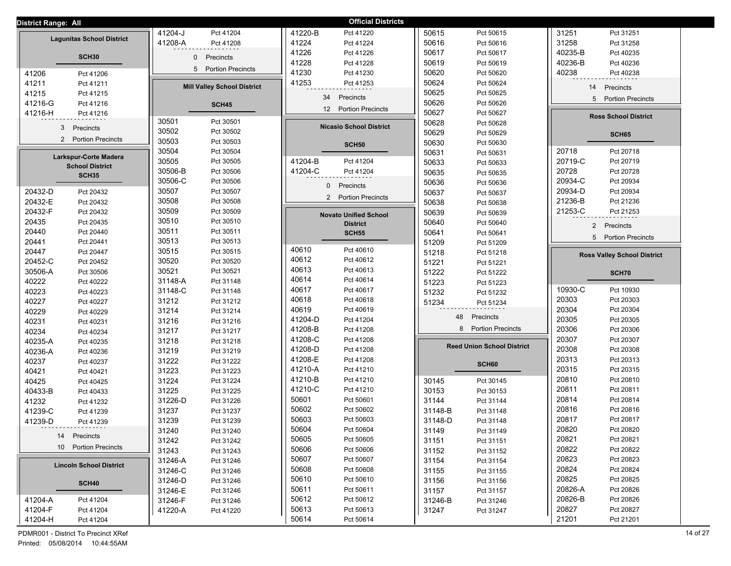District Range: All

# Official Districts

## Lagunitas School District

### SCH30

| Precinct | Name |
|---|---|
| 41206 | Pct 41206 |
| 41211 | Pct 41211 |
| 41215 | Pct 41215 |
| 41216-G | Pct 41216 |
| 41216-H | Pct 41216 |

3 Precincts
2 Portion Precincts

## Larkspur-Corte Madera School District

### SCH35

| Precinct | Name |
|---|---|
| 20432-D | Pct 20432 |
| 20432-E | Pct 20432 |
| 20432-F | Pct 20432 |
| 20435 | Pct 20435 |
| 20440 | Pct 20440 |
| 20441 | Pct 20441 |
| 20447 | Pct 20447 |
| 20452-C | Pct 20452 |
| 30506-A | Pct 30506 |
| 40222 | Pct 40222 |
| 40223 | Pct 40223 |
| 40227 | Pct 40227 |
| 40229 | Pct 40229 |
| 40231 | Pct 40231 |
| 40234 | Pct 40234 |
| 40235-A | Pct 40235 |
| 40236-A | Pct 40236 |
| 40237 | Pct 40237 |
| 40421 | Pct 40421 |
| 40425 | Pct 40425 |
| 40433-B | Pct 40433 |
| 41232 | Pct 41232 |
| 41239-C | Pct 41239 |
| 41239-D | Pct 41239 |

14 Precincts
10 Portion Precincts

## Lincoln School District

### SCH40

| Precinct | Name |
|---|---|
| 41204-A | Pct 41204 |
| 41204-F | Pct 41204 |
| 41204-H | Pct 41204 |
| 41204-J | Pct 41204 |
| 41208-A | Pct 41208 |

0 Precincts
5 Portion Precincts

## Mill Valley School District

### SCH45

| Precinct | Name |
|---|---|
| 30501 | Pct 30501 |
| 30502 | Pct 30502 |
| 30503 | Pct 30503 |
| 30504 | Pct 30504 |
| 30505 | Pct 30505 |
| 30506-B | Pct 30506 |
| 30506-C | Pct 30506 |
| 30507 | Pct 30507 |
| 30508 | Pct 30508 |
| 30509 | Pct 30509 |
| 30510 | Pct 30510 |
| 30511 | Pct 30511 |
| 30513 | Pct 30513 |
| 30515 | Pct 30515 |
| 30520 | Pct 30520 |
| 30521 | Pct 30521 |
| 31148-A | Pct 31148 |
| 31148-C | Pct 31148 |
| 31212 | Pct 31212 |
| 31214 | Pct 31214 |
| 31216 | Pct 31216 |
| 31217 | Pct 31217 |
| 31218 | Pct 31218 |
| 31219 | Pct 31219 |
| 31222 | Pct 31222 |
| 31223 | Pct 31223 |
| 31224 | Pct 31224 |
| 31225 | Pct 31225 |
| 31226-D | Pct 31226 |
| 31237 | Pct 31237 |
| 31239 | Pct 31239 |
| 31240 | Pct 31240 |
| 31242 | Pct 31242 |
| 31243 | Pct 31243 |
| 31246-A | Pct 31246 |
| 31246-C | Pct 31246 |
| 31246-D | Pct 31246 |
| 31246-E | Pct 31246 |
| 31246-F | Pct 31246 |
| 41220-A | Pct 41220 |
| 41220-B | Pct 41220 |
| 41224 | Pct 41224 |
| 41226 | Pct 41226 |
| 41228 | Pct 41228 |
| 41230 | Pct 41230 |
| 41253 | Pct 41253 |

34 Precincts
12 Portion Precincts

## Nicasio School District

### SCH50

| Precinct | Name |
|---|---|
| 41204-B | Pct 41204 |
| 41204-C | Pct 41204 |

0 Precincts
2 Portion Precincts

## Novato Unified School District

### SCH55

| Precinct | Name |
|---|---|
| 40610 | Pct 40610 |
| 40612 | Pct 40612 |
| 40613 | Pct 40613 |
| 40614 | Pct 40614 |
| 40617 | Pct 40617 |
| 40618 | Pct 40618 |
| 40619 | Pct 40619 |
| 41204-D | Pct 41204 |
| 41208-B | Pct 41208 |
| 41208-C | Pct 41208 |
| 41208-D | Pct 41208 |
| 41208-E | Pct 41208 |
| 41210-A | Pct 41210 |
| 41210-B | Pct 41210 |
| 41210-C | Pct 41210 |
| 50601 | Pct 50601 |
| 50602 | Pct 50602 |
| 50603 | Pct 50603 |
| 50604 | Pct 50604 |
| 50605 | Pct 50605 |
| 50606 | Pct 50606 |
| 50607 | Pct 50607 |
| 50608 | Pct 50608 |
| 50610 | Pct 50610 |
| 50611 | Pct 50611 |
| 50612 | Pct 50612 |
| 50613 | Pct 50613 |
| 50614 | Pct 50614 |
| 50615 | Pct 50615 |
| 50616 | Pct 50616 |
| 50617 | Pct 50617 |
| 50619 | Pct 50619 |
| 50620 | Pct 50620 |
| 50624 | Pct 50624 |
| 50625 | Pct 50625 |
| 50626 | Pct 50626 |
| 50627 | Pct 50627 |
| 50628 | Pct 50628 |
| 50629 | Pct 50629 |
| 50630 | Pct 50630 |
| 50631 | Pct 50631 |
| 50633 | Pct 50633 |
| 50635 | Pct 50635 |
| 50636 | Pct 50636 |
| 50637 | Pct 50637 |
| 50638 | Pct 50638 |
| 50639 | Pct 50639 |
| 50640 | Pct 50640 |
| 50641 | Pct 50641 |
| 51209 | Pct 51209 |
| 51218 | Pct 51218 |
| 51221 | Pct 51221 |
| 51222 | Pct 51222 |
| 51223 | Pct 51223 |
| 51232 | Pct 51232 |
| 51234 | Pct 51234 |

48 Precincts
8 Portion Precincts

## Reed Union School District

### SCH60

| Precinct | Name |
|---|---|
| 30145 | Pct 30145 |
| 30153 | Pct 30153 |
| 31144 | Pct 31144 |
| 31148-B | Pct 31148 |
| 31148-D | Pct 31148 |
| 31149 | Pct 31149 |
| 31151 | Pct 31151 |
| 31152 | Pct 31152 |
| 31154 | Pct 31154 |
| 31155 | Pct 31155 |
| 31156 | Pct 31156 |
| 31157 | Pct 31157 |
| 31246-B | Pct 31246 |
| 31247 | Pct 31247 |
| 31251 | Pct 31251 |
| 31258 | Pct 31258 |
| 40235-B | Pct 40235 |
| 40236-B | Pct 40236 |
| 40238 | Pct 40238 |

14 Precincts
5 Portion Precincts

## Ross School District

### SCH65

| Precinct | Name |
|---|---|
| 20718 | Pct 20718 |
| 20719-C | Pct 20719 |
| 20728 | Pct 20728 |
| 20934-C | Pct 20934 |
| 20934-D | Pct 20934 |
| 21236-B | Pct 21236 |
| 21253-C | Pct 21253 |

2 Precincts
5 Portion Precincts

## Ross Valley School District

### SCH70

| Precinct | Name |
|---|---|
| 10930-C | Pct 10930 |
| 20303 | Pct 20303 |
| 20304 | Pct 20304 |
| 20305 | Pct 20305 |
| 20306 | Pct 20306 |
| 20307 | Pct 20307 |
| 20308 | Pct 20308 |
| 20313 | Pct 20313 |
| 20315 | Pct 20315 |
| 20810 | Pct 20810 |
| 20811 | Pct 20811 |
| 20814 | Pct 20814 |
| 20816 | Pct 20816 |
| 20817 | Pct 20817 |
| 20820 | Pct 20820 |
| 20821 | Pct 20821 |
| 20822 | Pct 20822 |
| 20823 | Pct 20823 |
| 20824 | Pct 20824 |
| 20825 | Pct 20825 |
| 20826-A | Pct 20826 |
| 20826-B | Pct 20826 |
| 20827 | Pct 20827 |
| 21201 | Pct 21201 |

PDMR001 - District To Precinct XRef
Printed: 05/08/2014 10:44:55AM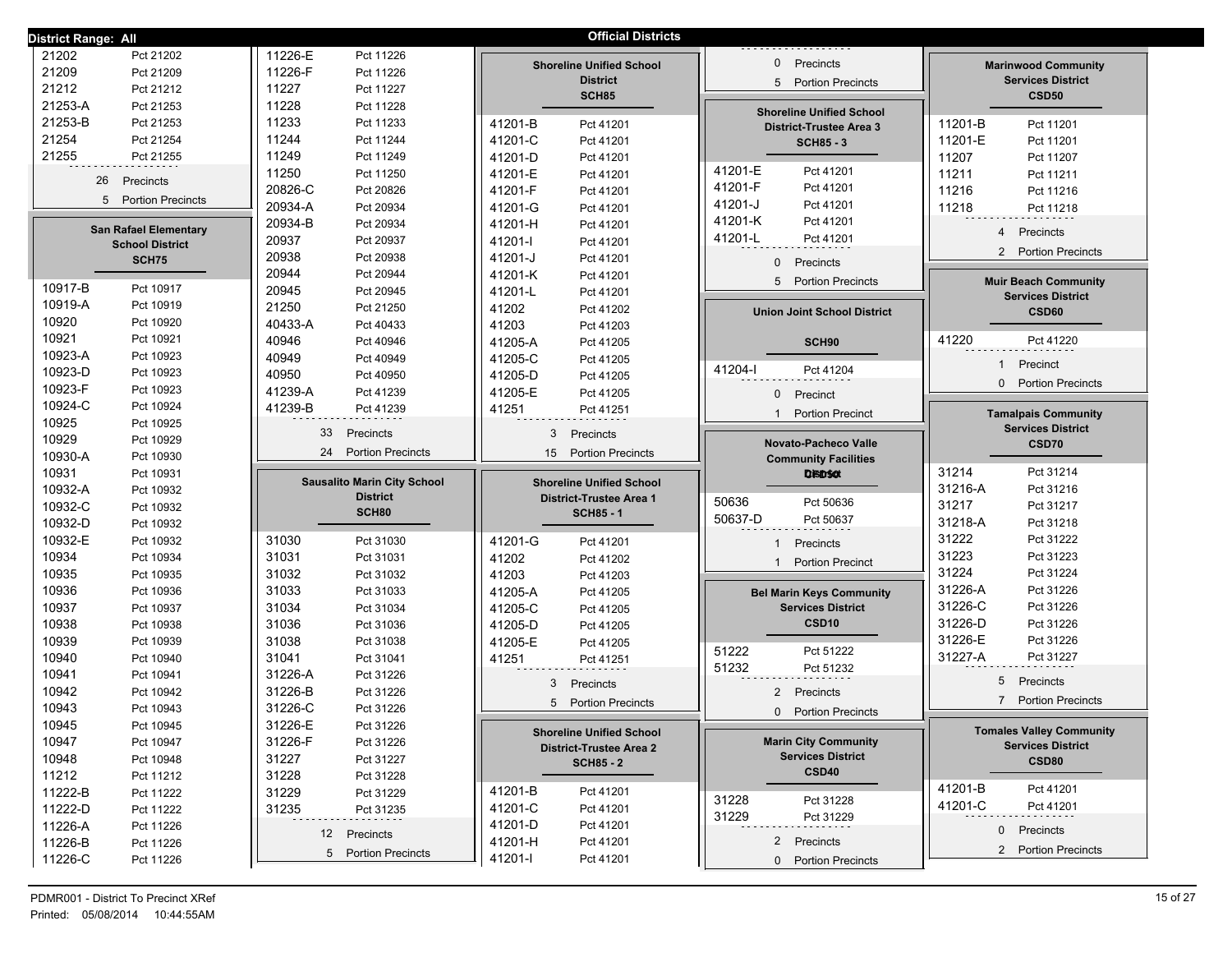District Range: All

## Official Districts

| Precinct | Name |
|---|---|
| 21202 | Pct 21202 |
| 21209 | Pct 21209 |
| 21212 | Pct 21212 |
| 21253-A | Pct 21253 |
| 21253-B | Pct 21253 |
| 21254 | Pct 21254 |
| 21255 | Pct 21255 |

26 Precincts
5 Portion Precincts

### San Rafael Elementary School District SCH75

| Precinct | Name |
|---|---|
| 10917-B | Pct 10917 |
| 10919-A | Pct 10919 |
| 10920 | Pct 10920 |
| 10921 | Pct 10921 |
| 10923-A | Pct 10923 |
| 10923-D | Pct 10923 |
| 10923-F | Pct 10923 |
| 10924-C | Pct 10924 |
| 10925 | Pct 10925 |
| 10929 | Pct 10929 |
| 10930-A | Pct 10930 |
| 10931 | Pct 10931 |
| 10932-A | Pct 10932 |
| 10932-C | Pct 10932 |
| 10932-D | Pct 10932 |
| 10932-E | Pct 10932 |
| 10934 | Pct 10934 |
| 10935 | Pct 10935 |
| 10936 | Pct 10936 |
| 10937 | Pct 10937 |
| 10938 | Pct 10938 |
| 10939 | Pct 10939 |
| 10940 | Pct 10940 |
| 10941 | Pct 10941 |
| 10942 | Pct 10942 |
| 10943 | Pct 10943 |
| 10945 | Pct 10945 |
| 10947 | Pct 10947 |
| 10948 | Pct 10948 |
| 11212 | Pct 11212 |
| 11222-B | Pct 11222 |
| 11222-D | Pct 11222 |
| 11226-A | Pct 11226 |
| 11226-B | Pct 11226 |
| 11226-C | Pct 11226 |
| 11226-E | Pct 11226 |
| 11226-F | Pct 11226 |
| 11227 | Pct 11227 |
| 11228 | Pct 11228 |
| 11233 | Pct 11233 |
| 11244 | Pct 11244 |
| 11249 | Pct 11249 |
| 11250 | Pct 11250 |
| 20826-C | Pct 20826 |
| 20934-A | Pct 20934 |
| 20934-B | Pct 20934 |
| 20937 | Pct 20937 |
| 20938 | Pct 20938 |
| 20944 | Pct 20944 |
| 20945 | Pct 20945 |
| 21250 | Pct 21250 |
| 40433-A | Pct 40433 |
| 40946 | Pct 40946 |
| 40949 | Pct 40949 |
| 40950 | Pct 40950 |
| 41239-A | Pct 41239 |
| 41239-B | Pct 41239 |

33 Precincts
24 Portion Precincts

### Sausalito Marin City School District SCH80

| Precinct | Name |
|---|---|
| 31030 | Pct 31030 |
| 31031 | Pct 31031 |
| 31032 | Pct 31032 |
| 31033 | Pct 31033 |
| 31034 | Pct 31034 |
| 31036 | Pct 31036 |
| 31038 | Pct 31038 |
| 31041 | Pct 31041 |
| 31226-A | Pct 31226 |
| 31226-B | Pct 31226 |
| 31226-C | Pct 31226 |
| 31226-E | Pct 31226 |
| 31226-F | Pct 31226 |
| 31227 | Pct 31227 |
| 31228 | Pct 31228 |
| 31229 | Pct 31229 |
| 31235 | Pct 31235 |

12 Precincts
5 Portion Precincts

### Shoreline Unified School District SCH85

| Precinct | Name |
|---|---|
| 41201-B | Pct 41201 |
| 41201-C | Pct 41201 |
| 41201-D | Pct 41201 |
| 41201-E | Pct 41201 |
| 41201-F | Pct 41201 |
| 41201-G | Pct 41201 |
| 41201-H | Pct 41201 |
| 41201-I | Pct 41201 |
| 41201-J | Pct 41201 |
| 41201-K | Pct 41201 |
| 41201-L | Pct 41201 |
| 41202 | Pct 41202 |
| 41203 | Pct 41203 |
| 41205-A | Pct 41205 |
| 41205-C | Pct 41205 |
| 41205-D | Pct 41205 |
| 41205-E | Pct 41205 |
| 41251 | Pct 41251 |

3 Precincts
15 Portion Precincts

### Shoreline Unified School District-Trustee Area 1 SCH85 - 1

| Precinct | Name |
|---|---|
| 41201-G | Pct 41201 |
| 41202 | Pct 41202 |
| 41203 | Pct 41203 |
| 41205-A | Pct 41205 |
| 41205-C | Pct 41205 |
| 41205-D | Pct 41205 |
| 41205-E | Pct 41205 |
| 41251 | Pct 41251 |

3 Precincts
5 Portion Precincts

### Shoreline Unified School District-Trustee Area 2 SCH85 - 2

| Precinct | Name |
|---|---|
| 41201-B | Pct 41201 |
| 41201-C | Pct 41201 |
| 41201-D | Pct 41201 |
| 41201-H | Pct 41201 |
| 41201-I | Pct 41201 |

0 Precincts
5 Portion Precincts

### Shoreline Unified School District-Trustee Area 3 SCH85 - 3

| Precinct | Name |
|---|---|
| 41201-E | Pct 41201 |
| 41201-F | Pct 41201 |
| 41201-J | Pct 41201 |
| 41201-K | Pct 41201 |
| 41201-L | Pct 41201 |

0 Precincts
5 Portion Precincts

### Union Joint School District SCH90

| Precinct | Name |
|---|---|
| 41204-I | Pct 41204 |

0 Precinct
1 Portion Precinct

### Novato-Pacheco Valle Community Facilities District

| Precinct | Name |
|---|---|
| 50636 | Pct 50636 |
| 50637-D | Pct 50637 |

1 Precincts
1 Portion Precinct

### Bel Marin Keys Community Services District CSD10

| Precinct | Name |
|---|---|
| 51222 | Pct 51222 |
| 51232 | Pct 51232 |

2 Precincts
0 Portion Precincts

### Marin City Community Services District CSD40

| Precinct | Name |
|---|---|
| 31228 | Pct 31228 |
| 31229 | Pct 31229 |

2 Precincts
0 Portion Precincts

### Marinwood Community Services District CSD50

| Precinct | Name |
|---|---|
| 11201-B | Pct 11201 |
| 11201-E | Pct 11201 |
| 11207 | Pct 11207 |
| 11211 | Pct 11211 |
| 11216 | Pct 11216 |
| 11218 | Pct 11218 |

4 Precincts
2 Portion Precincts

### Muir Beach Community Services District CSD60

| Precinct | Name |
|---|---|
| 41220 | Pct 41220 |

1 Precinct
0 Portion Precincts

### Tamalpais Community Services District CSD70

| Precinct | Name |
|---|---|
| 31214 | Pct 31214 |
| 31216-A | Pct 31216 |
| 31217 | Pct 31217 |
| 31218-A | Pct 31218 |
| 31222 | Pct 31222 |
| 31223 | Pct 31223 |
| 31224 | Pct 31224 |
| 31226-A | Pct 31226 |
| 31226-C | Pct 31226 |
| 31226-D | Pct 31226 |
| 31226-E | Pct 31226 |
| 31227-A | Pct 31227 |

5 Precincts
7 Portion Precincts

### Tomales Valley Community Services District CSD80

| Precinct | Name |
|---|---|
| 41201-B | Pct 41201 |
| 41201-C | Pct 41201 |

0 Precincts
2 Portion Precincts

PDMR001 - District To Precinct XRef
Printed: 05/08/2014 10:44:55AM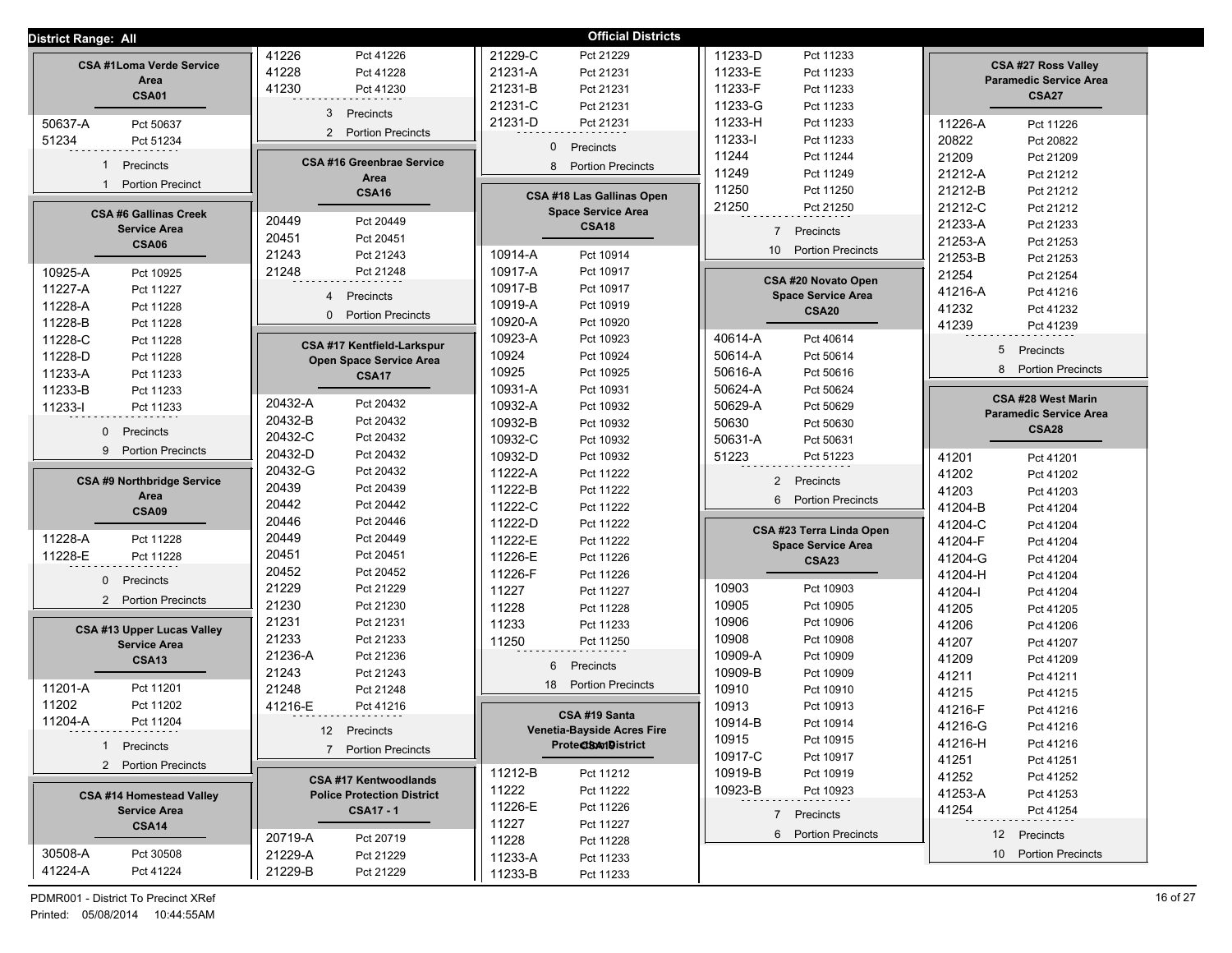# Official Districts

District Range: All

## CSA #1Loma Verde Service Area
### CSA01

| Precinct | Pct |
|---|---|
| 50637-A | Pct 50637 |
| 51234 | Pct 51234 |

1 Precincts
1 Portion Precinct

## CSA #6 Gallinas Creek Service Area
### CSA06

| Precinct | Pct |
|---|---|
| 10925-A | Pct 10925 |
| 11227-A | Pct 11227 |
| 11228-A | Pct 11228 |
| 11228-B | Pct 11228 |
| 11228-C | Pct 11228 |
| 11228-D | Pct 11228 |
| 11233-A | Pct 11233 |
| 11233-B | Pct 11233 |
| 11233-I | Pct 11233 |

0 Precincts
9 Portion Precincts

## CSA #9 Northbridge Service Area
### CSA09

| Precinct | Pct |
|---|---|
| 11228-A | Pct 11228 |
| 11228-E | Pct 11228 |

0 Precincts
2 Portion Precincts

## CSA #13 Upper Lucas Valley Service Area
### CSA13

| Precinct | Pct |
|---|---|
| 11201-A | Pct 11201 |
| 11202 | Pct 11202 |
| 11204-A | Pct 11204 |

1 Precincts
2 Portion Precincts

## CSA #14 Homestead Valley Service Area
### CSA14

| Precinct | Pct |
|---|---|
| 30508-A | Pct 30508 |
| 41224-A | Pct 41224 |
| 41226 | Pct 41226 |
| 41228 | Pct 41228 |
| 41230 | Pct 41230 |

3 Precincts
2 Portion Precincts

## CSA #16 Greenbrae Service Area
### CSA16

| Precinct | Pct |
|---|---|
| 20449 | Pct 20449 |
| 20451 | Pct 20451 |
| 21243 | Pct 21243 |
| 21248 | Pct 21248 |

4 Precincts
0 Portion Precincts

## CSA #17 Kentfield-Larkspur Open Space Service Area
### CSA17

| Precinct | Pct |
|---|---|
| 20432-A | Pct 20432 |
| 20432-B | Pct 20432 |
| 20432-C | Pct 20432 |
| 20432-D | Pct 20432 |
| 20432-G | Pct 20432 |
| 20439 | Pct 20439 |
| 20442 | Pct 20442 |
| 20446 | Pct 20446 |
| 20449 | Pct 20449 |
| 20451 | Pct 20451 |
| 20452 | Pct 20452 |
| 21229 | Pct 21229 |
| 21230 | Pct 21230 |
| 21231 | Pct 21231 |
| 21233 | Pct 21233 |
| 21236-A | Pct 21236 |
| 21243 | Pct 21243 |
| 21248 | Pct 21248 |
| 41216-E | Pct 41216 |

12 Precincts
7 Portion Precincts

## CSA #17 Kentwoodlands Police Protection District
### CSA17 - 1

| Precinct | Pct |
|---|---|
| 20719-A | Pct 20719 |
| 21229-A | Pct 21229 |
| 21229-B | Pct 21229 |
| 21229-C | Pct 21229 |
| 21231-A | Pct 21231 |
| 21231-B | Pct 21231 |
| 21231-C | Pct 21231 |
| 21231-D | Pct 21231 |

0 Precincts
8 Portion Precincts

## CSA #18 Las Gallinas Open Space Service Area
### CSA18

| Precinct | Pct |
|---|---|
| 10914-A | Pct 10914 |
| 10917-A | Pct 10917 |
| 10917-B | Pct 10917 |
| 10919-A | Pct 10919 |
| 10920-A | Pct 10920 |
| 10923-A | Pct 10923 |
| 10924 | Pct 10924 |
| 10925 | Pct 10925 |
| 10931-A | Pct 10931 |
| 10932-A | Pct 10932 |
| 10932-B | Pct 10932 |
| 10932-C | Pct 10932 |
| 10932-D | Pct 10932 |
| 11222-A | Pct 11222 |
| 11222-B | Pct 11222 |
| 11222-C | Pct 11222 |
| 11222-D | Pct 11222 |
| 11222-E | Pct 11222 |
| 11226-E | Pct 11226 |
| 11226-F | Pct 11226 |
| 11227 | Pct 11227 |
| 11228 | Pct 11228 |
| 11233 | Pct 11233 |
| 11250 | Pct 11250 |

6 Precincts
18 Portion Precincts

## CSA #19 Santa Venetia-Bayside Acres Fire Protection District
### CSA19

| Precinct | Pct |
|---|---|
| 11212-B | Pct 11212 |
| 11222 | Pct 11222 |
| 11226-E | Pct 11226 |
| 11227 | Pct 11227 |
| 11228 | Pct 11228 |
| 11233-A | Pct 11233 |
| 11233-B | Pct 11233 |
| 11233-D | Pct 11233 |
| 11233-E | Pct 11233 |
| 11233-F | Pct 11233 |
| 11233-G | Pct 11233 |
| 11233-H | Pct 11233 |
| 11233-I | Pct 11233 |
| 11244 | Pct 11244 |
| 11249 | Pct 11249 |
| 11250 | Pct 11250 |
| 21250 | Pct 21250 |

7 Precincts
10 Portion Precincts

## CSA #20 Novato Open Space Service Area
### CSA20

| Precinct | Pct |
|---|---|
| 40614-A | Pct 40614 |
| 50614-A | Pct 50614 |
| 50616-A | Pct 50616 |
| 50624-A | Pct 50624 |
| 50629-A | Pct 50629 |
| 50630 | Pct 50630 |
| 50631-A | Pct 50631 |
| 51223 | Pct 51223 |

2 Precincts
6 Portion Precincts

## CSA #23 Terra Linda Open Space Service Area
### CSA23

| Precinct | Pct |
|---|---|
| 10903 | Pct 10903 |
| 10905 | Pct 10905 |
| 10906 | Pct 10906 |
| 10908 | Pct 10908 |
| 10909-A | Pct 10909 |
| 10909-B | Pct 10909 |
| 10910 | Pct 10910 |
| 10913 | Pct 10913 |
| 10914-B | Pct 10914 |
| 10915 | Pct 10915 |
| 10917-C | Pct 10917 |
| 10919-B | Pct 10919 |
| 10923-B | Pct 10923 |

7 Precincts
6 Portion Precincts

## CSA #27 Ross Valley Paramedic Service Area
### CSA27

| Precinct | Pct |
|---|---|
| 11226-A | Pct 11226 |
| 20822 | Pct 20822 |
| 21209 | Pct 21209 |
| 21212-A | Pct 21212 |
| 21212-B | Pct 21212 |
| 21212-C | Pct 21212 |
| 21233-A | Pct 21233 |
| 21253-A | Pct 21253 |
| 21253-B | Pct 21253 |
| 21254 | Pct 21254 |
| 41216-A | Pct 41216 |
| 41232 | Pct 41232 |
| 41239 | Pct 41239 |

5 Precincts
8 Portion Precincts

## CSA #28 West Marin Paramedic Service Area
### CSA28

| Precinct | Pct |
|---|---|
| 41201 | Pct 41201 |
| 41202 | Pct 41202 |
| 41203 | Pct 41203 |
| 41204-B | Pct 41204 |
| 41204-C | Pct 41204 |
| 41204-F | Pct 41204 |
| 41204-G | Pct 41204 |
| 41204-H | Pct 41204 |
| 41204-I | Pct 41204 |
| 41205 | Pct 41205 |
| 41206 | Pct 41206 |
| 41207 | Pct 41207 |
| 41209 | Pct 41209 |
| 41211 | Pct 41211 |
| 41215 | Pct 41215 |
| 41216-F | Pct 41216 |
| 41216-G | Pct 41216 |
| 41216-H | Pct 41216 |
| 41251 | Pct 41251 |
| 41252 | Pct 41252 |
| 41253-A | Pct 41253 |
| 41254 | Pct 41254 |

12 Precincts
10 Portion Precincts

PDMR001 - District To Precinct XRef
Printed: 05/08/2014 10:44:55AM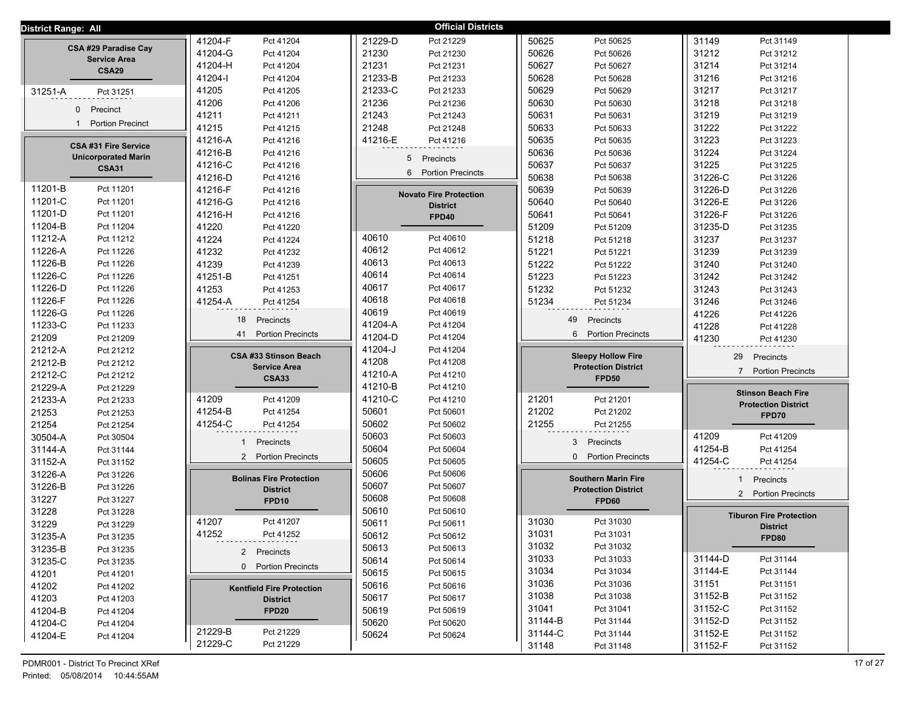**District Range: All**

## Official Districts

### CSA #29 Paradise Cay Service Area CSA29

| Precinct Portion | Precinct |
|---|---|
| 31251-A | Pct 31251 |

0 Precinct
1 Portion Precinct

### CSA #31 Fire Service Unicorporated Marin CSA31

| Precinct Portion | Precinct |
|---|---|
| 11201-B | Pct 11201 |
| 11201-C | Pct 11201 |
| 11201-D | Pct 11201 |
| 11204-B | Pct 11204 |
| 11212-A | Pct 11212 |
| 11226-A | Pct 11226 |
| 11226-B | Pct 11226 |
| 11226-C | Pct 11226 |
| 11226-D | Pct 11226 |
| 11226-F | Pct 11226 |
| 11226-G | Pct 11226 |
| 11233-C | Pct 11233 |
| 21209 | Pct 21209 |
| 21212-A | Pct 21212 |
| 21212-B | Pct 21212 |
| 21212-C | Pct 21212 |
| 21229-A | Pct 21229 |
| 21233-A | Pct 21233 |
| 21253 | Pct 21253 |
| 21254 | Pct 21254 |
| 30504-A | Pct 30504 |
| 31144-A | Pct 31144 |
| 31152-A | Pct 31152 |
| 31226-A | Pct 31226 |
| 31226-B | Pct 31226 |
| 31227 | Pct 31227 |
| 31228 | Pct 31228 |
| 31229 | Pct 31229 |
| 31235-A | Pct 31235 |
| 31235-B | Pct 31235 |
| 31235-C | Pct 31235 |
| 41201 | Pct 41201 |
| 41202 | Pct 41202 |
| 41203 | Pct 41203 |
| 41204-B | Pct 41204 |
| 41204-C | Pct 41204 |
| 41204-E | Pct 41204 |
| 41204-F | Pct 41204 |
| 41204-G | Pct 41204 |
| 41204-H | Pct 41204 |
| 41204-I | Pct 41204 |
| 41205 | Pct 41205 |
| 41206 | Pct 41206 |
| 41211 | Pct 41211 |
| 41215 | Pct 41215 |
| 41216-A | Pct 41216 |
| 41216-B | Pct 41216 |
| 41216-C | Pct 41216 |
| 41216-D | Pct 41216 |
| 41216-F | Pct 41216 |
| 41216-G | Pct 41216 |
| 41216-H | Pct 41216 |
| 41220 | Pct 41220 |
| 41224 | Pct 41224 |
| 41232 | Pct 41232 |
| 41239 | Pct 41239 |
| 41251-B | Pct 41251 |
| 41253 | Pct 41253 |
| 41254-A | Pct 41254 |

18 Precincts
41 Portion Precincts

### CSA #33 Stinson Beach Service Area CSA33

| Precinct Portion | Precinct |
|---|---|
| 41209 | Pct 41209 |
| 41254-B | Pct 41254 |
| 41254-C | Pct 41254 |

1 Precincts
2 Portion Precincts

### Bolinas Fire Protection District FPD10

| Precinct Portion | Precinct |
|---|---|
| 41207 | Pct 41207 |
| 41252 | Pct 41252 |

2 Precincts
0 Portion Precincts

### Kentfield Fire Protection District FPD20

| Precinct Portion | Precinct |
|---|---|
| 21229-B | Pct 21229 |
| 21229-C | Pct 21229 |
| 21229-D | Pct 21229 |
| 21230 | Pct 21230 |
| 21231 | Pct 21231 |
| 21233-B | Pct 21233 |
| 21233-C | Pct 21233 |
| 21236 | Pct 21236 |
| 21243 | Pct 21243 |
| 21248 | Pct 21248 |
| 41216-E | Pct 41216 |

5 Precincts
6 Portion Precincts

### Novato Fire Protection District FPD40

| Precinct Portion | Precinct |
|---|---|
| 40610 | Pct 40610 |
| 40612 | Pct 40612 |
| 40613 | Pct 40613 |
| 40614 | Pct 40614 |
| 40617 | Pct 40617 |
| 40618 | Pct 40618 |
| 40619 | Pct 40619 |
| 41204-A | Pct 41204 |
| 41204-D | Pct 41204 |
| 41204-J | Pct 41204 |
| 41208 | Pct 41208 |
| 41210-A | Pct 41210 |
| 41210-B | Pct 41210 |
| 41210-C | Pct 41210 |
| 50601 | Pct 50601 |
| 50602 | Pct 50602 |
| 50603 | Pct 50603 |
| 50604 | Pct 50604 |
| 50605 | Pct 50605 |
| 50606 | Pct 50606 |
| 50607 | Pct 50607 |
| 50608 | Pct 50608 |
| 50610 | Pct 50610 |
| 50611 | Pct 50611 |
| 50612 | Pct 50612 |
| 50613 | Pct 50613 |
| 50614 | Pct 50614 |
| 50615 | Pct 50615 |
| 50616 | Pct 50616 |
| 50617 | Pct 50617 |
| 50619 | Pct 50619 |
| 50620 | Pct 50620 |
| 50624 | Pct 50624 |
| 50625 | Pct 50625 |
| 50626 | Pct 50626 |
| 50627 | Pct 50627 |
| 50628 | Pct 50628 |
| 50629 | Pct 50629 |
| 50630 | Pct 50630 |
| 50631 | Pct 50631 |
| 50633 | Pct 50633 |
| 50635 | Pct 50635 |
| 50636 | Pct 50636 |
| 50637 | Pct 50637 |
| 50638 | Pct 50638 |
| 50639 | Pct 50639 |
| 50640 | Pct 50640 |
| 50641 | Pct 50641 |
| 51209 | Pct 51209 |
| 51218 | Pct 51218 |
| 51221 | Pct 51221 |
| 51222 | Pct 51222 |
| 51223 | Pct 51223 |
| 51232 | Pct 51232 |
| 51234 | Pct 51234 |

49 Precincts
6 Portion Precincts

### Sleepy Hollow Fire Protection District FPD50

| Precinct Portion | Precinct |
|---|---|
| 21201 | Pct 21201 |
| 21202 | Pct 21202 |
| 21255 | Pct 21255 |

3 Precincts
0 Portion Precincts

### Southern Marin Fire Protection District FPD60

| Precinct Portion | Precinct |
|---|---|
| 31030 | Pct 31030 |
| 31031 | Pct 31031 |
| 31032 | Pct 31032 |
| 31033 | Pct 31033 |
| 31034 | Pct 31034 |
| 31036 | Pct 31036 |
| 31038 | Pct 31038 |
| 31041 | Pct 31041 |
| 31144-B | Pct 31144 |
| 31144-C | Pct 31144 |
| 31148 | Pct 31148 |
| 31149 | Pct 31149 |
| 31212 | Pct 31212 |
| 31214 | Pct 31214 |
| 31216 | Pct 31216 |
| 31217 | Pct 31217 |
| 31218 | Pct 31218 |
| 31219 | Pct 31219 |
| 31222 | Pct 31222 |
| 31223 | Pct 31223 |
| 31224 | Pct 31224 |
| 31225 | Pct 31225 |
| 31226-C | Pct 31226 |
| 31226-D | Pct 31226 |
| 31226-E | Pct 31226 |
| 31226-F | Pct 31226 |
| 31235-D | Pct 31235 |
| 31237 | Pct 31237 |
| 31239 | Pct 31239 |
| 31240 | Pct 31240 |
| 31242 | Pct 31242 |
| 31243 | Pct 31243 |
| 31246 | Pct 31246 |
| 41226 | Pct 41226 |
| 41228 | Pct 41228 |
| 41230 | Pct 41230 |

29 Precincts
7 Portion Precincts

### Stinson Beach Fire Protection District FPD70

| Precinct Portion | Precinct |
|---|---|
| 41209 | Pct 41209 |
| 41254-B | Pct 41254 |
| 41254-C | Pct 41254 |

1 Precincts
2 Portion Precincts

### Tiburon Fire Protection District FPD80

| Precinct Portion | Precinct |
|---|---|
| 31144-D | Pct 31144 |
| 31144-E | Pct 31144 |
| 31151 | Pct 31151 |
| 31152-B | Pct 31152 |
| 31152-C | Pct 31152 |
| 31152-D | Pct 31152 |
| 31152-E | Pct 31152 |
| 31152-F | Pct 31152 |

PDMR001 - District To Precinct XRef
Printed: 05/08/2014 10:44:55AM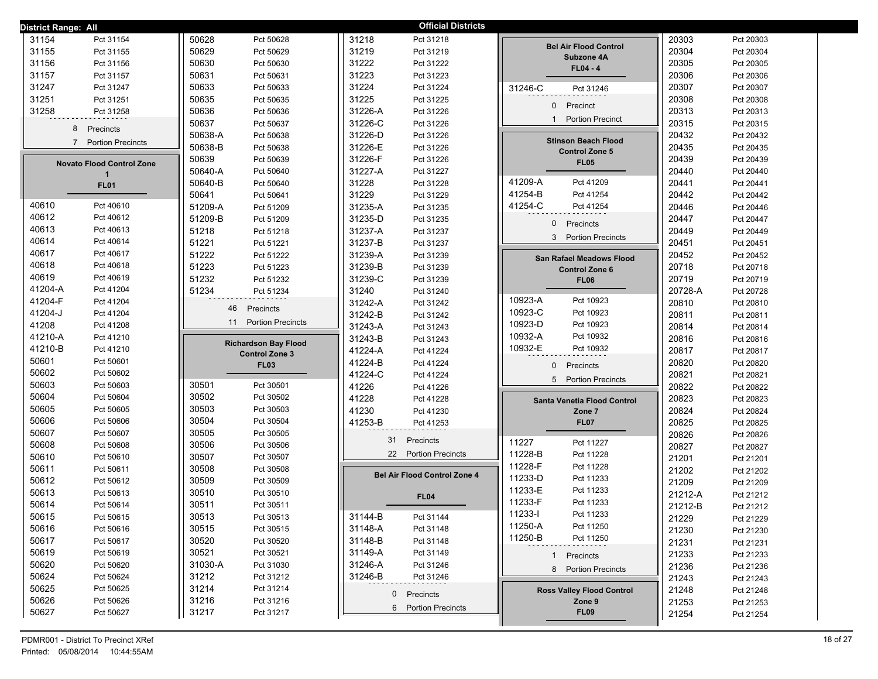**District Range: All** | **Official Districts**

| District | Precinct |
|---|---|
| 31154 | Pct 31154 |
| 31155 | Pct 31155 |
| 31156 | Pct 31156 |
| 31157 | Pct 31157 |
| 31247 | Pct 31247 |
| 31251 | Pct 31251 |
| 31258 | Pct 31258 |

8 Precincts
7 Portion Precincts

## Novato Flood Control Zone 1
### FL01

| District | Precinct |
|---|---|
| 40610 | Pct 40610 |
| 40612 | Pct 40612 |
| 40613 | Pct 40613 |
| 40614 | Pct 40614 |
| 40617 | Pct 40617 |
| 40618 | Pct 40618 |
| 40619 | Pct 40619 |
| 41204-A | Pct 41204 |
| 41204-F | Pct 41204 |
| 41204-J | Pct 41204 |
| 41208 | Pct 41208 |
| 41210-A | Pct 41210 |
| 41210-B | Pct 41210 |
| 50601 | Pct 50601 |
| 50602 | Pct 50602 |
| 50603 | Pct 50603 |
| 50604 | Pct 50604 |
| 50605 | Pct 50605 |
| 50606 | Pct 50606 |
| 50607 | Pct 50607 |
| 50608 | Pct 50608 |
| 50610 | Pct 50610 |
| 50611 | Pct 50611 |
| 50612 | Pct 50612 |
| 50613 | Pct 50613 |
| 50614 | Pct 50614 |
| 50615 | Pct 50615 |
| 50616 | Pct 50616 |
| 50617 | Pct 50617 |
| 50619 | Pct 50619 |
| 50620 | Pct 50620 |
| 50624 | Pct 50624 |
| 50625 | Pct 50625 |
| 50626 | Pct 50626 |
| 50627 | Pct 50627 |
| 50628 | Pct 50628 |
| 50629 | Pct 50629 |
| 50630 | Pct 50630 |
| 50631 | Pct 50631 |
| 50633 | Pct 50633 |
| 50635 | Pct 50635 |
| 50636 | Pct 50636 |
| 50637 | Pct 50637 |
| 50638-A | Pct 50638 |
| 50638-B | Pct 50638 |
| 50639 | Pct 50639 |
| 50640-A | Pct 50640 |
| 50640-B | Pct 50640 |
| 50641 | Pct 50641 |
| 51209-A | Pct 51209 |
| 51209-B | Pct 51209 |
| 51218 | Pct 51218 |
| 51221 | Pct 51221 |
| 51222 | Pct 51222 |
| 51223 | Pct 51223 |
| 51232 | Pct 51232 |
| 51234 | Pct 51234 |

46 Precincts
11 Portion Precincts

## Richardson Bay Flood Control Zone 3
### FL03

| District | Precinct |
|---|---|
| 30501 | Pct 30501 |
| 30502 | Pct 30502 |
| 30503 | Pct 30503 |
| 30504 | Pct 30504 |
| 30505 | Pct 30505 |
| 30506 | Pct 30506 |
| 30507 | Pct 30507 |
| 30508 | Pct 30508 |
| 30509 | Pct 30509 |
| 30510 | Pct 30510 |
| 30511 | Pct 30511 |
| 30513 | Pct 30513 |
| 30515 | Pct 30515 |
| 30520 | Pct 30520 |
| 30521 | Pct 30521 |
| 31030-A | Pct 31030 |
| 31212 | Pct 31212 |
| 31214 | Pct 31214 |
| 31216 | Pct 31216 |
| 31217 | Pct 31217 |
| 31218 | Pct 31218 |
| 31219 | Pct 31219 |
| 31222 | Pct 31222 |
| 31223 | Pct 31223 |
| 31224 | Pct 31224 |
| 31225 | Pct 31225 |
| 31226-A | Pct 31226 |
| 31226-C | Pct 31226 |
| 31226-D | Pct 31226 |
| 31226-E | Pct 31226 |
| 31226-F | Pct 31226 |
| 31227-A | Pct 31227 |
| 31228 | Pct 31228 |
| 31229 | Pct 31229 |
| 31235-A | Pct 31235 |
| 31235-D | Pct 31235 |
| 31237-A | Pct 31237 |
| 31237-B | Pct 31237 |
| 31239-A | Pct 31239 |
| 31239-B | Pct 31239 |
| 31239-C | Pct 31239 |
| 31240 | Pct 31240 |
| 31242-A | Pct 31242 |
| 31242-B | Pct 31242 |
| 31243-A | Pct 31243 |
| 31243-B | Pct 31243 |
| 41224-A | Pct 41224 |
| 41224-B | Pct 41224 |
| 41224-C | Pct 41224 |
| 41226 | Pct 41226 |
| 41228 | Pct 41228 |
| 41230 | Pct 41230 |
| 41253-B | Pct 41253 |

31 Precincts
22 Portion Precincts

## Bel Air Flood Control Zone 4
### FL04

| District | Precinct |
|---|---|
| 31144-B | Pct 31144 |
| 31148-A | Pct 31148 |
| 31148-B | Pct 31148 |
| 31149-A | Pct 31149 |
| 31246-A | Pct 31246 |
| 31246-B | Pct 31246 |

0 Precincts
6 Portion Precincts

## Bel Air Flood Control Subzone 4A
### FL04 - 4

| District | Precinct |
|---|---|
| 31246-C | Pct 31246 |

0 Precinct
1 Portion Precinct

## Stinson Beach Flood Control Zone 5
### FL05

| District | Precinct |
|---|---|
| 41209-A | Pct 41209 |
| 41254-B | Pct 41254 |
| 41254-C | Pct 41254 |

0 Precincts
3 Portion Precincts

## San Rafael Meadows Flood Control Zone 6
### FL06

| District | Precinct |
|---|---|
| 10923-A | Pct 10923 |
| 10923-C | Pct 10923 |
| 10923-D | Pct 10923 |
| 10932-A | Pct 10932 |
| 10932-E | Pct 10932 |

0 Precincts
5 Portion Precincts

## Santa Venetia Flood Control Zone 7
### FL07

| District | Precinct |
|---|---|
| 11227 | Pct 11227 |
| 11228-B | Pct 11228 |
| 11228-F | Pct 11228 |
| 11233-D | Pct 11233 |
| 11233-E | Pct 11233 |
| 11233-F | Pct 11233 |
| 11233-I | Pct 11233 |
| 11250-A | Pct 11250 |
| 11250-B | Pct 11250 |

1 Precincts
8 Portion Precincts

## Ross Valley Flood Control Zone 9
### FL09

| District | Precinct |
|---|---|
| 20303 | Pct 20303 |
| 20304 | Pct 20304 |
| 20305 | Pct 20305 |
| 20306 | Pct 20306 |
| 20307 | Pct 20307 |
| 20308 | Pct 20308 |
| 20313 | Pct 20313 |
| 20315 | Pct 20315 |
| 20432 | Pct 20432 |
| 20435 | Pct 20435 |
| 20439 | Pct 20439 |
| 20440 | Pct 20440 |
| 20441 | Pct 20441 |
| 20442 | Pct 20442 |
| 20446 | Pct 20446 |
| 20447 | Pct 20447 |
| 20449 | Pct 20449 |
| 20451 | Pct 20451 |
| 20452 | Pct 20452 |
| 20718 | Pct 20718 |
| 20719 | Pct 20719 |
| 20728-A | Pct 20728 |
| 20810 | Pct 20810 |
| 20811 | Pct 20811 |
| 20814 | Pct 20814 |
| 20816 | Pct 20816 |
| 20817 | Pct 20817 |
| 20820 | Pct 20820 |
| 20821 | Pct 20821 |
| 20822 | Pct 20822 |
| 20823 | Pct 20823 |
| 20824 | Pct 20824 |
| 20825 | Pct 20825 |
| 20826 | Pct 20826 |
| 20827 | Pct 20827 |
| 21201 | Pct 21201 |
| 21202 | Pct 21202 |
| 21209 | Pct 21209 |
| 21212-A | Pct 21212 |
| 21212-B | Pct 21212 |
| 21229 | Pct 21229 |
| 21230 | Pct 21230 |
| 21231 | Pct 21231 |
| 21233 | Pct 21233 |
| 21236 | Pct 21236 |
| 21243 | Pct 21243 |
| 21248 | Pct 21248 |
| 21253 | Pct 21253 |
| 21254 | Pct 21254 |

PDMR001 - District To Precinct XRef
Printed: 05/08/2014 10:44:55AM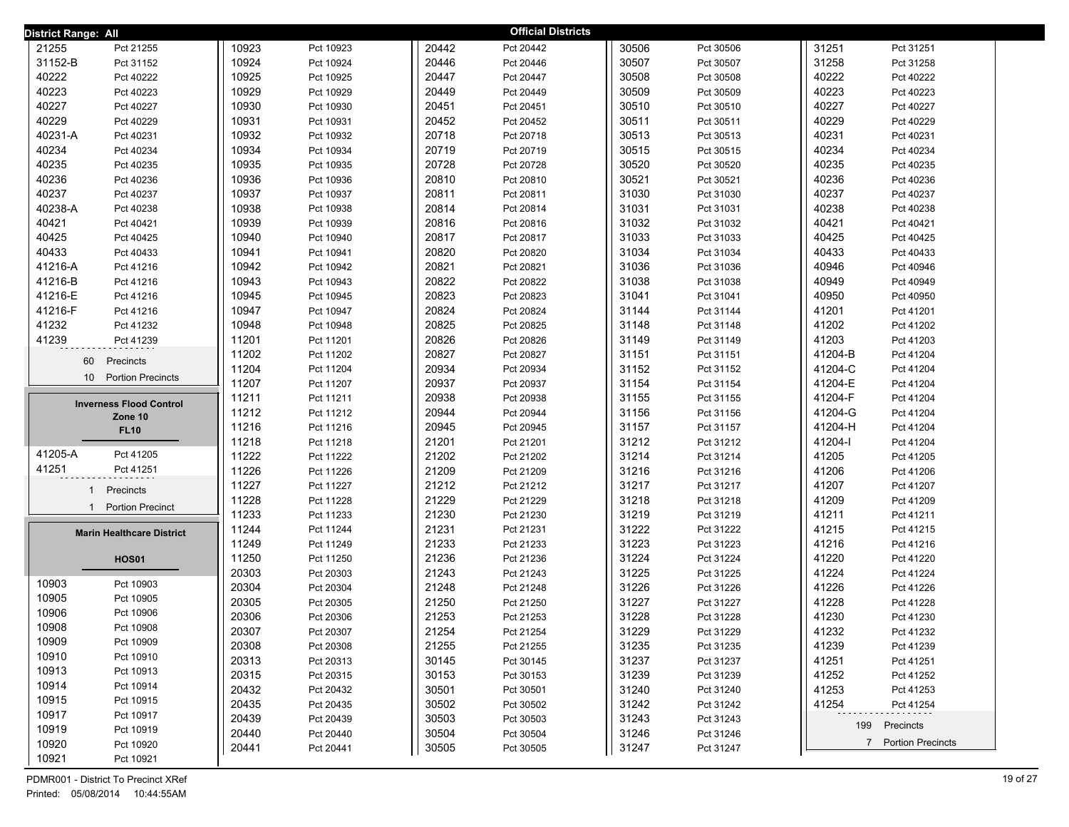**District Range: All**

## Official Districts

| District | Precinct |
|---|---|
| 21255 | Pct 21255 |
| 31152-B | Pct 31152 |
| 40222 | Pct 40222 |
| 40223 | Pct 40223 |
| 40227 | Pct 40227 |
| 40229 | Pct 40229 |
| 40231-A | Pct 40231 |
| 40234 | Pct 40234 |
| 40235 | Pct 40235 |
| 40236 | Pct 40236 |
| 40237 | Pct 40237 |
| 40238-A | Pct 40238 |
| 40421 | Pct 40421 |
| 40425 | Pct 40425 |
| 40433 | Pct 40433 |
| 41216-A | Pct 41216 |
| 41216-B | Pct 41216 |
| 41216-E | Pct 41216 |
| 41216-F | Pct 41216 |
| 41232 | Pct 41232 |
| 41239 | Pct 41239 |

60 Precincts
10 Portion Precincts

### Inverness Flood Control Zone 10
**FL10**

| District | Precinct |
|---|---|
| 41205-A | Pct 41205 |
| 41251 | Pct 41251 |

1 Precincts
1 Portion Precinct

### Marin Healthcare District
**HOS01**

| District | Precinct |
|---|---|
| 10903 | Pct 10903 |
| 10905 | Pct 10905 |
| 10906 | Pct 10906 |
| 10908 | Pct 10908 |
| 10909 | Pct 10909 |
| 10910 | Pct 10910 |
| 10913 | Pct 10913 |
| 10914 | Pct 10914 |
| 10915 | Pct 10915 |
| 10917 | Pct 10917 |
| 10919 | Pct 10919 |
| 10920 | Pct 10920 |
| 10921 | Pct 10921 |
| 10923 | Pct 10923 |
| 10924 | Pct 10924 |
| 10925 | Pct 10925 |
| 10929 | Pct 10929 |
| 10930 | Pct 10930 |
| 10931 | Pct 10931 |
| 10932 | Pct 10932 |
| 10934 | Pct 10934 |
| 10935 | Pct 10935 |
| 10936 | Pct 10936 |
| 10937 | Pct 10937 |
| 10938 | Pct 10938 |
| 10939 | Pct 10939 |
| 10940 | Pct 10940 |
| 10941 | Pct 10941 |
| 10942 | Pct 10942 |
| 10943 | Pct 10943 |
| 10945 | Pct 10945 |
| 10947 | Pct 10947 |
| 10948 | Pct 10948 |
| 11201 | Pct 11201 |
| 11202 | Pct 11202 |
| 11204 | Pct 11204 |
| 11207 | Pct 11207 |
| 11211 | Pct 11211 |
| 11212 | Pct 11212 |
| 11216 | Pct 11216 |
| 11218 | Pct 11218 |
| 11222 | Pct 11222 |
| 11226 | Pct 11226 |
| 11227 | Pct 11227 |
| 11228 | Pct 11228 |
| 11233 | Pct 11233 |
| 11244 | Pct 11244 |
| 11249 | Pct 11249 |
| 11250 | Pct 11250 |
| 20303 | Pct 20303 |
| 20304 | Pct 20304 |
| 20305 | Pct 20305 |
| 20306 | Pct 20306 |
| 20307 | Pct 20307 |
| 20308 | Pct 20308 |
| 20313 | Pct 20313 |
| 20315 | Pct 20315 |
| 20432 | Pct 20432 |
| 20435 | Pct 20435 |
| 20439 | Pct 20439 |
| 20440 | Pct 20440 |
| 20441 | Pct 20441 |
| 20442 | Pct 20442 |
| 20446 | Pct 20446 |
| 20447 | Pct 20447 |
| 20449 | Pct 20449 |
| 20451 | Pct 20451 |
| 20452 | Pct 20452 |
| 20718 | Pct 20718 |
| 20719 | Pct 20719 |
| 20728 | Pct 20728 |
| 20810 | Pct 20810 |
| 20811 | Pct 20811 |
| 20814 | Pct 20814 |
| 20816 | Pct 20816 |
| 20817 | Pct 20817 |
| 20820 | Pct 20820 |
| 20821 | Pct 20821 |
| 20822 | Pct 20822 |
| 20823 | Pct 20823 |
| 20824 | Pct 20824 |
| 20825 | Pct 20825 |
| 20826 | Pct 20826 |
| 20827 | Pct 20827 |
| 20934 | Pct 20934 |
| 20937 | Pct 20937 |
| 20938 | Pct 20938 |
| 20944 | Pct 20944 |
| 20945 | Pct 20945 |
| 21201 | Pct 21201 |
| 21202 | Pct 21202 |
| 21209 | Pct 21209 |
| 21212 | Pct 21212 |
| 21229 | Pct 21229 |
| 21230 | Pct 21230 |
| 21231 | Pct 21231 |
| 21233 | Pct 21233 |
| 21236 | Pct 21236 |
| 21243 | Pct 21243 |
| 21248 | Pct 21248 |
| 21250 | Pct 21250 |
| 21253 | Pct 21253 |
| 21254 | Pct 21254 |
| 21255 | Pct 21255 |
| 30145 | Pct 30145 |
| 30153 | Pct 30153 |
| 30501 | Pct 30501 |
| 30502 | Pct 30502 |
| 30503 | Pct 30503 |
| 30504 | Pct 30504 |
| 30505 | Pct 30505 |
| 30506 | Pct 30506 |
| 30507 | Pct 30507 |
| 30508 | Pct 30508 |
| 30509 | Pct 30509 |
| 30510 | Pct 30510 |
| 30511 | Pct 30511 |
| 30513 | Pct 30513 |
| 30515 | Pct 30515 |
| 30520 | Pct 30520 |
| 30521 | Pct 30521 |
| 31030 | Pct 31030 |
| 31031 | Pct 31031 |
| 31032 | Pct 31032 |
| 31033 | Pct 31033 |
| 31034 | Pct 31034 |
| 31036 | Pct 31036 |
| 31038 | Pct 31038 |
| 31041 | Pct 31041 |
| 31144 | Pct 31144 |
| 31148 | Pct 31148 |
| 31149 | Pct 31149 |
| 31151 | Pct 31151 |
| 31152 | Pct 31152 |
| 31154 | Pct 31154 |
| 31155 | Pct 31155 |
| 31156 | Pct 31156 |
| 31157 | Pct 31157 |
| 31212 | Pct 31212 |
| 31214 | Pct 31214 |
| 31216 | Pct 31216 |
| 31217 | Pct 31217 |
| 31218 | Pct 31218 |
| 31219 | Pct 31219 |
| 31222 | Pct 31222 |
| 31223 | Pct 31223 |
| 31224 | Pct 31224 |
| 31225 | Pct 31225 |
| 31226 | Pct 31226 |
| 31227 | Pct 31227 |
| 31228 | Pct 31228 |
| 31229 | Pct 31229 |
| 31235 | Pct 31235 |
| 31237 | Pct 31237 |
| 31239 | Pct 31239 |
| 31240 | Pct 31240 |
| 31242 | Pct 31242 |
| 31243 | Pct 31243 |
| 31246 | Pct 31246 |
| 31247 | Pct 31247 |
| 31251 | Pct 31251 |
| 31258 | Pct 31258 |
| 40222 | Pct 40222 |
| 40223 | Pct 40223 |
| 40227 | Pct 40227 |
| 40229 | Pct 40229 |
| 40231 | Pct 40231 |
| 40234 | Pct 40234 |
| 40235 | Pct 40235 |
| 40236 | Pct 40236 |
| 40237 | Pct 40237 |
| 40238 | Pct 40238 |
| 40421 | Pct 40421 |
| 40425 | Pct 40425 |
| 40433 | Pct 40433 |
| 40946 | Pct 40946 |
| 40949 | Pct 40949 |
| 40950 | Pct 40950 |
| 41201 | Pct 41201 |
| 41202 | Pct 41202 |
| 41203 | Pct 41203 |
| 41204-B | Pct 41204 |
| 41204-C | Pct 41204 |
| 41204-E | Pct 41204 |
| 41204-F | Pct 41204 |
| 41204-G | Pct 41204 |
| 41204-H | Pct 41204 |
| 41204-I | Pct 41204 |
| 41205 | Pct 41205 |
| 41206 | Pct 41206 |
| 41207 | Pct 41207 |
| 41209 | Pct 41209 |
| 41211 | Pct 41211 |
| 41215 | Pct 41215 |
| 41216 | Pct 41216 |
| 41220 | Pct 41220 |
| 41224 | Pct 41224 |
| 41226 | Pct 41226 |
| 41228 | Pct 41228 |
| 41230 | Pct 41230 |
| 41232 | Pct 41232 |
| 41239 | Pct 41239 |
| 41251 | Pct 41251 |
| 41252 | Pct 41252 |
| 41253 | Pct 41253 |
| 41254 | Pct 41254 |

199 Precincts
7 Portion Precincts

PDMR001 - District To Precinct XRef
Printed: 05/08/2014 10:44:55AM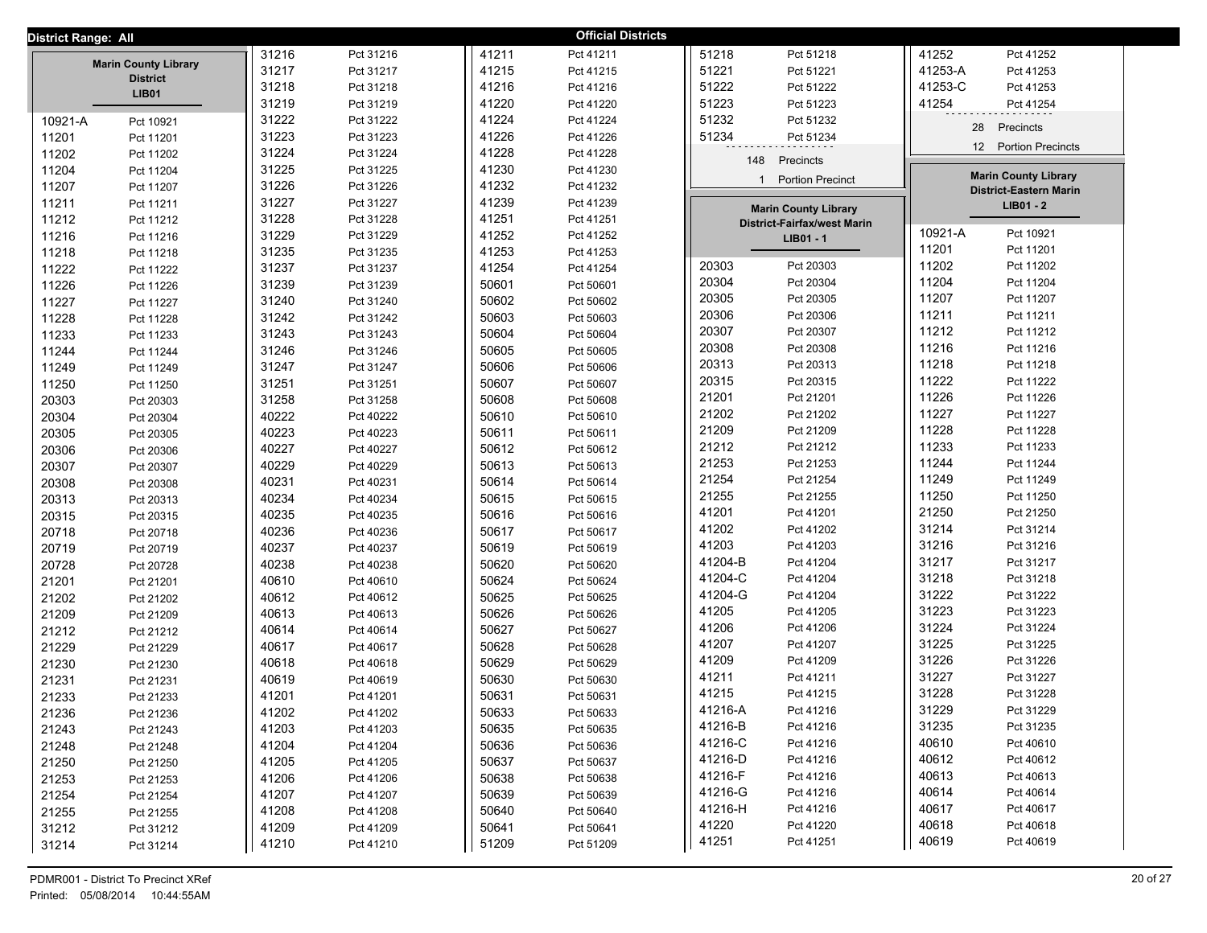**District Range: All**

**Official Districts**

## Marin County Library District
**LIB01**

| District | Precinct |
|---|---|
| 10921-A | Pct 10921 |
| 11201 | Pct 11201 |
| 11202 | Pct 11202 |
| 11204 | Pct 11204 |
| 11207 | Pct 11207 |
| 11211 | Pct 11211 |
| 11212 | Pct 11212 |
| 11216 | Pct 11216 |
| 11218 | Pct 11218 |
| 11222 | Pct 11222 |
| 11226 | Pct 11226 |
| 11227 | Pct 11227 |
| 11228 | Pct 11228 |
| 11233 | Pct 11233 |
| 11244 | Pct 11244 |
| 11249 | Pct 11249 |
| 11250 | Pct 11250 |
| 20303 | Pct 20303 |
| 20304 | Pct 20304 |
| 20305 | Pct 20305 |
| 20306 | Pct 20306 |
| 20307 | Pct 20307 |
| 20308 | Pct 20308 |
| 20313 | Pct 20313 |
| 20315 | Pct 20315 |
| 20718 | Pct 20718 |
| 20719 | Pct 20719 |
| 20728 | Pct 20728 |
| 21201 | Pct 21201 |
| 21202 | Pct 21202 |
| 21209 | Pct 21209 |
| 21212 | Pct 21212 |
| 21229 | Pct 21229 |
| 21230 | Pct 21230 |
| 21231 | Pct 21231 |
| 21233 | Pct 21233 |
| 21236 | Pct 21236 |
| 21243 | Pct 21243 |
| 21248 | Pct 21248 |
| 21250 | Pct 21250 |
| 21253 | Pct 21253 |
| 21254 | Pct 21254 |
| 21255 | Pct 21255 |
| 31212 | Pct 31212 |
| 31214 | Pct 31214 |
| 31216 | Pct 31216 |
| 31217 | Pct 31217 |
| 31218 | Pct 31218 |
| 31219 | Pct 31219 |
| 31222 | Pct 31222 |
| 31223 | Pct 31223 |
| 31224 | Pct 31224 |
| 31225 | Pct 31225 |
| 31226 | Pct 31226 |
| 31227 | Pct 31227 |
| 31228 | Pct 31228 |
| 31229 | Pct 31229 |
| 31235 | Pct 31235 |
| 31237 | Pct 31237 |
| 31239 | Pct 31239 |
| 31240 | Pct 31240 |
| 31242 | Pct 31242 |
| 31243 | Pct 31243 |
| 31246 | Pct 31246 |
| 31247 | Pct 31247 |
| 31251 | Pct 31251 |
| 31258 | Pct 31258 |
| 40222 | Pct 40222 |
| 40223 | Pct 40223 |
| 40227 | Pct 40227 |
| 40229 | Pct 40229 |
| 40231 | Pct 40231 |
| 40234 | Pct 40234 |
| 40235 | Pct 40235 |
| 40236 | Pct 40236 |
| 40237 | Pct 40237 |
| 40238 | Pct 40238 |
| 40610 | Pct 40610 |
| 40612 | Pct 40612 |
| 40613 | Pct 40613 |
| 40614 | Pct 40614 |
| 40617 | Pct 40617 |
| 40618 | Pct 40618 |
| 40619 | Pct 40619 |
| 41201 | Pct 41201 |
| 41202 | Pct 41202 |
| 41203 | Pct 41203 |
| 41204 | Pct 41204 |
| 41205 | Pct 41205 |
| 41206 | Pct 41206 |
| 41207 | Pct 41207 |
| 41208 | Pct 41208 |
| 41209 | Pct 41209 |
| 41210 | Pct 41210 |
| 41211 | Pct 41211 |
| 41215 | Pct 41215 |
| 41216 | Pct 41216 |
| 41220 | Pct 41220 |
| 41224 | Pct 41224 |
| 41226 | Pct 41226 |
| 41228 | Pct 41228 |
| 41230 | Pct 41230 |
| 41232 | Pct 41232 |
| 41239 | Pct 41239 |
| 41251 | Pct 41251 |
| 41252 | Pct 41252 |
| 41253 | Pct 41253 |
| 41254 | Pct 41254 |
| 50601 | Pct 50601 |
| 50602 | Pct 50602 |
| 50603 | Pct 50603 |
| 50604 | Pct 50604 |
| 50605 | Pct 50605 |
| 50606 | Pct 50606 |
| 50607 | Pct 50607 |
| 50608 | Pct 50608 |
| 50610 | Pct 50610 |
| 50611 | Pct 50611 |
| 50612 | Pct 50612 |
| 50613 | Pct 50613 |
| 50614 | Pct 50614 |
| 50615 | Pct 50615 |
| 50616 | Pct 50616 |
| 50617 | Pct 50617 |
| 50619 | Pct 50619 |
| 50620 | Pct 50620 |
| 50624 | Pct 50624 |
| 50625 | Pct 50625 |
| 50626 | Pct 50626 |
| 50627 | Pct 50627 |
| 50628 | Pct 50628 |
| 50629 | Pct 50629 |
| 50630 | Pct 50630 |
| 50631 | Pct 50631 |
| 50633 | Pct 50633 |
| 50635 | Pct 50635 |
| 50636 | Pct 50636 |
| 50637 | Pct 50637 |
| 50638 | Pct 50638 |
| 50639 | Pct 50639 |
| 50640 | Pct 50640 |
| 50641 | Pct 50641 |
| 51209 | Pct 51209 |
| 51218 | Pct 51218 |
| 51221 | Pct 51221 |
| 51222 | Pct 51222 |
| 51223 | Pct 51223 |
| 51232 | Pct 51232 |
| 51234 | Pct 51234 |

148 Precincts
1 Portion Precinct

## Marin County Library District-Fairfax/west Marin
**LIB01 - 1**

| District | Precinct |
|---|---|
| 20303 | Pct 20303 |
| 20304 | Pct 20304 |
| 20305 | Pct 20305 |
| 20306 | Pct 20306 |
| 20307 | Pct 20307 |
| 20308 | Pct 20308 |
| 20313 | Pct 20313 |
| 20315 | Pct 20315 |
| 21201 | Pct 21201 |
| 21202 | Pct 21202 |
| 21209 | Pct 21209 |
| 21212 | Pct 21212 |
| 21253 | Pct 21253 |
| 21254 | Pct 21254 |
| 21255 | Pct 21255 |
| 41201 | Pct 41201 |
| 41202 | Pct 41202 |
| 41203 | Pct 41203 |
| 41204-B | Pct 41204 |
| 41204-C | Pct 41204 |
| 41204-G | Pct 41204 |
| 41205 | Pct 41205 |
| 41206 | Pct 41206 |
| 41207 | Pct 41207 |
| 41209 | Pct 41209 |
| 41211 | Pct 41211 |
| 41215 | Pct 41215 |
| 41216-A | Pct 41216 |
| 41216-B | Pct 41216 |
| 41216-C | Pct 41216 |
| 41216-D | Pct 41216 |
| 41216-F | Pct 41216 |
| 41216-G | Pct 41216 |
| 41216-H | Pct 41216 |
| 41220 | Pct 41220 |
| 41251 | Pct 41251 |
| 41252 | Pct 41252 |
| 41253-A | Pct 41253 |
| 41253-C | Pct 41253 |
| 41254 | Pct 41254 |

28 Precincts
12 Portion Precincts

## Marin County Library District-Eastern Marin
**LIB01 - 2**

| District | Precinct |
|---|---|
| 10921-A | Pct 10921 |
| 11201 | Pct 11201 |
| 11202 | Pct 11202 |
| 11204 | Pct 11204 |
| 11207 | Pct 11207 |
| 11211 | Pct 11211 |
| 11212 | Pct 11212 |
| 11216 | Pct 11216 |
| 11218 | Pct 11218 |
| 11222 | Pct 11222 |
| 11226 | Pct 11226 |
| 11227 | Pct 11227 |
| 11228 | Pct 11228 |
| 11233 | Pct 11233 |
| 11244 | Pct 11244 |
| 11249 | Pct 11249 |
| 11250 | Pct 11250 |
| 21250 | Pct 21250 |
| 31214 | Pct 31214 |
| 31216 | Pct 31216 |
| 31217 | Pct 31217 |
| 31218 | Pct 31218 |
| 31222 | Pct 31222 |
| 31223 | Pct 31223 |
| 31224 | Pct 31224 |
| 31225 | Pct 31225 |
| 31226 | Pct 31226 |
| 31227 | Pct 31227 |
| 31228 | Pct 31228 |
| 31229 | Pct 31229 |
| 31235 | Pct 31235 |
| 40610 | Pct 40610 |
| 40612 | Pct 40612 |
| 40613 | Pct 40613 |
| 40614 | Pct 40614 |
| 40617 | Pct 40617 |
| 40618 | Pct 40618 |
| 40619 | Pct 40619 |

PDMR001 - District To Precinct XRef
Printed: 05/08/2014 10:44:55AM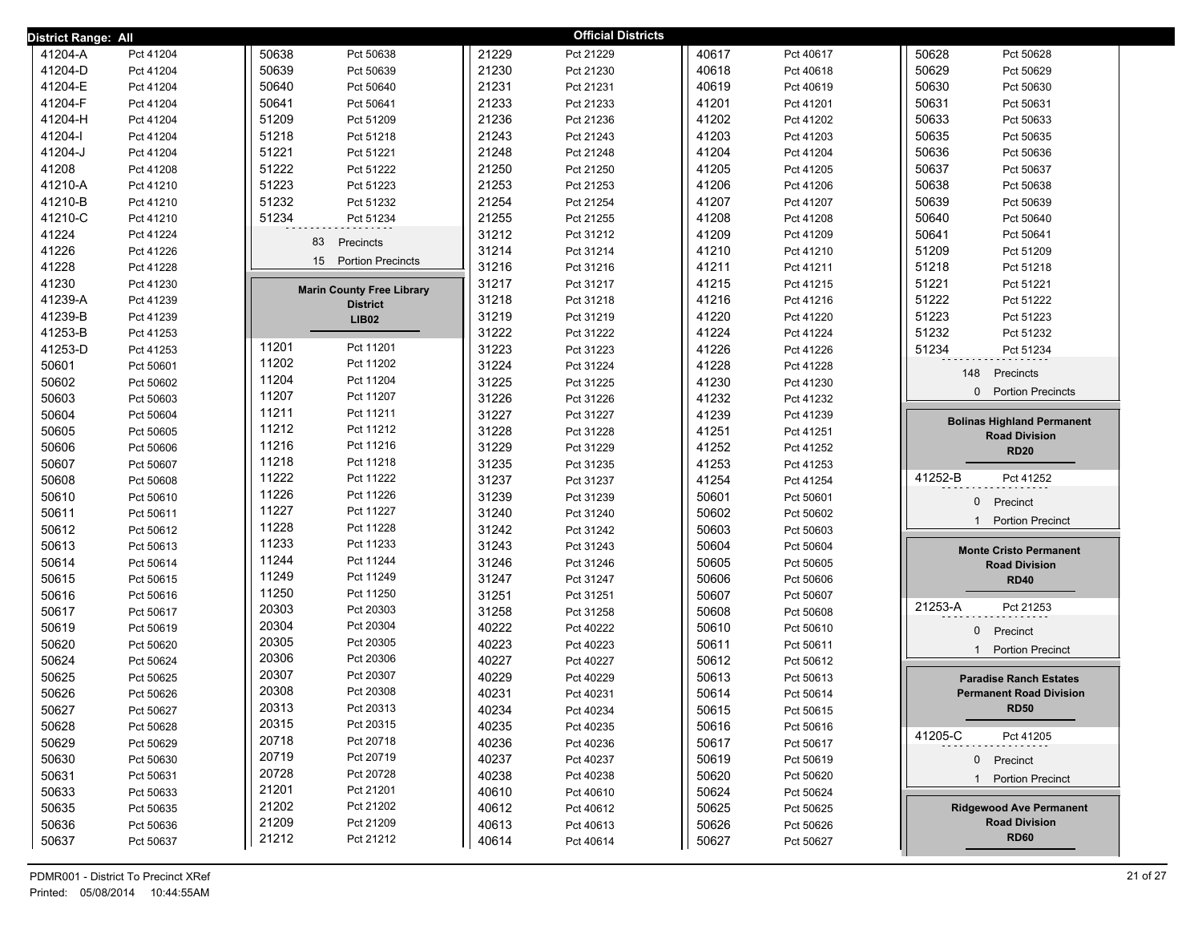**District Range: All** — **Official Districts**

| District | Precinct |
|---|---|
| 41204-A | Pct 41204 |
| 41204-D | Pct 41204 |
| 41204-E | Pct 41204 |
| 41204-F | Pct 41204 |
| 41204-H | Pct 41204 |
| 41204-I | Pct 41204 |
| 41204-J | Pct 41204 |
| 41208 | Pct 41208 |
| 41210-A | Pct 41210 |
| 41210-B | Pct 41210 |
| 41210-C | Pct 41210 |
| 41224 | Pct 41224 |
| 41226 | Pct 41226 |
| 41228 | Pct 41228 |
| 41230 | Pct 41230 |
| 41239-A | Pct 41239 |
| 41239-B | Pct 41239 |
| 41253-B | Pct 41253 |
| 41253-D | Pct 41253 |
| 50601 | Pct 50601 |
| 50602 | Pct 50602 |
| 50603 | Pct 50603 |
| 50604 | Pct 50604 |
| 50605 | Pct 50605 |
| 50606 | Pct 50606 |
| 50607 | Pct 50607 |
| 50608 | Pct 50608 |
| 50610 | Pct 50610 |
| 50611 | Pct 50611 |
| 50612 | Pct 50612 |
| 50613 | Pct 50613 |
| 50614 | Pct 50614 |
| 50615 | Pct 50615 |
| 50616 | Pct 50616 |
| 50617 | Pct 50617 |
| 50619 | Pct 50619 |
| 50620 | Pct 50620 |
| 50624 | Pct 50624 |
| 50625 | Pct 50625 |
| 50626 | Pct 50626 |
| 50627 | Pct 50627 |
| 50628 | Pct 50628 |
| 50629 | Pct 50629 |
| 50630 | Pct 50630 |
| 50631 | Pct 50631 |
| 50633 | Pct 50633 |
| 50635 | Pct 50635 |
| 50636 | Pct 50636 |
| 50637 | Pct 50637 |
| 50638 | Pct 50638 |
| 50639 | Pct 50639 |
| 50640 | Pct 50640 |
| 50641 | Pct 50641 |
| 51209 | Pct 51209 |
| 51218 | Pct 51218 |
| 51221 | Pct 51221 |
| 51222 | Pct 51222 |
| 51223 | Pct 51223 |
| 51232 | Pct 51232 |
| 51234 | Pct 51234 |

83 Precincts
15 Portion Precincts

## Marin County Free Library District
### LIB02

| District | Precinct |
|---|---|
| 11201 | Pct 11201 |
| 11202 | Pct 11202 |
| 11204 | Pct 11204 |
| 11207 | Pct 11207 |
| 11211 | Pct 11211 |
| 11212 | Pct 11212 |
| 11216 | Pct 11216 |
| 11218 | Pct 11218 |
| 11222 | Pct 11222 |
| 11226 | Pct 11226 |
| 11227 | Pct 11227 |
| 11228 | Pct 11228 |
| 11233 | Pct 11233 |
| 11244 | Pct 11244 |
| 11249 | Pct 11249 |
| 11250 | Pct 11250 |
| 20303 | Pct 20303 |
| 20304 | Pct 20304 |
| 20305 | Pct 20305 |
| 20306 | Pct 20306 |
| 20307 | Pct 20307 |
| 20308 | Pct 20308 |
| 20313 | Pct 20313 |
| 20315 | Pct 20315 |
| 20718 | Pct 20718 |
| 20719 | Pct 20719 |
| 20728 | Pct 20728 |
| 21201 | Pct 21201 |
| 21202 | Pct 21202 |
| 21209 | Pct 21209 |
| 21212 | Pct 21212 |
| 21229 | Pct 21229 |
| 21230 | Pct 21230 |
| 21231 | Pct 21231 |
| 21233 | Pct 21233 |
| 21236 | Pct 21236 |
| 21243 | Pct 21243 |
| 21248 | Pct 21248 |
| 21250 | Pct 21250 |
| 21253 | Pct 21253 |
| 21254 | Pct 21254 |
| 21255 | Pct 21255 |
| 31212 | Pct 31212 |
| 31214 | Pct 31214 |
| 31216 | Pct 31216 |
| 31217 | Pct 31217 |
| 31218 | Pct 31218 |
| 31219 | Pct 31219 |
| 31222 | Pct 31222 |
| 31223 | Pct 31223 |
| 31224 | Pct 31224 |
| 31225 | Pct 31225 |
| 31226 | Pct 31226 |
| 31227 | Pct 31227 |
| 31228 | Pct 31228 |
| 31229 | Pct 31229 |
| 31235 | Pct 31235 |
| 31237 | Pct 31237 |
| 31239 | Pct 31239 |
| 31240 | Pct 31240 |
| 31242 | Pct 31242 |
| 31243 | Pct 31243 |
| 31246 | Pct 31246 |
| 31247 | Pct 31247 |
| 31251 | Pct 31251 |
| 31258 | Pct 31258 |
| 40222 | Pct 40222 |
| 40223 | Pct 40223 |
| 40227 | Pct 40227 |
| 40229 | Pct 40229 |
| 40231 | Pct 40231 |
| 40234 | Pct 40234 |
| 40235 | Pct 40235 |
| 40236 | Pct 40236 |
| 40237 | Pct 40237 |
| 40238 | Pct 40238 |
| 40610 | Pct 40610 |
| 40612 | Pct 40612 |
| 40613 | Pct 40613 |
| 40614 | Pct 40614 |
| 40617 | Pct 40617 |
| 40618 | Pct 40618 |
| 40619 | Pct 40619 |
| 41201 | Pct 41201 |
| 41202 | Pct 41202 |
| 41203 | Pct 41203 |
| 41204 | Pct 41204 |
| 41205 | Pct 41205 |
| 41206 | Pct 41206 |
| 41207 | Pct 41207 |
| 41208 | Pct 41208 |
| 41209 | Pct 41209 |
| 41210 | Pct 41210 |
| 41211 | Pct 41211 |
| 41215 | Pct 41215 |
| 41216 | Pct 41216 |
| 41220 | Pct 41220 |
| 41224 | Pct 41224 |
| 41226 | Pct 41226 |
| 41228 | Pct 41228 |
| 41230 | Pct 41230 |
| 41232 | Pct 41232 |
| 41239 | Pct 41239 |
| 41251 | Pct 41251 |
| 41252 | Pct 41252 |
| 41253 | Pct 41253 |
| 41254 | Pct 41254 |
| 50601 | Pct 50601 |
| 50602 | Pct 50602 |
| 50603 | Pct 50603 |
| 50604 | Pct 50604 |
| 50605 | Pct 50605 |
| 50606 | Pct 50606 |
| 50607 | Pct 50607 |
| 50608 | Pct 50608 |
| 50610 | Pct 50610 |
| 50611 | Pct 50611 |
| 50612 | Pct 50612 |
| 50613 | Pct 50613 |
| 50614 | Pct 50614 |
| 50615 | Pct 50615 |
| 50616 | Pct 50616 |
| 50617 | Pct 50617 |
| 50619 | Pct 50619 |
| 50620 | Pct 50620 |
| 50624 | Pct 50624 |
| 50625 | Pct 50625 |
| 50626 | Pct 50626 |
| 50627 | Pct 50627 |
| 50628 | Pct 50628 |
| 50629 | Pct 50629 |
| 50630 | Pct 50630 |
| 50631 | Pct 50631 |
| 50633 | Pct 50633 |
| 50635 | Pct 50635 |
| 50636 | Pct 50636 |
| 50637 | Pct 50637 |
| 50638 | Pct 50638 |
| 50639 | Pct 50639 |
| 50640 | Pct 50640 |
| 50641 | Pct 50641 |
| 51209 | Pct 51209 |
| 51218 | Pct 51218 |
| 51221 | Pct 51221 |
| 51222 | Pct 51222 |
| 51223 | Pct 51223 |
| 51232 | Pct 51232 |
| 51234 | Pct 51234 |

148 Precincts
0 Portion Precincts

## Bolinas Highland Permanent Road Division
### RD20

| District | Precinct |
|---|---|
| 41252-B | Pct 41252 |

0 Precinct
1 Portion Precinct

## Monte Cristo Permanent Road Division
### RD40

| District | Precinct |
|---|---|
| 21253-A | Pct 21253 |

0 Precinct
1 Portion Precinct

## Paradise Ranch Estates Permanent Road Division
### RD50

| District | Precinct |
|---|---|
| 41205-C | Pct 41205 |

0 Precinct
1 Portion Precinct

## Ridgewood Ave Permanent Road Division
### RD60

PDMR001 - District To Precinct XRef
Printed: 05/08/2014 10:44:55AM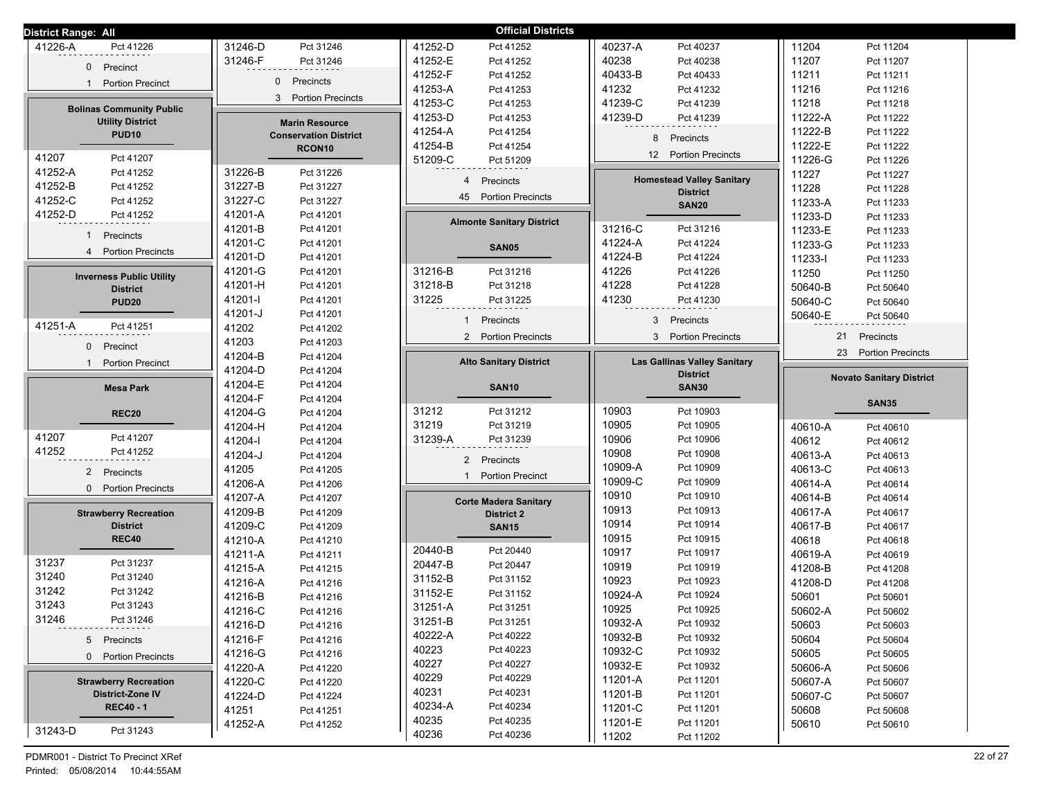**District Range: All** — **Official Districts**

| District | Precinct |
|---|---|
| 41226-A | Pct 41226 |

0 Precinct
1 Portion Precinct

## Bolinas Community Public Utility District
### PUD10

| District | Precinct |
|---|---|
| 41207 | Pct 41207 |
| 41252-A | Pct 41252 |
| 41252-B | Pct 41252 |
| 41252-C | Pct 41252 |
| 41252-D | Pct 41252 |

1 Precincts
4 Portion Precincts

## Inverness Public Utility District
### PUD20

| District | Precinct |
|---|---|
| 41251-A | Pct 41251 |

0 Precinct
1 Portion Precinct

## Mesa Park
### REC20

| District | Precinct |
|---|---|
| 41207 | Pct 41207 |
| 41252 | Pct 41252 |

2 Precincts
0 Portion Precincts

## Strawberry Recreation District
### REC40

| District | Precinct |
|---|---|
| 31237 | Pct 31237 |
| 31240 | Pct 31240 |
| 31242 | Pct 31242 |
| 31243 | Pct 31243 |
| 31246 | Pct 31246 |

5 Precincts
0 Portion Precincts

## Strawberry Recreation District-Zone IV
### REC40 - 1

| District | Precinct |
|---|---|
| 31243-D | Pct 31243 |
| 31246-D | Pct 31246 |
| 31246-F | Pct 31246 |

0 Precincts
3 Portion Precincts

## Marin Resource Conservation District
### RCON10

| District | Precinct |
|---|---|
| 31226-B | Pct 31226 |
| 31227-B | Pct 31227 |
| 31227-C | Pct 31227 |
| 41201-A | Pct 41201 |
| 41201-B | Pct 41201 |
| 41201-C | Pct 41201 |
| 41201-D | Pct 41201 |
| 41201-G | Pct 41201 |
| 41201-H | Pct 41201 |
| 41201-I | Pct 41201 |
| 41201-J | Pct 41201 |
| 41202 | Pct 41202 |
| 41203 | Pct 41203 |
| 41204-B | Pct 41204 |
| 41204-D | Pct 41204 |
| 41204-E | Pct 41204 |
| 41204-F | Pct 41204 |
| 41204-G | Pct 41204 |
| 41204-H | Pct 41204 |
| 41204-I | Pct 41204 |
| 41204-J | Pct 41204 |
| 41205 | Pct 41205 |
| 41206-A | Pct 41206 |
| 41207-A | Pct 41207 |
| 41209-B | Pct 41209 |
| 41209-C | Pct 41209 |
| 41210-A | Pct 41210 |
| 41211-A | Pct 41211 |
| 41215-A | Pct 41215 |
| 41216-A | Pct 41216 |
| 41216-B | Pct 41216 |
| 41216-C | Pct 41216 |
| 41216-D | Pct 41216 |
| 41216-F | Pct 41216 |
| 41216-G | Pct 41216 |
| 41220-A | Pct 41220 |
| 41220-C | Pct 41220 |
| 41224-D | Pct 41224 |
| 41251 | Pct 41251 |
| 41252-A | Pct 41252 |
| 41252-D | Pct 41252 |
| 41252-E | Pct 41252 |
| 41252-F | Pct 41252 |
| 41253-A | Pct 41253 |
| 41253-C | Pct 41253 |
| 41253-D | Pct 41253 |
| 41254-A | Pct 41254 |
| 41254-B | Pct 41254 |
| 51209-C | Pct 51209 |

4 Precincts
45 Portion Precincts

## Almonte Sanitary District
### SAN05

| District | Precinct |
|---|---|
| 31216-B | Pct 31216 |
| 31218-B | Pct 31218 |
| 31225 | Pct 31225 |

1 Precincts
2 Portion Precincts

## Alto Sanitary District
### SAN10

| District | Precinct |
|---|---|
| 31212 | Pct 31212 |
| 31219 | Pct 31219 |
| 31239-A | Pct 31239 |

2 Precincts
1 Portion Precinct

## Corte Madera Sanitary District 2
### SAN15

| District | Precinct |
|---|---|
| 20440-B | Pct 20440 |
| 20447-B | Pct 20447 |
| 31152-B | Pct 31152 |
| 31152-E | Pct 31152 |
| 31251-A | Pct 31251 |
| 31251-B | Pct 31251 |
| 40222-A | Pct 40222 |
| 40223 | Pct 40223 |
| 40227 | Pct 40227 |
| 40229 | Pct 40229 |
| 40231 | Pct 40231 |
| 40234-A | Pct 40234 |
| 40235 | Pct 40235 |
| 40236 | Pct 40236 |
| 40237-A | Pct 40237 |
| 40238 | Pct 40238 |
| 40433-B | Pct 40433 |
| 41232 | Pct 41232 |
| 41239-C | Pct 41239 |
| 41239-D | Pct 41239 |

8 Precincts
12 Portion Precincts

## Homestead Valley Sanitary District
### SAN20

| District | Precinct |
|---|---|
| 31216-C | Pct 31216 |
| 41224-A | Pct 41224 |
| 41224-B | Pct 41224 |
| 41226 | Pct 41226 |
| 41228 | Pct 41228 |
| 41230 | Pct 41230 |

3 Precincts
3 Portion Precincts

## Las Gallinas Valley Sanitary District
### SAN30

| District | Precinct |
|---|---|
| 10903 | Pct 10903 |
| 10905 | Pct 10905 |
| 10906 | Pct 10906 |
| 10908 | Pct 10908 |
| 10909-A | Pct 10909 |
| 10909-C | Pct 10909 |
| 10910 | Pct 10910 |
| 10913 | Pct 10913 |
| 10914 | Pct 10914 |
| 10915 | Pct 10915 |
| 10917 | Pct 10917 |
| 10919 | Pct 10919 |
| 10923 | Pct 10923 |
| 10924-A | Pct 10924 |
| 10925 | Pct 10925 |
| 10932-A | Pct 10932 |
| 10932-B | Pct 10932 |
| 10932-C | Pct 10932 |
| 10932-E | Pct 10932 |
| 11201-A | Pct 11201 |
| 11201-B | Pct 11201 |
| 11201-C | Pct 11201 |
| 11201-E | Pct 11201 |
| 11202 | Pct 11202 |
| 11204 | Pct 11204 |
| 11207 | Pct 11207 |
| 11211 | Pct 11211 |
| 11216 | Pct 11216 |
| 11218 | Pct 11218 |
| 11222-A | Pct 11222 |
| 11222-B | Pct 11222 |
| 11222-E | Pct 11222 |
| 11226-G | Pct 11226 |
| 11227 | Pct 11227 |
| 11228 | Pct 11228 |
| 11233-A | Pct 11233 |
| 11233-D | Pct 11233 |
| 11233-E | Pct 11233 |
| 11233-G | Pct 11233 |
| 11233-I | Pct 11233 |
| 11250 | Pct 11250 |
| 50640-B | Pct 50640 |
| 50640-C | Pct 50640 |
| 50640-E | Pct 50640 |

21 Precincts
23 Portion Precincts

## Novato Sanitary District
### SAN35

| District | Precinct |
|---|---|
| 40610-A | Pct 40610 |
| 40612 | Pct 40612 |
| 40613-A | Pct 40613 |
| 40613-C | Pct 40613 |
| 40614-A | Pct 40614 |
| 40614-B | Pct 40614 |
| 40617-A | Pct 40617 |
| 40617-B | Pct 40617 |
| 40618 | Pct 40618 |
| 40619-A | Pct 40619 |
| 41208-B | Pct 41208 |
| 41208-D | Pct 41208 |
| 50601 | Pct 50601 |
| 50602-A | Pct 50602 |
| 50603 | Pct 50603 |
| 50604 | Pct 50604 |
| 50605 | Pct 50605 |
| 50606-A | Pct 50606 |
| 50607-A | Pct 50607 |
| 50607-C | Pct 50607 |
| 50608 | Pct 50608 |
| 50610 | Pct 50610 |

PDMR001 - District To Precinct XRef
Printed: 05/08/2014 10:44:55AM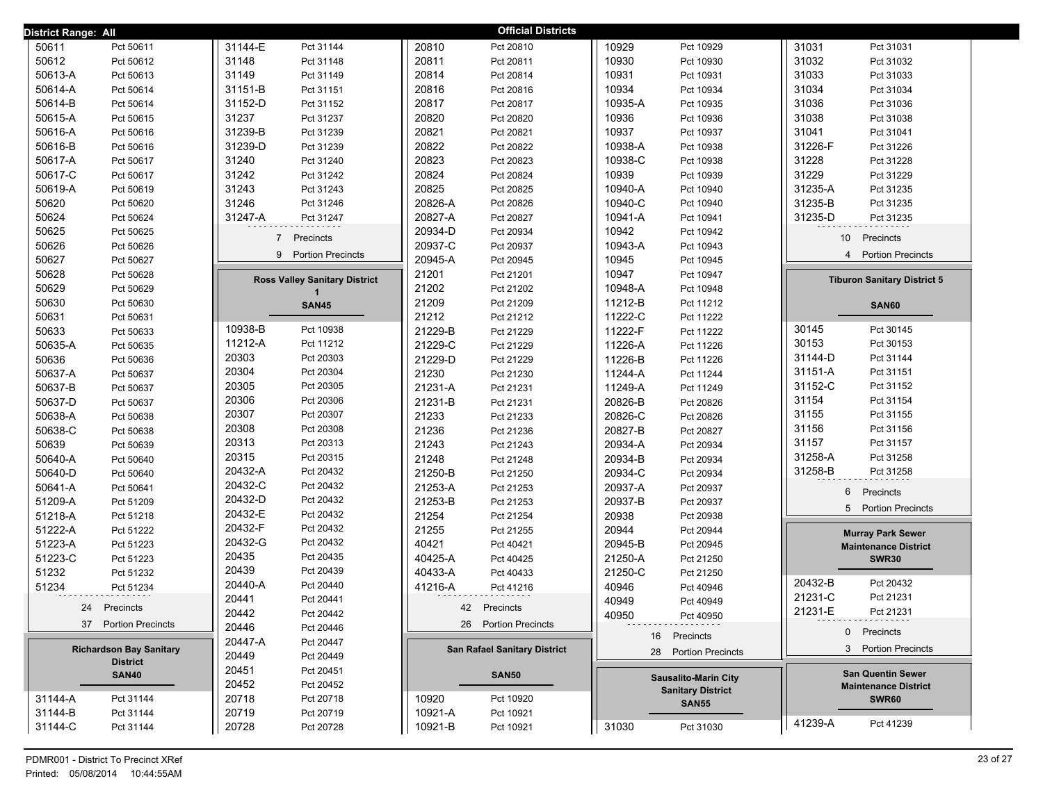**District Range: All** — **Official Districts**

| District | Precinct |
|---|---|
| 50611 | Pct 50611 |
| 50612 | Pct 50612 |
| 50613-A | Pct 50613 |
| 50614-A | Pct 50614 |
| 50614-B | Pct 50614 |
| 50615-A | Pct 50615 |
| 50616-A | Pct 50616 |
| 50616-B | Pct 50616 |
| 50617-A | Pct 50617 |
| 50617-C | Pct 50617 |
| 50619-A | Pct 50619 |
| 50620 | Pct 50620 |
| 50624 | Pct 50624 |
| 50625 | Pct 50625 |
| 50626 | Pct 50626 |
| 50627 | Pct 50627 |
| 50628 | Pct 50628 |
| 50629 | Pct 50629 |
| 50630 | Pct 50630 |
| 50631 | Pct 50631 |
| 50633 | Pct 50633 |
| 50635-A | Pct 50635 |
| 50636 | Pct 50636 |
| 50637-A | Pct 50637 |
| 50637-B | Pct 50637 |
| 50637-D | Pct 50637 |
| 50638-A | Pct 50638 |
| 50638-C | Pct 50638 |
| 50639 | Pct 50639 |
| 50640-A | Pct 50640 |
| 50640-D | Pct 50640 |
| 50641-A | Pct 50641 |
| 51209-A | Pct 51209 |
| 51218-A | Pct 51218 |
| 51222-A | Pct 51222 |
| 51223-A | Pct 51223 |
| 51223-C | Pct 51223 |
| 51232 | Pct 51232 |
| 51234 | Pct 51234 |

24 Precincts
37 Portion Precincts

### Richardson Bay Sanitary District
**SAN40**

| District | Precinct |
|---|---|
| 31144-A | Pct 31144 |
| 31144-B | Pct 31144 |
| 31144-C | Pct 31144 |
| 31144-E | Pct 31144 |
| 31148 | Pct 31148 |
| 31149 | Pct 31149 |
| 31151-B | Pct 31151 |
| 31152-D | Pct 31152 |
| 31237 | Pct 31237 |
| 31239-B | Pct 31239 |
| 31239-D | Pct 31239 |
| 31240 | Pct 31240 |
| 31242 | Pct 31242 |
| 31243 | Pct 31243 |
| 31246 | Pct 31246 |
| 31247-A | Pct 31247 |

7 Precincts
9 Portion Precincts

### Ross Valley Sanitary District 1
**SAN45**

| District | Precinct |
|---|---|
| 10938-B | Pct 10938 |
| 11212-A | Pct 11212 |
| 20303 | Pct 20303 |
| 20304 | Pct 20304 |
| 20305 | Pct 20305 |
| 20306 | Pct 20306 |
| 20307 | Pct 20307 |
| 20308 | Pct 20308 |
| 20313 | Pct 20313 |
| 20315 | Pct 20315 |
| 20432-A | Pct 20432 |
| 20432-C | Pct 20432 |
| 20432-D | Pct 20432 |
| 20432-E | Pct 20432 |
| 20432-F | Pct 20432 |
| 20432-G | Pct 20432 |
| 20435 | Pct 20435 |
| 20439 | Pct 20439 |
| 20440-A | Pct 20440 |
| 20441 | Pct 20441 |
| 20442 | Pct 20442 |
| 20446 | Pct 20446 |
| 20447-A | Pct 20447 |
| 20449 | Pct 20449 |
| 20451 | Pct 20451 |
| 20452 | Pct 20452 |
| 20718 | Pct 20718 |
| 20719 | Pct 20719 |
| 20728 | Pct 20728 |
| 20810 | Pct 20810 |
| 20811 | Pct 20811 |
| 20814 | Pct 20814 |
| 20816 | Pct 20816 |
| 20817 | Pct 20817 |
| 20820 | Pct 20820 |
| 20821 | Pct 20821 |
| 20822 | Pct 20822 |
| 20823 | Pct 20823 |
| 20824 | Pct 20824 |
| 20825 | Pct 20825 |
| 20826-A | Pct 20826 |
| 20827-A | Pct 20827 |
| 20934-D | Pct 20934 |
| 20937-C | Pct 20937 |
| 20945-A | Pct 20945 |
| 21201 | Pct 21201 |
| 21202 | Pct 21202 |
| 21209 | Pct 21209 |
| 21212 | Pct 21212 |
| 21229-B | Pct 21229 |
| 21229-C | Pct 21229 |
| 21229-D | Pct 21229 |
| 21230 | Pct 21230 |
| 21231-A | Pct 21231 |
| 21231-B | Pct 21231 |
| 21233 | Pct 21233 |
| 21236 | Pct 21236 |
| 21243 | Pct 21243 |
| 21248 | Pct 21248 |
| 21250-B | Pct 21250 |
| 21253-A | Pct 21253 |
| 21253-B | Pct 21253 |
| 21254 | Pct 21254 |
| 21255 | Pct 21255 |
| 40421 | Pct 40421 |
| 40425-A | Pct 40425 |
| 40433-A | Pct 40433 |
| 41216-A | Pct 41216 |

42 Precincts
26 Portion Precincts

### San Rafael Sanitary District
**SAN50**

| District | Precinct |
|---|---|
| 10920 | Pct 10920 |
| 10921-A | Pct 10921 |
| 10921-B | Pct 10921 |
| 10929 | Pct 10929 |
| 10930 | Pct 10930 |
| 10931 | Pct 10931 |
| 10934 | Pct 10934 |
| 10935-A | Pct 10935 |
| 10936 | Pct 10936 |
| 10937 | Pct 10937 |
| 10938-A | Pct 10938 |
| 10938-C | Pct 10938 |
| 10939 | Pct 10939 |
| 10940-A | Pct 10940 |
| 10940-C | Pct 10940 |
| 10941-A | Pct 10941 |
| 10942 | Pct 10942 |
| 10943-A | Pct 10943 |
| 10945 | Pct 10945 |
| 10947 | Pct 10947 |
| 10948-A | Pct 10948 |
| 11212-B | Pct 11212 |
| 11222-C | Pct 11222 |
| 11222-F | Pct 11222 |
| 11226-A | Pct 11226 |
| 11226-B | Pct 11226 |
| 11244-A | Pct 11244 |
| 11249-A | Pct 11249 |
| 20826-B | Pct 20826 |
| 20826-C | Pct 20826 |
| 20827-B | Pct 20827 |
| 20934-A | Pct 20934 |
| 20934-B | Pct 20934 |
| 20934-C | Pct 20934 |
| 20937-A | Pct 20937 |
| 20937-B | Pct 20937 |
| 20938 | Pct 20938 |
| 20944 | Pct 20944 |
| 20945-B | Pct 20945 |
| 21250-A | Pct 21250 |
| 21250-C | Pct 21250 |
| 40946 | Pct 40946 |
| 40949 | Pct 40949 |
| 40950 | Pct 40950 |

16 Precincts
28 Portion Precincts

### Sausalito-Marin City Sanitary District
**SAN55**

| District | Precinct |
|---|---|
| 31030 | Pct 31030 |
| 31031 | Pct 31031 |
| 31032 | Pct 31032 |
| 31033 | Pct 31033 |
| 31034 | Pct 31034 |
| 31036 | Pct 31036 |
| 31038 | Pct 31038 |
| 31041 | Pct 31041 |
| 31226-F | Pct 31226 |
| 31228 | Pct 31228 |
| 31229 | Pct 31229 |
| 31235-A | Pct 31235 |
| 31235-B | Pct 31235 |
| 31235-D | Pct 31235 |

10 Precincts
4 Portion Precincts

### Tiburon Sanitary District 5
**SAN60**

| District | Precinct |
|---|---|
| 30145 | Pct 30145 |
| 30153 | Pct 30153 |
| 31144-D | Pct 31144 |
| 31151-A | Pct 31151 |
| 31152-C | Pct 31152 |
| 31154 | Pct 31154 |
| 31155 | Pct 31155 |
| 31156 | Pct 31156 |
| 31157 | Pct 31157 |
| 31258-A | Pct 31258 |
| 31258-B | Pct 31258 |

6 Precincts
5 Portion Precincts

### Murray Park Sewer Maintenance District
**SWR30**

| District | Precinct |
|---|---|
| 20432-B | Pct 20432 |
| 21231-C | Pct 21231 |
| 21231-E | Pct 21231 |

0 Precincts
3 Portion Precincts

### San Quentin Sewer Maintenance District
**SWR60**

| District | Precinct |
|---|---|
| 41239-A | Pct 41239 |

PDMR001 - District To Precinct XRef
Printed: 05/08/2014 10:44:55AM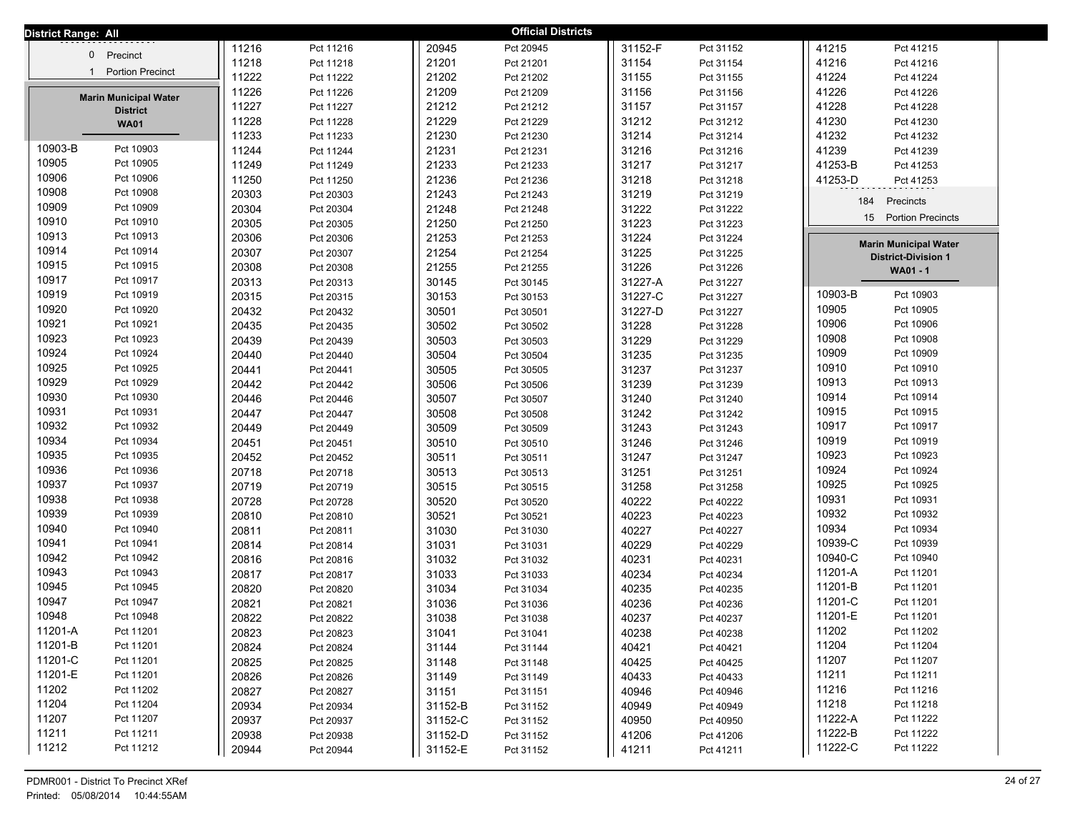**District Range: All** — **Official Districts**

| | |
|---|---|
| 0 | Precinct |
| 1 | Portion Precinct |

## Marin Municipal Water District
### WA01

| Precinct | Name |
|---|---|
| 10903-B | Pct 10903 |
| 10905 | Pct 10905 |
| 10906 | Pct 10906 |
| 10908 | Pct 10908 |
| 10909 | Pct 10909 |
| 10910 | Pct 10910 |
| 10913 | Pct 10913 |
| 10914 | Pct 10914 |
| 10915 | Pct 10915 |
| 10917 | Pct 10917 |
| 10919 | Pct 10919 |
| 10920 | Pct 10920 |
| 10921 | Pct 10921 |
| 10923 | Pct 10923 |
| 10924 | Pct 10924 |
| 10925 | Pct 10925 |
| 10929 | Pct 10929 |
| 10930 | Pct 10930 |
| 10931 | Pct 10931 |
| 10932 | Pct 10932 |
| 10934 | Pct 10934 |
| 10935 | Pct 10935 |
| 10936 | Pct 10936 |
| 10937 | Pct 10937 |
| 10938 | Pct 10938 |
| 10939 | Pct 10939 |
| 10940 | Pct 10940 |
| 10941 | Pct 10941 |
| 10942 | Pct 10942 |
| 10943 | Pct 10943 |
| 10945 | Pct 10945 |
| 10947 | Pct 10947 |
| 10948 | Pct 10948 |
| 11201-A | Pct 11201 |
| 11201-B | Pct 11201 |
| 11201-C | Pct 11201 |
| 11201-E | Pct 11201 |
| 11202 | Pct 11202 |
| 11204 | Pct 11204 |
| 11207 | Pct 11207 |
| 11211 | Pct 11211 |
| 11212 | Pct 11212 |
| 11216 | Pct 11216 |
| 11218 | Pct 11218 |
| 11222 | Pct 11222 |
| 11226 | Pct 11226 |
| 11227 | Pct 11227 |
| 11228 | Pct 11228 |
| 11233 | Pct 11233 |
| 11244 | Pct 11244 |
| 11249 | Pct 11249 |
| 11250 | Pct 11250 |
| 20303 | Pct 20303 |
| 20304 | Pct 20304 |
| 20305 | Pct 20305 |
| 20306 | Pct 20306 |
| 20307 | Pct 20307 |
| 20308 | Pct 20308 |
| 20313 | Pct 20313 |
| 20315 | Pct 20315 |
| 20432 | Pct 20432 |
| 20435 | Pct 20435 |
| 20439 | Pct 20439 |
| 20440 | Pct 20440 |
| 20441 | Pct 20441 |
| 20442 | Pct 20442 |
| 20446 | Pct 20446 |
| 20447 | Pct 20447 |
| 20449 | Pct 20449 |
| 20451 | Pct 20451 |
| 20452 | Pct 20452 |
| 20718 | Pct 20718 |
| 20719 | Pct 20719 |
| 20728 | Pct 20728 |
| 20810 | Pct 20810 |
| 20811 | Pct 20811 |
| 20814 | Pct 20814 |
| 20816 | Pct 20816 |
| 20817 | Pct 20817 |
| 20820 | Pct 20820 |
| 20821 | Pct 20821 |
| 20822 | Pct 20822 |
| 20823 | Pct 20823 |
| 20824 | Pct 20824 |
| 20825 | Pct 20825 |
| 20826 | Pct 20826 |
| 20827 | Pct 20827 |
| 20934 | Pct 20934 |
| 20937 | Pct 20937 |
| 20938 | Pct 20938 |
| 20944 | Pct 20944 |
| 20945 | Pct 20945 |
| 21201 | Pct 21201 |
| 21202 | Pct 21202 |
| 21209 | Pct 21209 |
| 21212 | Pct 21212 |
| 21229 | Pct 21229 |
| 21230 | Pct 21230 |
| 21231 | Pct 21231 |
| 21233 | Pct 21233 |
| 21236 | Pct 21236 |
| 21243 | Pct 21243 |
| 21248 | Pct 21248 |
| 21250 | Pct 21250 |
| 21253 | Pct 21253 |
| 21254 | Pct 21254 |
| 21255 | Pct 21255 |
| 30145 | Pct 30145 |
| 30153 | Pct 30153 |
| 30501 | Pct 30501 |
| 30502 | Pct 30502 |
| 30503 | Pct 30503 |
| 30504 | Pct 30504 |
| 30505 | Pct 30505 |
| 30506 | Pct 30506 |
| 30507 | Pct 30507 |
| 30508 | Pct 30508 |
| 30509 | Pct 30509 |
| 30510 | Pct 30510 |
| 30511 | Pct 30511 |
| 30513 | Pct 30513 |
| 30515 | Pct 30515 |
| 30520 | Pct 30520 |
| 30521 | Pct 30521 |
| 31030 | Pct 31030 |
| 31031 | Pct 31031 |
| 31032 | Pct 31032 |
| 31033 | Pct 31033 |
| 31034 | Pct 31034 |
| 31036 | Pct 31036 |
| 31038 | Pct 31038 |
| 31041 | Pct 31041 |
| 31144 | Pct 31144 |
| 31148 | Pct 31148 |
| 31149 | Pct 31149 |
| 31151 | Pct 31151 |
| 31152-B | Pct 31152 |
| 31152-C | Pct 31152 |
| 31152-D | Pct 31152 |
| 31152-E | Pct 31152 |
| 31152-F | Pct 31152 |
| 31154 | Pct 31154 |
| 31155 | Pct 31155 |
| 31156 | Pct 31156 |
| 31157 | Pct 31157 |
| 31212 | Pct 31212 |
| 31214 | Pct 31214 |
| 31216 | Pct 31216 |
| 31217 | Pct 31217 |
| 31218 | Pct 31218 |
| 31219 | Pct 31219 |
| 31222 | Pct 31222 |
| 31223 | Pct 31223 |
| 31224 | Pct 31224 |
| 31225 | Pct 31225 |
| 31226 | Pct 31226 |
| 31227-A | Pct 31227 |
| 31227-C | Pct 31227 |
| 31227-D | Pct 31227 |
| 31228 | Pct 31228 |
| 31229 | Pct 31229 |
| 31235 | Pct 31235 |
| 31237 | Pct 31237 |
| 31239 | Pct 31239 |
| 31240 | Pct 31240 |
| 31242 | Pct 31242 |
| 31243 | Pct 31243 |
| 31246 | Pct 31246 |
| 31247 | Pct 31247 |
| 31251 | Pct 31251 |
| 31258 | Pct 31258 |
| 40222 | Pct 40222 |
| 40223 | Pct 40223 |
| 40227 | Pct 40227 |
| 40229 | Pct 40229 |
| 40231 | Pct 40231 |
| 40234 | Pct 40234 |
| 40235 | Pct 40235 |
| 40236 | Pct 40236 |
| 40237 | Pct 40237 |
| 40238 | Pct 40238 |
| 40421 | Pct 40421 |
| 40425 | Pct 40425 |
| 40433 | Pct 40433 |
| 40946 | Pct 40946 |
| 40949 | Pct 40949 |
| 40950 | Pct 40950 |
| 41206 | Pct 41206 |
| 41211 | Pct 41211 |
| 41215 | Pct 41215 |
| 41216 | Pct 41216 |
| 41224 | Pct 41224 |
| 41226 | Pct 41226 |
| 41228 | Pct 41228 |
| 41230 | Pct 41230 |
| 41232 | Pct 41232 |
| 41239 | Pct 41239 |
| 41253-B | Pct 41253 |
| 41253-D | Pct 41253 |

| | |
|---|---|
| 184 | Precincts |
| 15 | Portion Precincts |

## Marin Municipal Water District-Division 1
### WA01 - 1

| Precinct | Name |
|---|---|
| 10903-B | Pct 10903 |
| 10905 | Pct 10905 |
| 10906 | Pct 10906 |
| 10908 | Pct 10908 |
| 10909 | Pct 10909 |
| 10910 | Pct 10910 |
| 10913 | Pct 10913 |
| 10914 | Pct 10914 |
| 10915 | Pct 10915 |
| 10917 | Pct 10917 |
| 10919 | Pct 10919 |
| 10923 | Pct 10923 |
| 10924 | Pct 10924 |
| 10925 | Pct 10925 |
| 10931 | Pct 10931 |
| 10932 | Pct 10932 |
| 10934 | Pct 10934 |
| 10939-C | Pct 10939 |
| 10940-C | Pct 10940 |
| 11201-A | Pct 11201 |
| 11201-B | Pct 11201 |
| 11201-C | Pct 11201 |
| 11201-E | Pct 11201 |
| 11202 | Pct 11202 |
| 11204 | Pct 11204 |
| 11207 | Pct 11207 |
| 11211 | Pct 11211 |
| 11216 | Pct 11216 |
| 11218 | Pct 11218 |
| 11222-A | Pct 11222 |
| 11222-B | Pct 11222 |
| 11222-C | Pct 11222 |

PDMR001 - District To Precinct XRef
Printed: 05/08/2014 10:44:55AM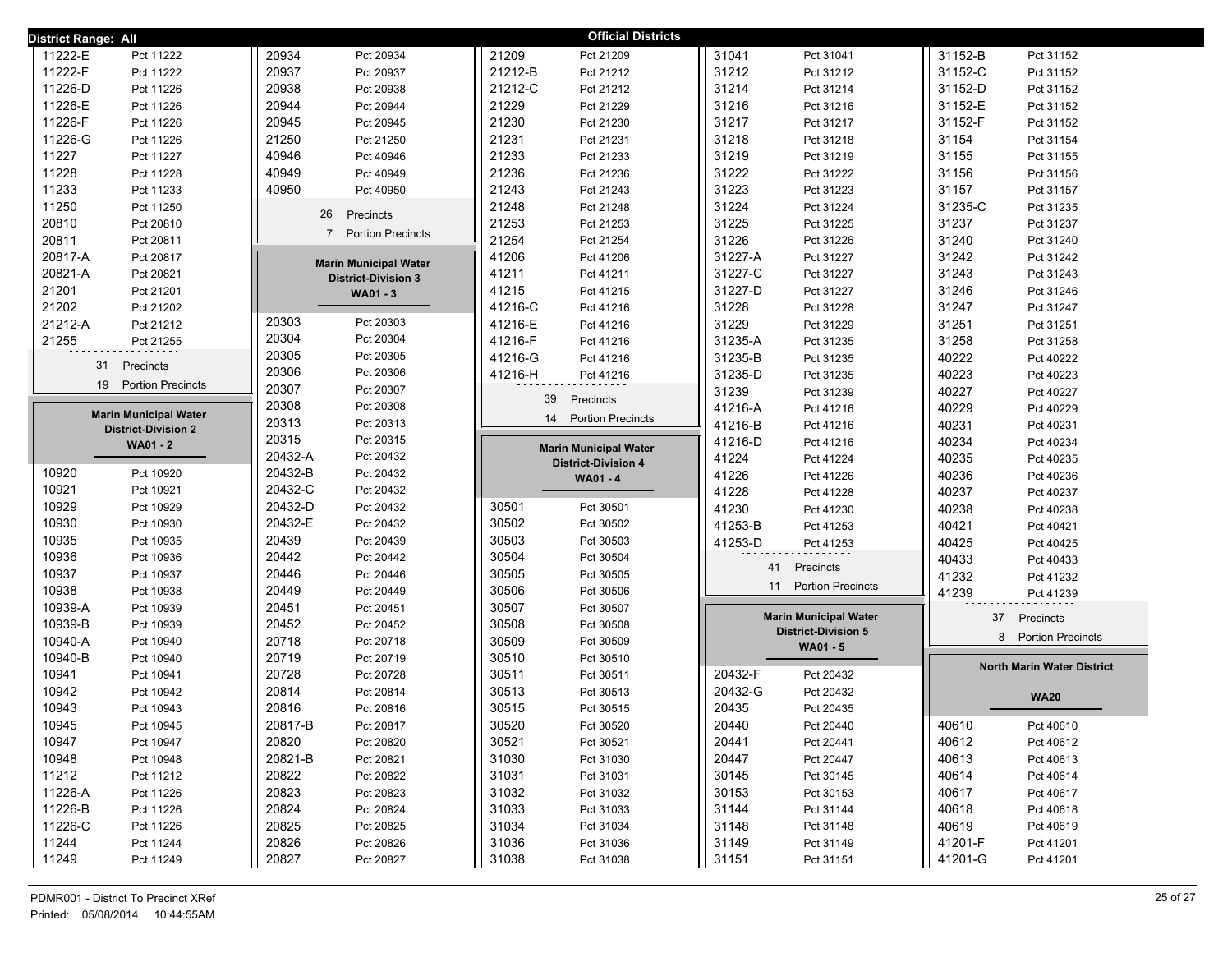**District Range: All**

## Official Districts

| District | Precinct |
|---|---|
| 11222-E | Pct 11222 |
| 11222-F | Pct 11222 |
| 11226-D | Pct 11226 |
| 11226-E | Pct 11226 |
| 11226-F | Pct 11226 |
| 11226-G | Pct 11226 |
| 11227 | Pct 11227 |
| 11228 | Pct 11228 |
| 11233 | Pct 11233 |
| 11250 | Pct 11250 |
| 20810 | Pct 20810 |
| 20811 | Pct 20811 |
| 20817-A | Pct 20817 |
| 20821-A | Pct 20821 |
| 21201 | Pct 21201 |
| 21202 | Pct 21202 |
| 21212-A | Pct 21212 |
| 21255 | Pct 21255 |

31 Precincts
19 Portion Precincts

### Marin Municipal Water District-Division 2
**WA01 - 2**

| District | Precinct |
|---|---|
| 10920 | Pct 10920 |
| 10921 | Pct 10921 |
| 10929 | Pct 10929 |
| 10930 | Pct 10930 |
| 10935 | Pct 10935 |
| 10936 | Pct 10936 |
| 10937 | Pct 10937 |
| 10938 | Pct 10938 |
| 10939-A | Pct 10939 |
| 10939-B | Pct 10939 |
| 10940-A | Pct 10940 |
| 10940-B | Pct 10940 |
| 10941 | Pct 10941 |
| 10942 | Pct 10942 |
| 10943 | Pct 10943 |
| 10945 | Pct 10945 |
| 10947 | Pct 10947 |
| 10948 | Pct 10948 |
| 11212 | Pct 11212 |
| 11226-A | Pct 11226 |
| 11226-B | Pct 11226 |
| 11226-C | Pct 11226 |
| 11244 | Pct 11244 |
| 11249 | Pct 11249 |
| 20934 | Pct 20934 |
| 20937 | Pct 20937 |
| 20938 | Pct 20938 |
| 20944 | Pct 20944 |
| 20945 | Pct 20945 |
| 21250 | Pct 21250 |
| 40946 | Pct 40946 |
| 40949 | Pct 40949 |
| 40950 | Pct 40950 |

26 Precincts
7 Portion Precincts

### Marin Municipal Water District-Division 3
**WA01 - 3**

| District | Precinct |
|---|---|
| 20303 | Pct 20303 |
| 20304 | Pct 20304 |
| 20305 | Pct 20305 |
| 20306 | Pct 20306 |
| 20307 | Pct 20307 |
| 20308 | Pct 20308 |
| 20313 | Pct 20313 |
| 20315 | Pct 20315 |
| 20432-A | Pct 20432 |
| 20432-B | Pct 20432 |
| 20432-C | Pct 20432 |
| 20432-D | Pct 20432 |
| 20432-E | Pct 20432 |
| 20439 | Pct 20439 |
| 20442 | Pct 20442 |
| 20446 | Pct 20446 |
| 20449 | Pct 20449 |
| 20451 | Pct 20451 |
| 20452 | Pct 20452 |
| 20718 | Pct 20718 |
| 20719 | Pct 20719 |
| 20728 | Pct 20728 |
| 20814 | Pct 20814 |
| 20816 | Pct 20816 |
| 20817-B | Pct 20817 |
| 20820 | Pct 20820 |
| 20821-B | Pct 20821 |
| 20822 | Pct 20822 |
| 20823 | Pct 20823 |
| 20824 | Pct 20824 |
| 20825 | Pct 20825 |
| 20826 | Pct 20826 |
| 20827 | Pct 20827 |
| 21209 | Pct 21209 |
| 21212-B | Pct 21212 |
| 21212-C | Pct 21212 |
| 21229 | Pct 21229 |
| 21230 | Pct 21230 |
| 21231 | Pct 21231 |
| 21233 | Pct 21233 |
| 21236 | Pct 21236 |
| 21243 | Pct 21243 |
| 21248 | Pct 21248 |
| 21253 | Pct 21253 |
| 21254 | Pct 21254 |
| 41206 | Pct 41206 |
| 41211 | Pct 41211 |
| 41215 | Pct 41215 |
| 41216-C | Pct 41216 |
| 41216-E | Pct 41216 |
| 41216-F | Pct 41216 |
| 41216-G | Pct 41216 |
| 41216-H | Pct 41216 |

39 Precincts
14 Portion Precincts

### Marin Municipal Water District-Division 4
**WA01 - 4**

| District | Precinct |
|---|---|
| 30501 | Pct 30501 |
| 30502 | Pct 30502 |
| 30503 | Pct 30503 |
| 30504 | Pct 30504 |
| 30505 | Pct 30505 |
| 30506 | Pct 30506 |
| 30507 | Pct 30507 |
| 30508 | Pct 30508 |
| 30509 | Pct 30509 |
| 30510 | Pct 30510 |
| 30511 | Pct 30511 |
| 30513 | Pct 30513 |
| 30515 | Pct 30515 |
| 30520 | Pct 30520 |
| 30521 | Pct 30521 |
| 31030 | Pct 31030 |
| 31031 | Pct 31031 |
| 31032 | Pct 31032 |
| 31033 | Pct 31033 |
| 31034 | Pct 31034 |
| 31036 | Pct 31036 |
| 31038 | Pct 31038 |
| 31041 | Pct 31041 |
| 31212 | Pct 31212 |
| 31214 | Pct 31214 |
| 31216 | Pct 31216 |
| 31217 | Pct 31217 |
| 31218 | Pct 31218 |
| 31219 | Pct 31219 |
| 31222 | Pct 31222 |
| 31223 | Pct 31223 |
| 31224 | Pct 31224 |
| 31225 | Pct 31225 |
| 31226 | Pct 31226 |
| 31227-A | Pct 31227 |
| 31227-C | Pct 31227 |
| 31227-D | Pct 31227 |
| 31228 | Pct 31228 |
| 31229 | Pct 31229 |
| 31235-A | Pct 31235 |
| 31235-B | Pct 31235 |
| 31235-D | Pct 31235 |
| 31239 | Pct 31239 |
| 41216-A | Pct 41216 |
| 41216-B | Pct 41216 |
| 41216-D | Pct 41216 |
| 41224 | Pct 41224 |
| 41226 | Pct 41226 |
| 41228 | Pct 41228 |
| 41230 | Pct 41230 |
| 41253-B | Pct 41253 |
| 41253-D | Pct 41253 |

41 Precincts
11 Portion Precincts

### Marin Municipal Water District-Division 5
**WA01 - 5**

| District | Precinct |
|---|---|
| 20432-F | Pct 20432 |
| 20432-G | Pct 20432 |
| 20435 | Pct 20435 |
| 20440 | Pct 20440 |
| 20441 | Pct 20441 |
| 20447 | Pct 20447 |
| 30145 | Pct 30145 |
| 30153 | Pct 30153 |
| 31144 | Pct 31144 |
| 31148 | Pct 31148 |
| 31149 | Pct 31149 |
| 31151 | Pct 31151 |
| 31152-B | Pct 31152 |
| 31152-C | Pct 31152 |
| 31152-D | Pct 31152 |
| 31152-E | Pct 31152 |
| 31152-F | Pct 31152 |
| 31154 | Pct 31154 |
| 31155 | Pct 31155 |
| 31156 | Pct 31156 |
| 31157 | Pct 31157 |
| 31235-C | Pct 31235 |
| 31237 | Pct 31237 |
| 31240 | Pct 31240 |
| 31242 | Pct 31242 |
| 31243 | Pct 31243 |
| 31246 | Pct 31246 |
| 31247 | Pct 31247 |
| 31251 | Pct 31251 |
| 31258 | Pct 31258 |
| 40222 | Pct 40222 |
| 40223 | Pct 40223 |
| 40227 | Pct 40227 |
| 40229 | Pct 40229 |
| 40231 | Pct 40231 |
| 40234 | Pct 40234 |
| 40235 | Pct 40235 |
| 40236 | Pct 40236 |
| 40237 | Pct 40237 |
| 40238 | Pct 40238 |
| 40421 | Pct 40421 |
| 40425 | Pct 40425 |
| 40433 | Pct 40433 |
| 41232 | Pct 41232 |
| 41239 | Pct 41239 |

37 Precincts
8 Portion Precincts

### North Marin Water District
**WA20**

| District | Precinct |
|---|---|
| 40610 | Pct 40610 |
| 40612 | Pct 40612 |
| 40613 | Pct 40613 |
| 40614 | Pct 40614 |
| 40617 | Pct 40617 |
| 40618 | Pct 40618 |
| 40619 | Pct 40619 |
| 41201-F | Pct 41201 |
| 41201-G | Pct 41201 |

PDMR001 - District To Precinct XRef
Printed: 05/08/2014 10:44:55AM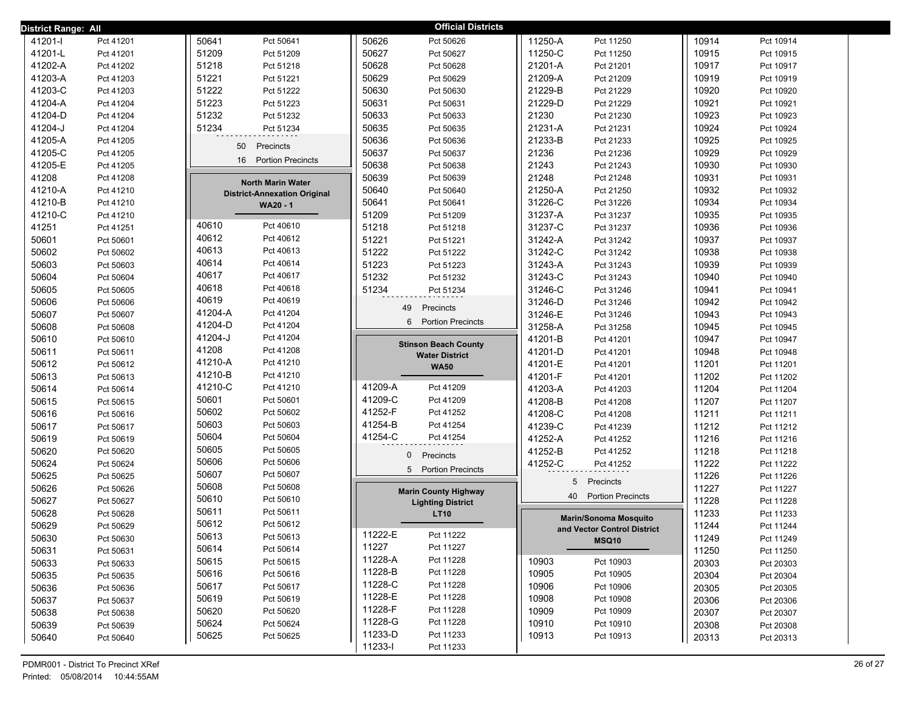**District Range: All** — **Official Districts**

| District | Precinct |
|---|---|
| 41201-I | Pct 41201 |
| 41201-L | Pct 41201 |
| 41202-A | Pct 41202 |
| 41203-A | Pct 41203 |
| 41203-C | Pct 41203 |
| 41204-A | Pct 41204 |
| 41204-D | Pct 41204 |
| 41204-J | Pct 41204 |
| 41205-A | Pct 41205 |
| 41205-C | Pct 41205 |
| 41205-E | Pct 41205 |
| 41208 | Pct 41208 |
| 41210-A | Pct 41210 |
| 41210-B | Pct 41210 |
| 41210-C | Pct 41210 |
| 41251 | Pct 41251 |
| 50601 | Pct 50601 |
| 50602 | Pct 50602 |
| 50603 | Pct 50603 |
| 50604 | Pct 50604 |
| 50605 | Pct 50605 |
| 50606 | Pct 50606 |
| 50607 | Pct 50607 |
| 50608 | Pct 50608 |
| 50610 | Pct 50610 |
| 50611 | Pct 50611 |
| 50612 | Pct 50612 |
| 50613 | Pct 50613 |
| 50614 | Pct 50614 |
| 50615 | Pct 50615 |
| 50616 | Pct 50616 |
| 50617 | Pct 50617 |
| 50619 | Pct 50619 |
| 50620 | Pct 50620 |
| 50624 | Pct 50624 |
| 50625 | Pct 50625 |
| 50626 | Pct 50626 |
| 50627 | Pct 50627 |
| 50628 | Pct 50628 |
| 50629 | Pct 50629 |
| 50630 | Pct 50630 |
| 50631 | Pct 50631 |
| 50633 | Pct 50633 |
| 50635 | Pct 50635 |
| 50636 | Pct 50636 |
| 50637 | Pct 50637 |
| 50638 | Pct 50638 |
| 50639 | Pct 50639 |
| 50640 | Pct 50640 |
| 50641 | Pct 50641 |
| 51209 | Pct 51209 |
| 51218 | Pct 51218 |
| 51221 | Pct 51221 |
| 51222 | Pct 51222 |
| 51223 | Pct 51223 |
| 51232 | Pct 51232 |
| 51234 | Pct 51234 |

50 Precincts
16 Portion Precincts

**North Marin Water District-Annexation Original**
**WA20 - 1**

| District | Precinct |
|---|---|
| 40610 | Pct 40610 |
| 40612 | Pct 40612 |
| 40613 | Pct 40613 |
| 40614 | Pct 40614 |
| 40617 | Pct 40617 |
| 40618 | Pct 40618 |
| 40619 | Pct 40619 |
| 41204-A | Pct 41204 |
| 41204-D | Pct 41204 |
| 41204-J | Pct 41204 |
| 41208 | Pct 41208 |
| 41210-A | Pct 41210 |
| 41210-B | Pct 41210 |
| 41210-C | Pct 41210 |
| 50601 | Pct 50601 |
| 50602 | Pct 50602 |
| 50603 | Pct 50603 |
| 50604 | Pct 50604 |
| 50605 | Pct 50605 |
| 50606 | Pct 50606 |
| 50607 | Pct 50607 |
| 50608 | Pct 50608 |
| 50610 | Pct 50610 |
| 50611 | Pct 50611 |
| 50612 | Pct 50612 |
| 50613 | Pct 50613 |
| 50614 | Pct 50614 |
| 50615 | Pct 50615 |
| 50616 | Pct 50616 |
| 50617 | Pct 50617 |
| 50619 | Pct 50619 |
| 50620 | Pct 50620 |
| 50624 | Pct 50624 |
| 50625 | Pct 50625 |
| 50626 | Pct 50626 |
| 50627 | Pct 50627 |
| 50628 | Pct 50628 |
| 50629 | Pct 50629 |
| 50630 | Pct 50630 |
| 50631 | Pct 50631 |
| 50633 | Pct 50633 |
| 50635 | Pct 50635 |
| 50636 | Pct 50636 |
| 50637 | Pct 50637 |
| 50638 | Pct 50638 |
| 50639 | Pct 50639 |
| 50640 | Pct 50640 |
| 50641 | Pct 50641 |
| 51209 | Pct 51209 |
| 51218 | Pct 51218 |
| 51221 | Pct 51221 |
| 51222 | Pct 51222 |
| 51223 | Pct 51223 |
| 51232 | Pct 51232 |
| 51234 | Pct 51234 |

49 Precincts
6 Portion Precincts

**Stinson Beach County Water District**
**WA50**

| District | Precinct |
|---|---|
| 41209-A | Pct 41209 |
| 41209-C | Pct 41209 |
| 41252-F | Pct 41252 |
| 41254-B | Pct 41254 |
| 41254-C | Pct 41254 |

0 Precincts
5 Portion Precincts

**Marin County Highway Lighting District**
**LT10**

| District | Precinct |
|---|---|
| 11222-E | Pct 11222 |
| 11227 | Pct 11227 |
| 11228-A | Pct 11228 |
| 11228-B | Pct 11228 |
| 11228-C | Pct 11228 |
| 11228-E | Pct 11228 |
| 11228-F | Pct 11228 |
| 11228-G | Pct 11228 |
| 11233-D | Pct 11233 |
| 11233-I | Pct 11233 |
| 11250-A | Pct 11250 |
| 11250-C | Pct 11250 |
| 21201-A | Pct 21201 |
| 21209-A | Pct 21209 |
| 21229-B | Pct 21229 |
| 21229-D | Pct 21229 |
| 21230 | Pct 21230 |
| 21231-A | Pct 21231 |
| 21233-B | Pct 21233 |
| 21236 | Pct 21236 |
| 21243 | Pct 21243 |
| 21248 | Pct 21248 |
| 21250-A | Pct 21250 |
| 31226-C | Pct 31226 |
| 31237-A | Pct 31237 |
| 31237-C | Pct 31237 |
| 31242-A | Pct 31242 |
| 31242-C | Pct 31242 |
| 31243-A | Pct 31243 |
| 31243-C | Pct 31243 |
| 31246-C | Pct 31246 |
| 31246-D | Pct 31246 |
| 31246-E | Pct 31246 |
| 31258-A | Pct 31258 |
| 41201-B | Pct 41201 |
| 41201-D | Pct 41201 |
| 41201-E | Pct 41201 |
| 41201-F | Pct 41201 |
| 41203-A | Pct 41203 |
| 41208-B | Pct 41208 |
| 41208-C | Pct 41208 |
| 41239-C | Pct 41239 |
| 41252-A | Pct 41252 |
| 41252-B | Pct 41252 |
| 41252-C | Pct 41252 |

5 Precincts
40 Portion Precincts

**Marin/Sonoma Mosquito and Vector Control District**
**MSQ10**

| District | Precinct |
|---|---|
| 10903 | Pct 10903 |
| 10905 | Pct 10905 |
| 10906 | Pct 10906 |
| 10908 | Pct 10908 |
| 10909 | Pct 10909 |
| 10910 | Pct 10910 |
| 10913 | Pct 10913 |
| 10914 | Pct 10914 |
| 10915 | Pct 10915 |
| 10917 | Pct 10917 |
| 10919 | Pct 10919 |
| 10920 | Pct 10920 |
| 10921 | Pct 10921 |
| 10923 | Pct 10923 |
| 10924 | Pct 10924 |
| 10925 | Pct 10925 |
| 10929 | Pct 10929 |
| 10930 | Pct 10930 |
| 10931 | Pct 10931 |
| 10932 | Pct 10932 |
| 10934 | Pct 10934 |
| 10935 | Pct 10935 |
| 10936 | Pct 10936 |
| 10937 | Pct 10937 |
| 10938 | Pct 10938 |
| 10939 | Pct 10939 |
| 10940 | Pct 10940 |
| 10941 | Pct 10941 |
| 10942 | Pct 10942 |
| 10943 | Pct 10943 |
| 10945 | Pct 10945 |
| 10947 | Pct 10947 |
| 10948 | Pct 10948 |
| 11201 | Pct 11201 |
| 11202 | Pct 11202 |
| 11204 | Pct 11204 |
| 11207 | Pct 11207 |
| 11211 | Pct 11211 |
| 11212 | Pct 11212 |
| 11216 | Pct 11216 |
| 11218 | Pct 11218 |
| 11222 | Pct 11222 |
| 11226 | Pct 11226 |
| 11227 | Pct 11227 |
| 11228 | Pct 11228 |
| 11233 | Pct 11233 |
| 11244 | Pct 11244 |
| 11249 | Pct 11249 |
| 11250 | Pct 11250 |
| 20303 | Pct 20303 |
| 20304 | Pct 20304 |
| 20305 | Pct 20305 |
| 20306 | Pct 20306 |
| 20307 | Pct 20307 |
| 20308 | Pct 20308 |
| 20313 | Pct 20313 |

PDMR001 - District To Precinct XRef
Printed: 05/08/2014 10:44:55AM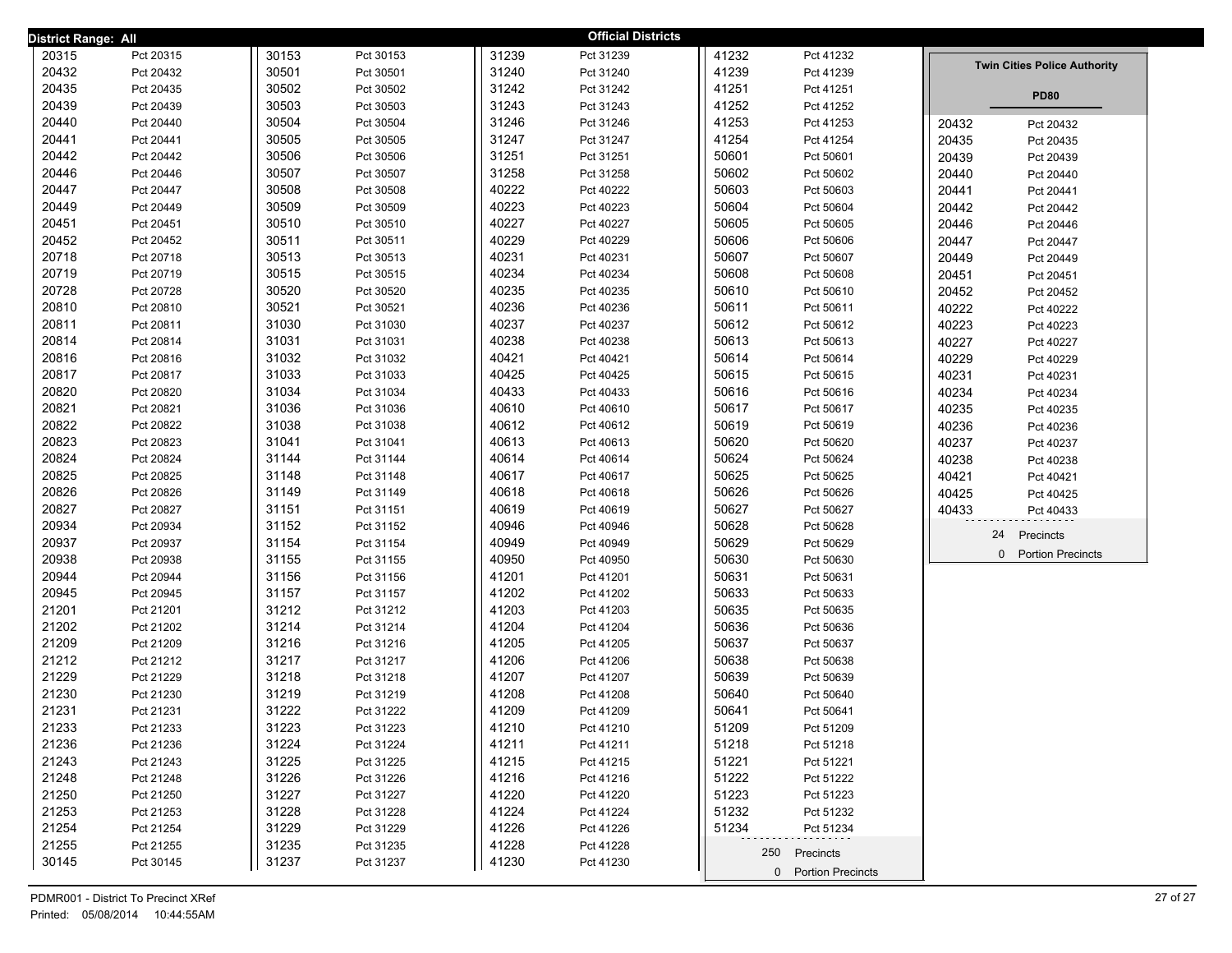District Range: All

## Official Districts

| | | | | | | | |
|---|---|---|---|---|---|---|---|
| 20315 | Pct 20315 | 30153 | Pct 30153 | 31239 | Pct 31239 | 41232 | Pct 41232 |
| 20432 | Pct 20432 | 30501 | Pct 30501 | 31240 | Pct 31240 | 41239 | Pct 41239 |
| 20435 | Pct 20435 | 30502 | Pct 30502 | 31242 | Pct 31242 | 41251 | Pct 41251 |
| 20439 | Pct 20439 | 30503 | Pct 30503 | 31243 | Pct 31243 | 41252 | Pct 41252 |
| 20440 | Pct 20440 | 30504 | Pct 30504 | 31246 | Pct 31246 | 41253 | Pct 41253 |
| 20441 | Pct 20441 | 30505 | Pct 30505 | 31247 | Pct 31247 | 41254 | Pct 41254 |
| 20442 | Pct 20442 | 30506 | Pct 30506 | 31251 | Pct 31251 | 50601 | Pct 50601 |
| 20446 | Pct 20446 | 30507 | Pct 30507 | 31258 | Pct 31258 | 50602 | Pct 50602 |
| 20447 | Pct 20447 | 30508 | Pct 30508 | 40222 | Pct 40222 | 50603 | Pct 50603 |
| 20449 | Pct 20449 | 30509 | Pct 30509 | 40223 | Pct 40223 | 50604 | Pct 50604 |
| 20451 | Pct 20451 | 30510 | Pct 30510 | 40227 | Pct 40227 | 50605 | Pct 50605 |
| 20452 | Pct 20452 | 30511 | Pct 30511 | 40229 | Pct 40229 | 50606 | Pct 50606 |
| 20718 | Pct 20718 | 30513 | Pct 30513 | 40231 | Pct 40231 | 50607 | Pct 50607 |
| 20719 | Pct 20719 | 30515 | Pct 30515 | 40234 | Pct 40234 | 50608 | Pct 50608 |
| 20728 | Pct 20728 | 30520 | Pct 30520 | 40235 | Pct 40235 | 50610 | Pct 50610 |
| 20810 | Pct 20810 | 30521 | Pct 30521 | 40236 | Pct 40236 | 50611 | Pct 50611 |
| 20811 | Pct 20811 | 31030 | Pct 31030 | 40237 | Pct 40237 | 50612 | Pct 50612 |
| 20814 | Pct 20814 | 31031 | Pct 31031 | 40238 | Pct 40238 | 50613 | Pct 50613 |
| 20816 | Pct 20816 | 31032 | Pct 31032 | 40421 | Pct 40421 | 50614 | Pct 50614 |
| 20817 | Pct 20817 | 31033 | Pct 31033 | 40425 | Pct 40425 | 50615 | Pct 50615 |
| 20820 | Pct 20820 | 31034 | Pct 31034 | 40433 | Pct 40433 | 50616 | Pct 50616 |
| 20821 | Pct 20821 | 31036 | Pct 31036 | 40610 | Pct 40610 | 50617 | Pct 50617 |
| 20822 | Pct 20822 | 31038 | Pct 31038 | 40612 | Pct 40612 | 50619 | Pct 50619 |
| 20823 | Pct 20823 | 31041 | Pct 31041 | 40613 | Pct 40613 | 50620 | Pct 50620 |
| 20824 | Pct 20824 | 31144 | Pct 31144 | 40614 | Pct 40614 | 50624 | Pct 50624 |
| 20825 | Pct 20825 | 31148 | Pct 31148 | 40617 | Pct 40617 | 50625 | Pct 50625 |
| 20826 | Pct 20826 | 31149 | Pct 31149 | 40618 | Pct 40618 | 50626 | Pct 50626 |
| 20827 | Pct 20827 | 31151 | Pct 31151 | 40619 | Pct 40619 | 50627 | Pct 50627 |
| 20934 | Pct 20934 | 31152 | Pct 31152 | 40946 | Pct 40946 | 50628 | Pct 50628 |
| 20937 | Pct 20937 | 31154 | Pct 31154 | 40949 | Pct 40949 | 50629 | Pct 50629 |
| 20938 | Pct 20938 | 31155 | Pct 31155 | 40950 | Pct 40950 | 50630 | Pct 50630 |
| 20944 | Pct 20944 | 31156 | Pct 31156 | 41201 | Pct 41201 | 50631 | Pct 50631 |
| 20945 | Pct 20945 | 31157 | Pct 31157 | 41202 | Pct 41202 | 50633 | Pct 50633 |
| 21201 | Pct 21201 | 31212 | Pct 31212 | 41203 | Pct 41203 | 50635 | Pct 50635 |
| 21202 | Pct 21202 | 31214 | Pct 31214 | 41204 | Pct 41204 | 50636 | Pct 50636 |
| 21209 | Pct 21209 | 31216 | Pct 31216 | 41205 | Pct 41205 | 50637 | Pct 50637 |
| 21212 | Pct 21212 | 31217 | Pct 31217 | 41206 | Pct 41206 | 50638 | Pct 50638 |
| 21229 | Pct 21229 | 31218 | Pct 31218 | 41207 | Pct 41207 | 50639 | Pct 50639 |
| 21230 | Pct 21230 | 31219 | Pct 31219 | 41208 | Pct 41208 | 50640 | Pct 50640 |
| 21231 | Pct 21231 | 31222 | Pct 31222 | 41209 | Pct 41209 | 50641 | Pct 50641 |
| 21233 | Pct 21233 | 31223 | Pct 31223 | 41210 | Pct 41210 | 51209 | Pct 51209 |
| 21236 | Pct 21236 | 31224 | Pct 31224 | 41211 | Pct 41211 | 51218 | Pct 51218 |
| 21243 | Pct 21243 | 31225 | Pct 31225 | 41215 | Pct 41215 | 51221 | Pct 51221 |
| 21248 | Pct 21248 | 31226 | Pct 31226 | 41216 | Pct 41216 | 51222 | Pct 51222 |
| 21250 | Pct 21250 | 31227 | Pct 31227 | 41220 | Pct 41220 | 51223 | Pct 51223 |
| 21253 | Pct 21253 | 31228 | Pct 31228 | 41224 | Pct 41224 | 51232 | Pct 51232 |
| 21254 | Pct 21254 | 31229 | Pct 31229 | 41226 | Pct 41226 | 51234 | Pct 51234 |
| 21255 | Pct 21255 | 31235 | Pct 31235 | 41228 | Pct 41228 | | |
| 30145 | Pct 30145 | 31237 | Pct 31237 | 41230 | Pct 41230 | | |

250 Precincts
0 Portion Precincts

### Twin Cities Police Authority

**PD80**

| | |
|---|---|
| 20432 | Pct 20432 |
| 20435 | Pct 20435 |
| 20439 | Pct 20439 |
| 20440 | Pct 20440 |
| 20441 | Pct 20441 |
| 20442 | Pct 20442 |
| 20446 | Pct 20446 |
| 20447 | Pct 20447 |
| 20449 | Pct 20449 |
| 20451 | Pct 20451 |
| 20452 | Pct 20452 |
| 40222 | Pct 40222 |
| 40223 | Pct 40223 |
| 40227 | Pct 40227 |
| 40229 | Pct 40229 |
| 40231 | Pct 40231 |
| 40234 | Pct 40234 |
| 40235 | Pct 40235 |
| 40236 | Pct 40236 |
| 40237 | Pct 40237 |
| 40238 | Pct 40238 |
| 40421 | Pct 40421 |
| 40425 | Pct 40425 |
| 40433 | Pct 40433 |

24 Precincts
0 Portion Precincts

PDMR001 - District To Precinct XRef
Printed: 05/08/2014 10:44:55AM